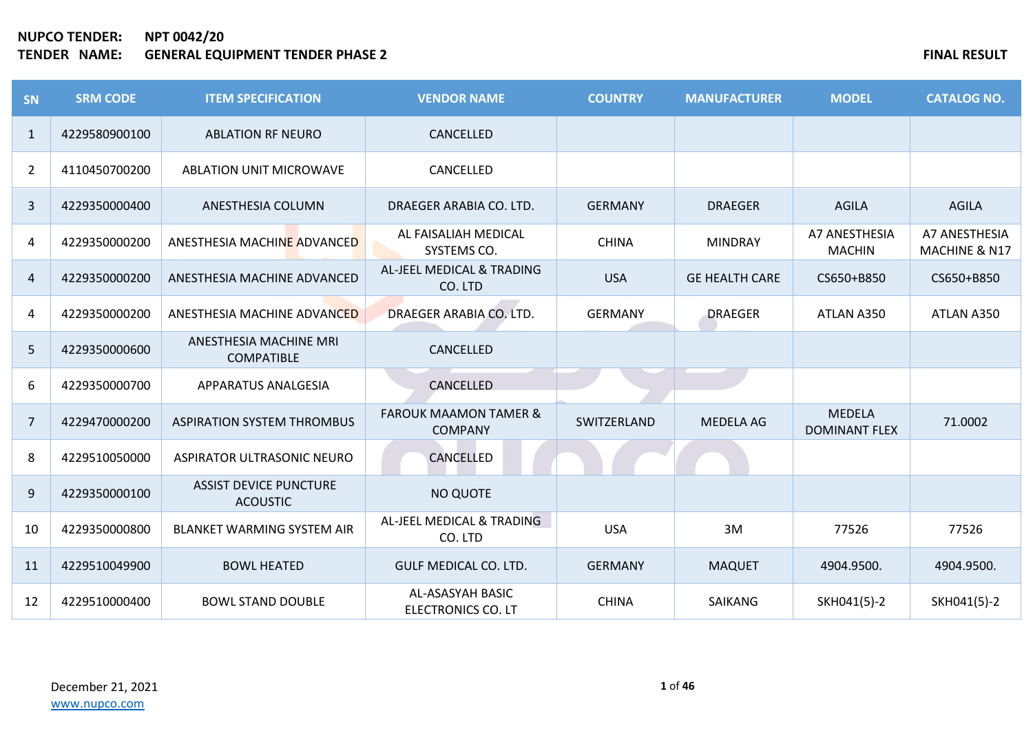**NUPCO TENDER:** **NPT 0042/20**

**TENDER NAME:** **GENERAL EQUIPMENT TENDER PHASE 2**

**FINAL RESULT**

| SN | SRM CODE | ITEM SPECIFICATION | VENDOR NAME | COUNTRY | MANUFACTURER | MODEL | CATALOG NO. |
|---|---|---|---|---|---|---|---|
| 1 | 4229580900100 | ABLATION RF NEURO | CANCELLED | | | | |
| 2 | 4110450700200 | ABLATION UNIT MICROWAVE | CANCELLED | | | | |
| 3 | 4229350000400 | ANESTHESIA COLUMN | DRAEGER ARABIA CO. LTD. | GERMANY | DRAEGER | AGILA | AGILA |
| 4 | 4229350000200 | ANESTHESIA MACHINE ADVANCED | AL FAISALIAH MEDICAL SYSTEMS CO. | CHINA | MINDRAY | A7 ANESTHESIA MACHIN | A7 ANESTHESIA MACHINE & N17 |
| 4 | 4229350000200 | ANESTHESIA MACHINE ADVANCED | AL-JEEL MEDICAL & TRADING CO. LTD | USA | GE HEALTH CARE | CS650+B850 | CS650+B850 |
| 4 | 4229350000200 | ANESTHESIA MACHINE ADVANCED | DRAEGER ARABIA CO. LTD. | GERMANY | DRAEGER | ATLAN A350 | ATLAN A350 |
| 5 | 4229350000600 | ANESTHESIA MACHINE MRI COMPATIBLE | CANCELLED | | | | |
| 6 | 4229350000700 | APPARATUS ANALGESIA | CANCELLED | | | | |
| 7 | 4229470000200 | ASPIRATION SYSTEM THROMBUS | FAROUK MAAMON TAMER & COMPANY | SWITZERLAND | MEDELA AG | MEDELA DOMINANT FLEX | 71.0002 |
| 8 | 4229510050000 | ASPIRATOR ULTRASONIC NEURO | CANCELLED | | | | |
| 9 | 4229350000100 | ASSIST DEVICE PUNCTURE ACOUSTIC | NO QUOTE | | | | |
| 10 | 4229350000800 | BLANKET WARMING SYSTEM AIR | AL-JEEL MEDICAL & TRADING CO. LTD | USA | 3M | 77526 | 77526 |
| 11 | 4229510049900 | BOWL HEATED | GULF MEDICAL CO. LTD. | GERMANY | MAQUET | 4904.9500. | 4904.9500. |
| 12 | 4229510000400 | BOWL STAND DOUBLE | AL-ASASYAH BASIC ELECTRONICS CO. LT | CHINA | SAIKANG | SKH041(5)-2 | SKH041(5)-2 |

December 21, 2021

www.nupco.com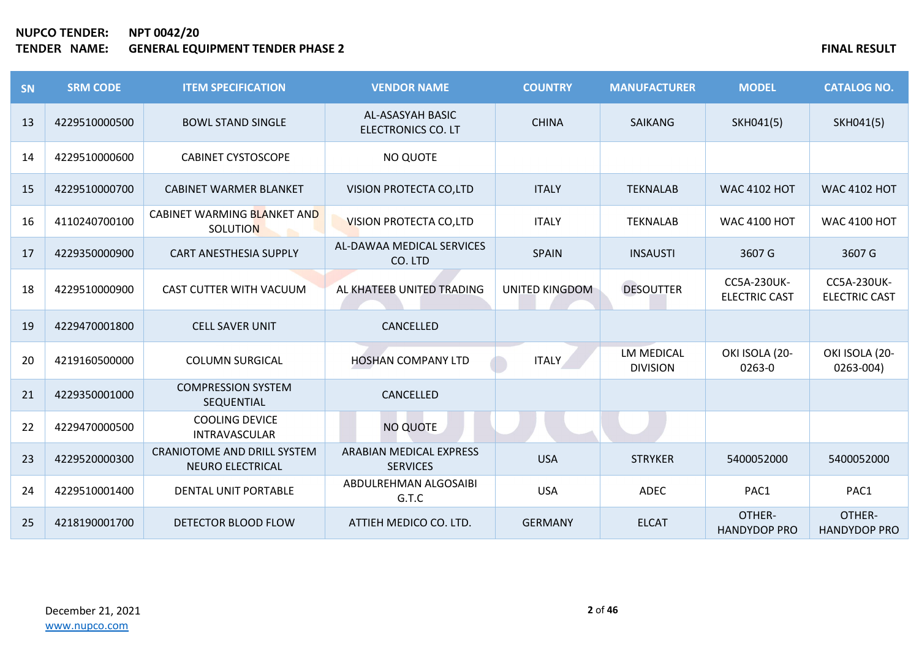**NUPCO TENDER:** **NPT 0042/20**
**TENDER NAME:** **GENERAL EQUIPMENT TENDER PHASE 2** **FINAL RESULT**

| SN | SRM CODE | ITEM SPECIFICATION | VENDOR NAME | COUNTRY | MANUFACTURER | MODEL | CATALOG NO. |
|---|---|---|---|---|---|---|---|
| 13 | 4229510000500 | BOWL STAND SINGLE | AL-ASASYAH BASIC ELECTRONICS CO. LT | CHINA | SAIKANG | SKH041(5) | SKH041(5) |
| 14 | 4229510000600 | CABINET CYSTOSCOPE | NO QUOTE | | | | |
| 15 | 4229510000700 | CABINET WARMER BLANKET | VISION PROTECTA CO,LTD | ITALY | TEKNALAB | WAC 4102 HOT | WAC 4102 HOT |
| 16 | 4110240700100 | CABINET WARMING BLANKET AND SOLUTION | VISION PROTECTA CO,LTD | ITALY | TEKNALAB | WAC 4100 HOT | WAC 4100 HOT |
| 17 | 4229350000900 | CART ANESTHESIA SUPPLY | AL-DAWAA MEDICAL SERVICES CO. LTD | SPAIN | INSAUSTI | 3607 G | 3607 G |
| 18 | 4229510000900 | CAST CUTTER WITH VACUUM | AL KHATEEB UNITED TRADING | UNITED KINGDOM | DESOUTTER | CC5A-230UK-ELECTRIC CAST | CC5A-230UK-ELECTRIC CAST |
| 19 | 4229470001800 | CELL SAVER UNIT | CANCELLED | | | | |
| 20 | 4219160500000 | COLUMN SURGICAL | HOSHAN COMPANY LTD | ITALY | LM MEDICAL DIVISION | OKI ISOLA (20-0263-0 | OKI ISOLA (20-0263-004) |
| 21 | 4229350001000 | COMPRESSION SYSTEM SEQUENTIAL | CANCELLED | | | | |
| 22 | 4229470000500 | COOLING DEVICE INTRAVASCULAR | NO QUOTE | | | | |
| 23 | 4229520000300 | CRANIOTOME AND DRILL SYSTEM NEURO ELECTRICAL | ARABIAN MEDICAL EXPRESS SERVICES | USA | STRYKER | 5400052000 | 5400052000 |
| 24 | 4229510001400 | DENTAL UNIT PORTABLE | ABDULREHMAN ALGOSAIBI G.T.C | USA | ADEC | PAC1 | PAC1 |
| 25 | 4218190001700 | DETECTOR BLOOD FLOW | ATTIEH MEDICO CO. LTD. | GERMANY | ELCAT | OTHER-HANDYDOP PRO | OTHER-HANDYDOP PRO |

December 21, 2021
www.nupco.com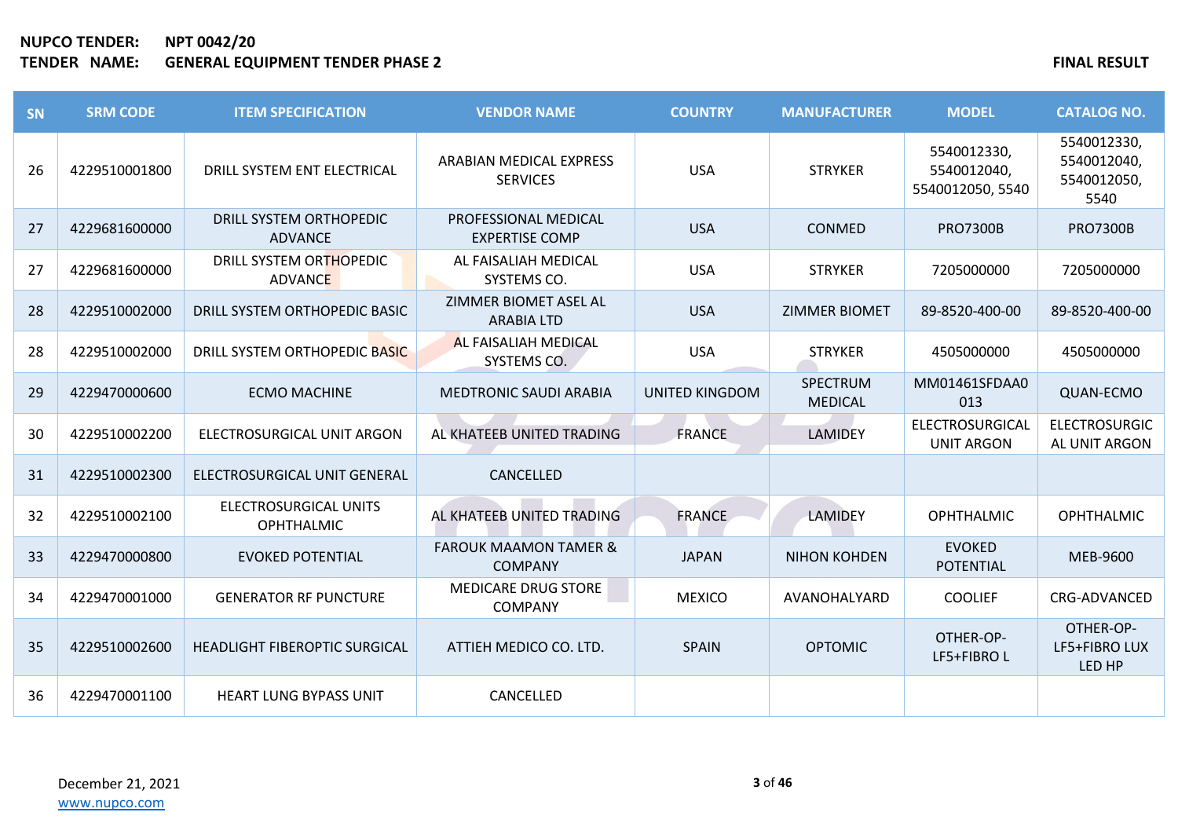**NUPCO TENDER:** **NPT 0042/20**
**TENDER NAME:** **GENERAL EQUIPMENT TENDER PHASE 2** **FINAL RESULT**

| SN | SRM CODE | ITEM SPECIFICATION | VENDOR NAME | COUNTRY | MANUFACTURER | MODEL | CATALOG NO. |
|---|---|---|---|---|---|---|---|
| 26 | 4229510001800 | DRILL SYSTEM ENT ELECTRICAL | ARABIAN MEDICAL EXPRESS SERVICES | USA | STRYKER | 5540012330, 5540012040, 5540012050, 5540 | 5540012330, 5540012040, 5540012050, 5540 |
| 27 | 4229681600000 | DRILL SYSTEM ORTHOPEDIC ADVANCE | PROFESSIONAL MEDICAL EXPERTISE COMP | USA | CONMED | PRO7300B | PRO7300B |
| 27 | 4229681600000 | DRILL SYSTEM ORTHOPEDIC ADVANCE | AL FAISALIAH MEDICAL SYSTEMS CO. | USA | STRYKER | 7205000000 | 7205000000 |
| 28 | 4229510002000 | DRILL SYSTEM ORTHOPEDIC BASIC | ZIMMER BIOMET ASEL AL ARABIA LTD | USA | ZIMMER BIOMET | 89-8520-400-00 | 89-8520-400-00 |
| 28 | 4229510002000 | DRILL SYSTEM ORTHOPEDIC BASIC | AL FAISALIAH MEDICAL SYSTEMS CO. | USA | STRYKER | 4505000000 | 4505000000 |
| 29 | 4229470000600 | ECMO MACHINE | MEDTRONIC SAUDI ARABIA | UNITED KINGDOM | SPECTRUM MEDICAL | MM01461SFDAA0013 | QUAN-ECMO |
| 30 | 4229510002200 | ELECTROSURGICAL UNIT ARGON | AL KHATEEB UNITED TRADING | FRANCE | LAMIDEY | ELECTROSURGICAL UNIT ARGON | ELECTROSURGICAL UNIT ARGON |
| 31 | 4229510002300 | ELECTROSURGICAL UNIT GENERAL | CANCELLED | | | | |
| 32 | 4229510002100 | ELECTROSURGICAL UNITS OPHTHALMIC | AL KHATEEB UNITED TRADING | FRANCE | LAMIDEY | OPHTHALMIC | OPHTHALMIC |
| 33 | 4229470000800 | EVOKED POTENTIAL | FAROUK MAAMON TAMER & COMPANY | JAPAN | NIHON KOHDEN | EVOKED POTENTIAL | MEB-9600 |
| 34 | 4229470001000 | GENERATOR RF PUNCTURE | MEDICARE DRUG STORE COMPANY | MEXICO | AVANOHALYARD | COOLIEF | CRG-ADVANCED |
| 35 | 4229510002600 | HEADLIGHT FIBEROPTIC SURGICAL | ATTIEH MEDICO CO. LTD. | SPAIN | OPTOMIC | OTHER-OP-LF5+FIBRO L | OTHER-OP-LF5+FIBRO LUX LED HP |
| 36 | 4229470001100 | HEART LUNG BYPASS UNIT | CANCELLED | | | | |

December 21, 2021
www.nupco.com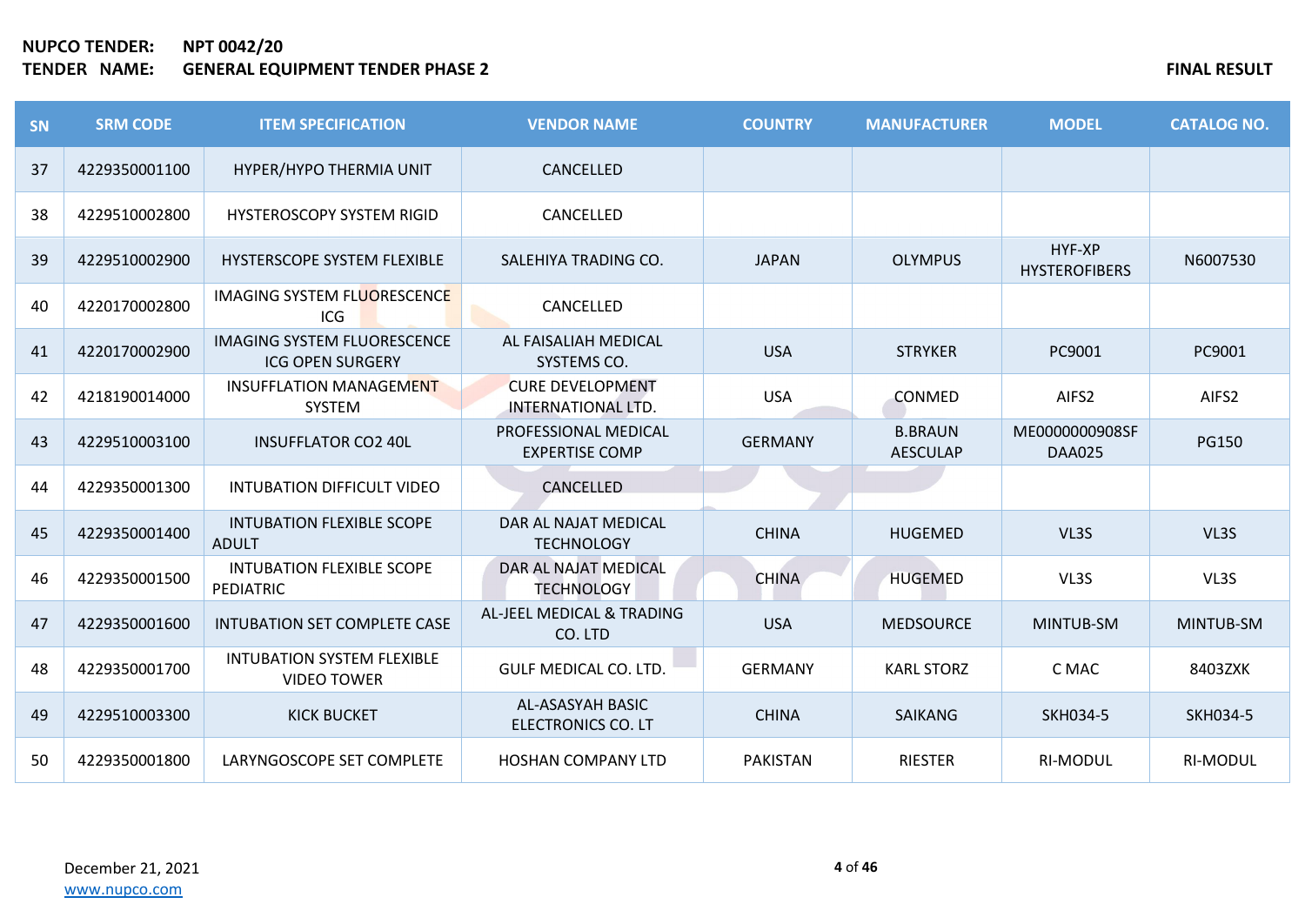**NUPCO TENDER:** **NPT 0042/20**
**TENDER NAME:** **GENERAL EQUIPMENT TENDER PHASE 2** **FINAL RESULT**

| SN | SRM CODE | ITEM SPECIFICATION | VENDOR NAME | COUNTRY | MANUFACTURER | MODEL | CATALOG NO. |
|---|---|---|---|---|---|---|---|
| 37 | 4229350001100 | HYPER/HYPO THERMIA UNIT | CANCELLED | | | | |
| 38 | 4229510002800 | HYSTEROSCOPY SYSTEM RIGID | CANCELLED | | | | |
| 39 | 4229510002900 | HYSTERSCOPE SYSTEM FLEXIBLE | SALEHIYA TRADING CO. | JAPAN | OLYMPUS | HYF-XP HYSTEROFIBERS | N6007530 |
| 40 | 4220170002800 | IMAGING SYSTEM FLUORESCENCE ICG | CANCELLED | | | | |
| 41 | 4220170002900 | IMAGING SYSTEM FLUORESCENCE ICG OPEN SURGERY | AL FAISALIAH MEDICAL SYSTEMS CO. | USA | STRYKER | PC9001 | PC9001 |
| 42 | 4218190014000 | INSUFFLATION MANAGEMENT SYSTEM | CURE DEVELOPMENT INTERNATIONAL LTD. | USA | CONMED | AIFS2 | AIFS2 |
| 43 | 4229510003100 | INSUFFLATOR CO2 40L | PROFESSIONAL MEDICAL EXPERTISE COMP | GERMANY | B.BRAUN AESCULAP | ME0000000908SF DAA025 | PG150 |
| 44 | 4229350001300 | INTUBATION DIFFICULT VIDEO | CANCELLED | | | | |
| 45 | 4229350001400 | INTUBATION FLEXIBLE SCOPE ADULT | DAR AL NAJAT MEDICAL TECHNOLOGY | CHINA | HUGEMED | VL3S | VL3S |
| 46 | 4229350001500 | INTUBATION FLEXIBLE SCOPE PEDIATRIC | DAR AL NAJAT MEDICAL TECHNOLOGY | CHINA | HUGEMED | VL3S | VL3S |
| 47 | 4229350001600 | INTUBATION SET COMPLETE CASE | AL-JEEL MEDICAL & TRADING CO. LTD | USA | MEDSOURCE | MINTUB-SM | MINTUB-SM |
| 48 | 4229350001700 | INTUBATION SYSTEM FLEXIBLE VIDEO TOWER | GULF MEDICAL CO. LTD. | GERMANY | KARL STORZ | C MAC | 8403ZXK |
| 49 | 4229510003300 | KICK BUCKET | AL-ASASYAH BASIC ELECTRONICS CO. LT | CHINA | SAIKANG | SKH034-5 | SKH034-5 |
| 50 | 4229350001800 | LARYNGOSCOPE SET COMPLETE | HOSHAN COMPANY LTD | PAKISTAN | RIESTER | RI-MODUL | RI-MODUL |

December 21, 2021
www.nupco.com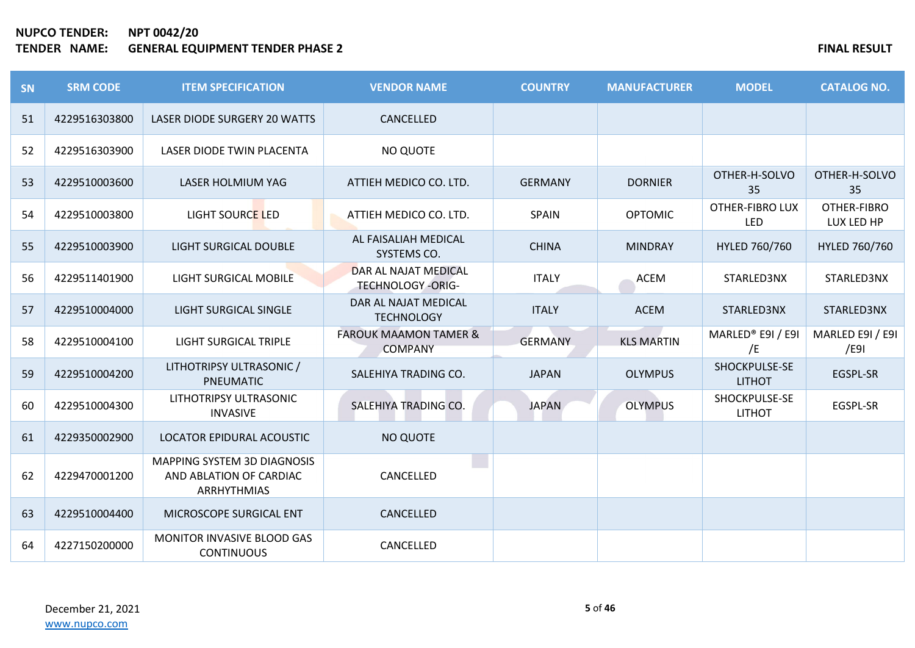**NUPCO TENDER: NPT 0042/20**
**TENDER NAME: GENERAL EQUIPMENT TENDER PHASE 2**

**FINAL RESULT**

| SN | SRM CODE | ITEM SPECIFICATION | VENDOR NAME | COUNTRY | MANUFACTURER | MODEL | CATALOG NO. |
|---|---|---|---|---|---|---|---|
| 51 | 4229516303800 | LASER DIODE SURGERY 20 WATTS | CANCELLED | | | | |
| 52 | 4229516303900 | LASER DIODE TWIN PLACENTA | NO QUOTE | | | | |
| 53 | 4229510003600 | LASER HOLMIUM YAG | ATTIEH MEDICO CO. LTD. | GERMANY | DORNIER | OTHER-H-SOLVO 35 | OTHER-H-SOLVO 35 |
| 54 | 4229510003800 | LIGHT SOURCE LED | ATTIEH MEDICO CO. LTD. | SPAIN | OPTOMIC | OTHER-FIBRO LUX LED | OTHER-FIBRO LUX LED HP |
| 55 | 4229510003900 | LIGHT SURGICAL DOUBLE | AL FAISALIAH MEDICAL SYSTEMS CO. | CHINA | MINDRAY | HYLED 760/760 | HYLED 760/760 |
| 56 | 4229511401900 | LIGHT SURGICAL MOBILE | DAR AL NAJAT MEDICAL TECHNOLOGY -ORIG- | ITALY | ACEM | STARLED3NX | STARLED3NX |
| 57 | 4229510004000 | LIGHT SURGICAL SINGLE | DAR AL NAJAT MEDICAL TECHNOLOGY | ITALY | ACEM | STARLED3NX | STARLED3NX |
| 58 | 4229510004100 | LIGHT SURGICAL TRIPLE | FAROUK MAAMON TAMER & COMPANY | GERMANY | KLS MARTIN | MARLED® E9I / E9I /E | MARLED E9I / E9I /E9I |
| 59 | 4229510004200 | LITHOTRIPSY ULTRASONIC / PNEUMATIC | SALEHIYA TRADING CO. | JAPAN | OLYMPUS | SHOCKPULSE-SE LITHOT | EGSPL-SR |
| 60 | 4229510004300 | LITHOTRIPSY ULTRASONIC INVASIVE | SALEHIYA TRADING CO. | JAPAN | OLYMPUS | SHOCKPULSE-SE LITHOT | EGSPL-SR |
| 61 | 4229350002900 | LOCATOR EPIDURAL ACOUSTIC | NO QUOTE | | | | |
| 62 | 4229470001200 | MAPPING SYSTEM 3D DIAGNOSIS AND ABLATION OF CARDIAC ARRHYTHMIAS | CANCELLED | | | | |
| 63 | 4229510004400 | MICROSCOPE SURGICAL ENT | CANCELLED | | | | |
| 64 | 4227150200000 | MONITOR INVASIVE BLOOD GAS CONTINUOUS | CANCELLED | | | | |

December 21, 2021
www.nupco.com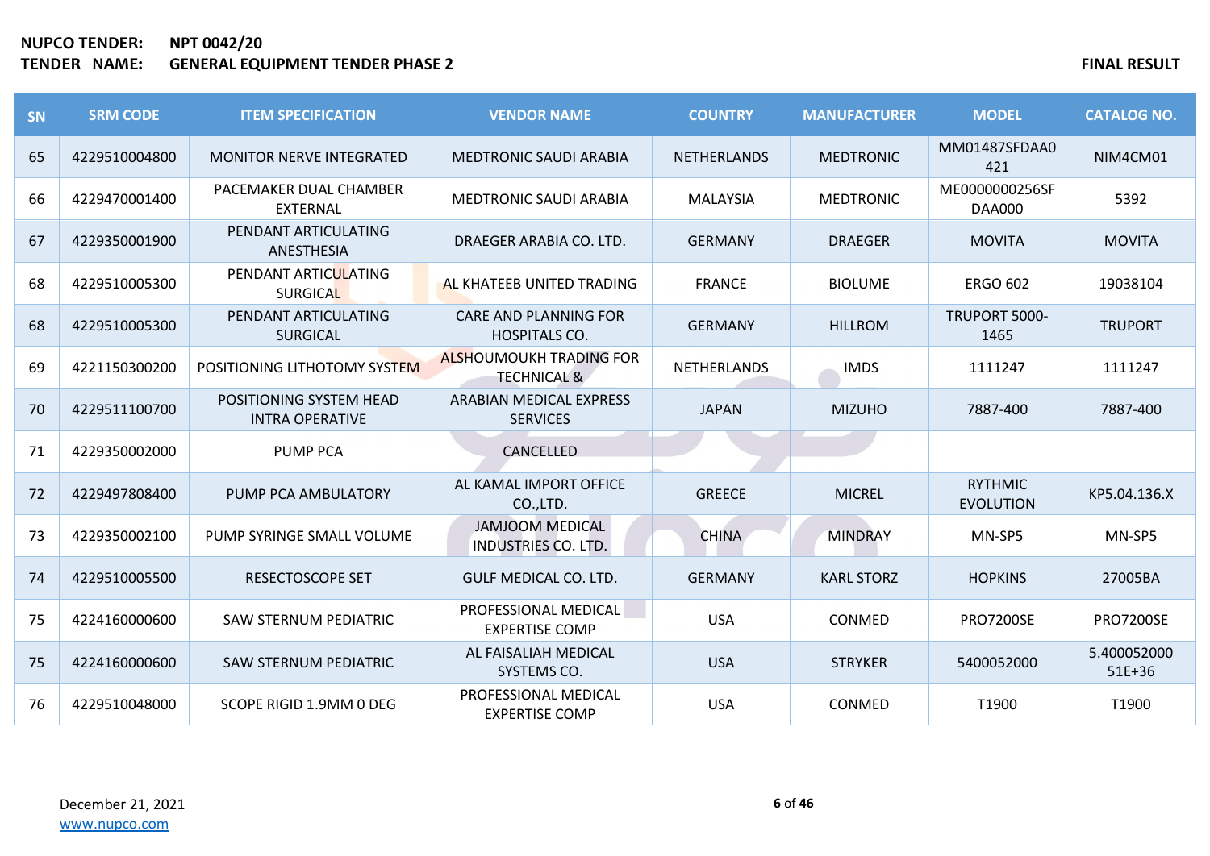**NUPCO TENDER:** **NPT 0042/20**
**TENDER NAME:** **GENERAL EQUIPMENT TENDER PHASE 2**

**FINAL RESULT**

| SN | SRM CODE | ITEM SPECIFICATION | VENDOR NAME | COUNTRY | MANUFACTURER | MODEL | CATALOG NO. |
|---|---|---|---|---|---|---|---|
| 65 | 4229510004800 | MONITOR NERVE INTEGRATED | MEDTRONIC SAUDI ARABIA | NETHERLANDS | MEDTRONIC | MM01487SFDAA0421 | NIM4CM01 |
| 66 | 4229470001400 | PACEMAKER DUAL CHAMBER EXTERNAL | MEDTRONIC SAUDI ARABIA | MALAYSIA | MEDTRONIC | ME0000000256SFDAA000 | 5392 |
| 67 | 4229350001900 | PENDANT ARTICULATING ANESTHESIA | DRAEGER ARABIA CO. LTD. | GERMANY | DRAEGER | MOVITA | MOVITA |
| 68 | 4229510005300 | PENDANT ARTICULATING SURGICAL | AL KHATEEB UNITED TRADING | FRANCE | BIOLUME | ERGO 602 | 19038104 |
| 68 | 4229510005300 | PENDANT ARTICULATING SURGICAL | CARE AND PLANNING FOR HOSPITALS CO. | GERMANY | HILLROM | TRUPORT 5000-1465 | TRUPORT |
| 69 | 4221150300200 | POSITIONING LITHOTOMY SYSTEM | ALSHOUMOUKH TRADING FOR TECHNICAL & | NETHERLANDS | IMDS | 1111247 | 1111247 |
| 70 | 4229511100700 | POSITIONING SYSTEM HEAD INTRA OPERATIVE | ARABIAN MEDICAL EXPRESS SERVICES | JAPAN | MIZUHO | 7887-400 | 7887-400 |
| 71 | 4229350002000 | PUMP PCA | CANCELLED | | | | |
| 72 | 4229497808400 | PUMP PCA AMBULATORY | AL KAMAL IMPORT OFFICE CO.,LTD. | GREECE | MICREL | RYTHMIC EVOLUTION | KP5.04.136.X |
| 73 | 4229350002100 | PUMP SYRINGE SMALL VOLUME | JAMJOOM MEDICAL INDUSTRIES CO. LTD. | CHINA | MINDRAY | MN-SP5 | MN-SP5 |
| 74 | 4229510005500 | RESECTOSCOPE SET | GULF MEDICAL CO. LTD. | GERMANY | KARL STORZ | HOPKINS | 27005BA |
| 75 | 4224160000600 | SAW STERNUM PEDIATRIC | PROFESSIONAL MEDICAL EXPERTISE COMP | USA | CONMED | PRO7200SE | PRO7200SE |
| 75 | 4224160000600 | SAW STERNUM PEDIATRIC | AL FAISALIAH MEDICAL SYSTEMS CO. | USA | STRYKER | 5400052000 | 5.400052000 51E+36 |
| 76 | 4229510048000 | SCOPE RIGID 1.9MM 0 DEG | PROFESSIONAL MEDICAL EXPERTISE COMP | USA | CONMED | T1900 | T1900 |

December 21, 2021
www.nupco.com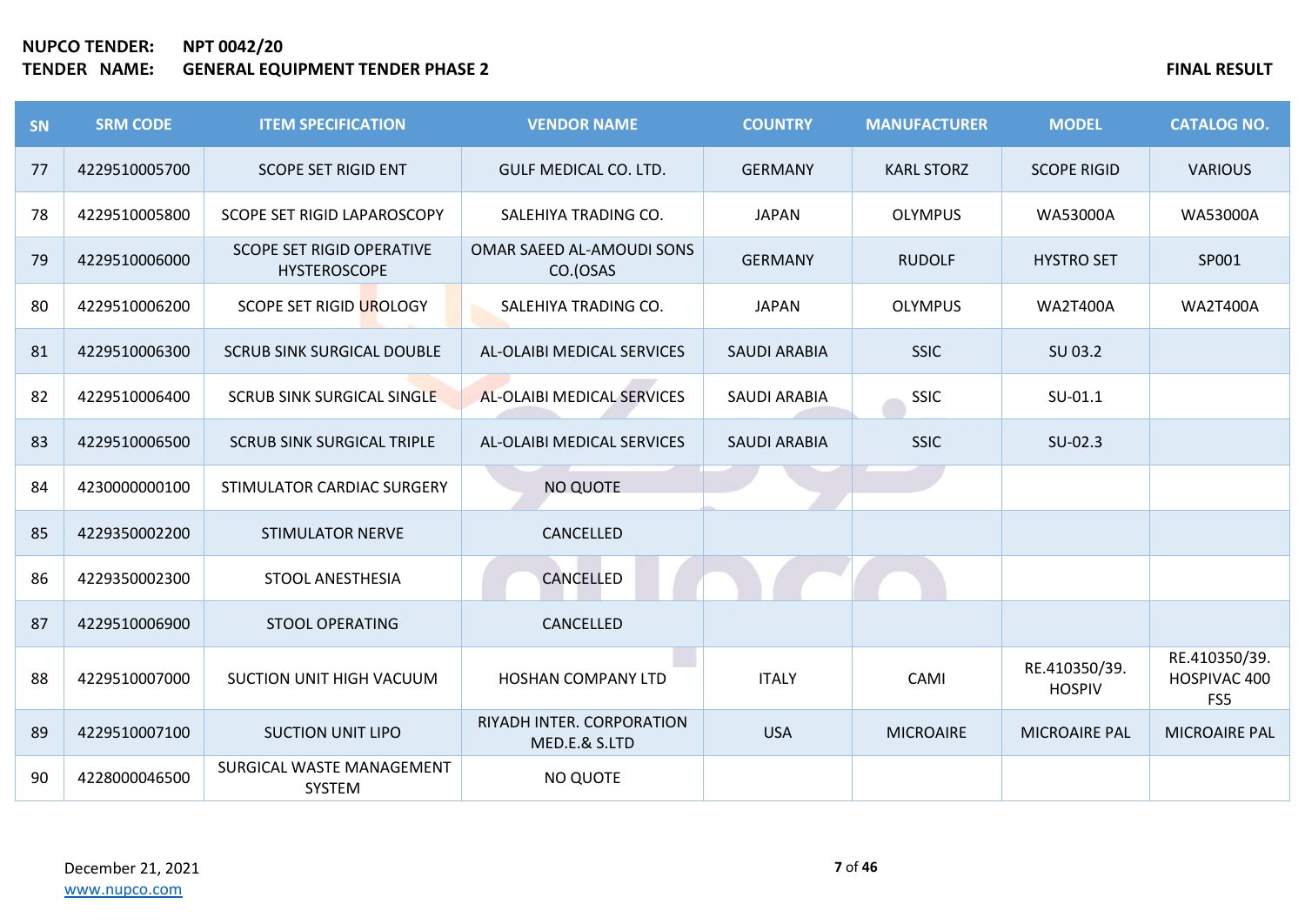**NUPCO TENDER:** **NPT 0042/20**
**TENDER NAME:** **GENERAL EQUIPMENT TENDER PHASE 2**

**FINAL RESULT**

| SN | SRM CODE | ITEM SPECIFICATION | VENDOR NAME | COUNTRY | MANUFACTURER | MODEL | CATALOG NO. |
|---|---|---|---|---|---|---|---|
| 77 | 4229510005700 | SCOPE SET RIGID ENT | GULF MEDICAL CO. LTD. | GERMANY | KARL STORZ | SCOPE RIGID | VARIOUS |
| 78 | 4229510005800 | SCOPE SET RIGID LAPAROSCOPY | SALEHIYA TRADING CO. | JAPAN | OLYMPUS | WA53000A | WA53000A |
| 79 | 4229510006000 | SCOPE SET RIGID OPERATIVE HYSTEROSCOPE | OMAR SAEED AL-AMOUDI SONS CO.(OSAS | GERMANY | RUDOLF | HYSTRO SET | SP001 |
| 80 | 4229510006200 | SCOPE SET RIGID UROLOGY | SALEHIYA TRADING CO. | JAPAN | OLYMPUS | WA2T400A | WA2T400A |
| 81 | 4229510006300 | SCRUB SINK SURGICAL DOUBLE | AL-OLAIBI MEDICAL SERVICES | SAUDI ARABIA | SSIC | SU 03.2 | |
| 82 | 4229510006400 | SCRUB SINK SURGICAL SINGLE | AL-OLAIBI MEDICAL SERVICES | SAUDI ARABIA | SSIC | SU-01.1 | |
| 83 | 4229510006500 | SCRUB SINK SURGICAL TRIPLE | AL-OLAIBI MEDICAL SERVICES | SAUDI ARABIA | SSIC | SU-02.3 | |
| 84 | 4230000000100 | STIMULATOR CARDIAC SURGERY | NO QUOTE | | | | |
| 85 | 4229350002200 | STIMULATOR NERVE | CANCELLED | | | | |
| 86 | 4229350002300 | STOOL ANESTHESIA | CANCELLED | | | | |
| 87 | 4229510006900 | STOOL OPERATING | CANCELLED | | | | |
| 88 | 4229510007000 | SUCTION UNIT HIGH VACUUM | HOSHAN COMPANY LTD | ITALY | CAMI | RE.410350/39. HOSPIV | RE.410350/39. HOSPIVAC 400 FS5 |
| 89 | 4229510007100 | SUCTION UNIT LIPO | RIYADH INTER. CORPORATION MED.E.& S.LTD | USA | MICROAIRE | MICROAIRE PAL | MICROAIRE PAL |
| 90 | 4228000046500 | SURGICAL WASTE MANAGEMENT SYSTEM | NO QUOTE | | | | |

December 21, 2021
www.nupco.com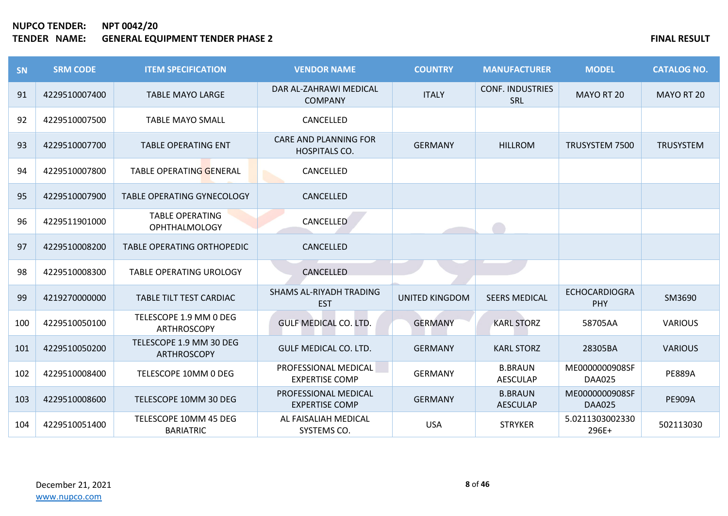**NUPCO TENDER:** **NPT 0042/20**
**TENDER NAME:** **GENERAL EQUIPMENT TENDER PHASE 2**

**FINAL RESULT**

| SN | SRM CODE | ITEM SPECIFICATION | VENDOR NAME | COUNTRY | MANUFACTURER | MODEL | CATALOG NO. |
|---|---|---|---|---|---|---|---|
| 91 | 4229510007400 | TABLE MAYO LARGE | DAR AL-ZAHRAWI MEDICAL COMPANY | ITALY | CONF. INDUSTRIES SRL | MAYO RT 20 | MAYO RT 20 |
| 92 | 4229510007500 | TABLE MAYO SMALL | CANCELLED | | | | |
| 93 | 4229510007700 | TABLE OPERATING ENT | CARE AND PLANNING FOR HOSPITALS CO. | GERMANY | HILLROM | TRUSYSTEM 7500 | TRUSYSTEM |
| 94 | 4229510007800 | TABLE OPERATING GENERAL | CANCELLED | | | | |
| 95 | 4229510007900 | TABLE OPERATING GYNECOLOGY | CANCELLED | | | | |
| 96 | 4229511901000 | TABLE OPERATING OPHTHALMOLOGY | CANCELLED | | | | |
| 97 | 4229510008200 | TABLE OPERATING ORTHOPEDIC | CANCELLED | | | | |
| 98 | 4229510008300 | TABLE OPERATING UROLOGY | CANCELLED | | | | |
| 99 | 4219270000000 | TABLE TILT TEST CARDIAC | SHAMS AL-RIYADH TRADING EST | UNITED KINGDOM | SEERS MEDICAL | ECHOCARDIOGRAPHY | SM3690 |
| 100 | 4229510050100 | TELESCOPE 1.9 MM 0 DEG ARTHROSCOPY | GULF MEDICAL CO. LTD. | GERMANY | KARL STORZ | 58705AA | VARIOUS |
| 101 | 4229510050200 | TELESCOPE 1.9 MM 30 DEG ARTHROSCOPY | GULF MEDICAL CO. LTD. | GERMANY | KARL STORZ | 28305BA | VARIOUS |
| 102 | 4229510008400 | TELESCOPE 10MM 0 DEG | PROFESSIONAL MEDICAL EXPERTISE COMP | GERMANY | B.BRAUN AESCULAP | ME0000000908SFDAA025 | PE889A |
| 103 | 4229510008600 | TELESCOPE 10MM 30 DEG | PROFESSIONAL MEDICAL EXPERTISE COMP | GERMANY | B.BRAUN AESCULAP | ME0000000908SFDAA025 | PE909A |
| 104 | 4229510051400 | TELESCOPE 10MM 45 DEG BARIATRIC | AL FAISALIAH MEDICAL SYSTEMS CO. | USA | STRYKER | 5.0211303002330296E+ | 502113030 |

December 21, 2021
www.nupco.com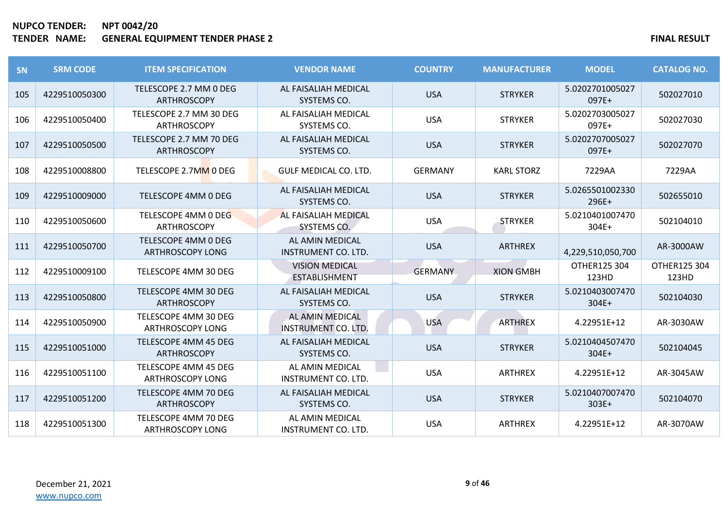**NUPCO TENDER:** **NPT 0042/20**
**TENDER NAME:** **GENERAL EQUIPMENT TENDER PHASE 2** **FINAL RESULT**

| SN | SRM CODE | ITEM SPECIFICATION | VENDOR NAME | COUNTRY | MANUFACTURER | MODEL | CATALOG NO. |
|---|---|---|---|---|---|---|---|
| 105 | 4229510050300 | TELESCOPE 2.7 MM 0 DEG ARTHROSCOPY | AL FAISALIAH MEDICAL SYSTEMS CO. | USA | STRYKER | 5.0202701005027 097E+ | 502027010 |
| 106 | 4229510050400 | TELESCOPE 2.7 MM 30 DEG ARTHROSCOPY | AL FAISALIAH MEDICAL SYSTEMS CO. | USA | STRYKER | 5.0202703005027 097E+ | 502027030 |
| 107 | 4229510050500 | TELESCOPE 2.7 MM 70 DEG ARTHROSCOPY | AL FAISALIAH MEDICAL SYSTEMS CO. | USA | STRYKER | 5.0202707005027 097E+ | 502027070 |
| 108 | 4229510008800 | TELESCOPE 2.7MM 0 DEG | GULF MEDICAL CO. LTD. | GERMANY | KARL STORZ | 7229AA | 7229AA |
| 109 | 4229510009000 | TELESCOPE 4MM 0 DEG | AL FAISALIAH MEDICAL SYSTEMS CO. | USA | STRYKER | 5.0265501002330 296E+ | 502655010 |
| 110 | 4229510050600 | TELESCOPE 4MM 0 DEG ARTHROSCOPY | AL FAISALIAH MEDICAL SYSTEMS CO. | USA | STRYKER | 5.0210401007470 304E+ | 502104010 |
| 111 | 4229510050700 | TELESCOPE 4MM 0 DEG ARTHROSCOPY LONG | AL AMIN MEDICAL INSTRUMENT CO. LTD. | USA | ARTHREX | 4,229,510,050,700 | AR-3000AW |
| 112 | 4229510009100 | TELESCOPE 4MM 30 DEG | VISION MEDICAL ESTABLISHMENT | GERMANY | XION GMBH | OTHER125 304 123HD | OTHER125 304 123HD |
| 113 | 4229510050800 | TELESCOPE 4MM 30 DEG ARTHROSCOPY | AL FAISALIAH MEDICAL SYSTEMS CO. | USA | STRYKER | 5.0210403007470 304E+ | 502104030 |
| 114 | 4229510050900 | TELESCOPE 4MM 30 DEG ARTHROSCOPY LONG | AL AMIN MEDICAL INSTRUMENT CO. LTD. | USA | ARTHREX | 4.22951E+12 | AR-3030AW |
| 115 | 4229510051000 | TELESCOPE 4MM 45 DEG ARTHROSCOPY | AL FAISALIAH MEDICAL SYSTEMS CO. | USA | STRYKER | 5.0210404507470 304E+ | 502104045 |
| 116 | 4229510051100 | TELESCOPE 4MM 45 DEG ARTHROSCOPY LONG | AL AMIN MEDICAL INSTRUMENT CO. LTD. | USA | ARTHREX | 4.22951E+12 | AR-3045AW |
| 117 | 4229510051200 | TELESCOPE 4MM 70 DEG ARTHROSCOPY | AL FAISALIAH MEDICAL SYSTEMS CO. | USA | STRYKER | 5.0210407007470 303E+ | 502104070 |
| 118 | 4229510051300 | TELESCOPE 4MM 70 DEG ARTHROSCOPY LONG | AL AMIN MEDICAL INSTRUMENT CO. LTD. | USA | ARTHREX | 4.22951E+12 | AR-3070AW |

December 21, 2021
www.nupco.com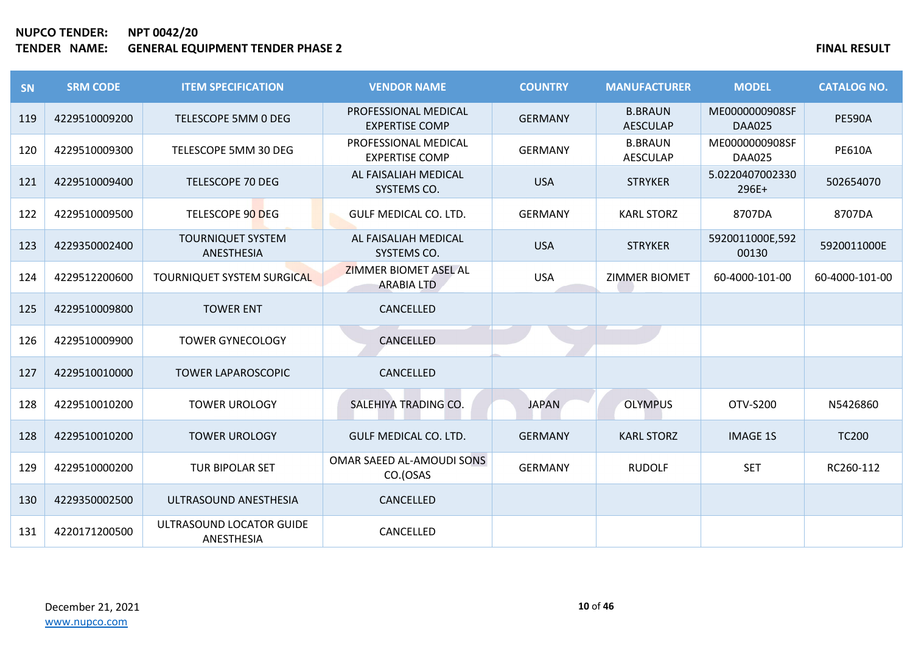**NUPCO TENDER:** **NPT 0042/20**
**TENDER NAME:** **GENERAL EQUIPMENT TENDER PHASE 2**

**FINAL RESULT**

| SN | SRM CODE | ITEM SPECIFICATION | VENDOR NAME | COUNTRY | MANUFACTURER | MODEL | CATALOG NO. |
|---|---|---|---|---|---|---|---|
| 119 | 4229510009200 | TELESCOPE 5MM 0 DEG | PROFESSIONAL MEDICAL EXPERTISE COMP | GERMANY | B.BRAUN AESCULAP | ME0000000908SF DAA025 | PE590A |
| 120 | 4229510009300 | TELESCOPE 5MM 30 DEG | PROFESSIONAL MEDICAL EXPERTISE COMP | GERMANY | B.BRAUN AESCULAP | ME0000000908SF DAA025 | PE610A |
| 121 | 4229510009400 | TELESCOPE 70 DEG | AL FAISALIAH MEDICAL SYSTEMS CO. | USA | STRYKER | 5.0220407002330 296E+ | 502654070 |
| 122 | 4229510009500 | TELESCOPE 90 DEG | GULF MEDICAL CO. LTD. | GERMANY | KARL STORZ | 8707DA | 8707DA |
| 123 | 4229350002400 | TOURNIQUET SYSTEM ANESTHESIA | AL FAISALIAH MEDICAL SYSTEMS CO. | USA | STRYKER | 5920011000E,592 00130 | 5920011000E |
| 124 | 4229512200600 | TOURNIQUET SYSTEM SURGICAL | ZIMMER BIOMET ASEL AL ARABIA LTD | USA | ZIMMER BIOMET | 60-4000-101-00 | 60-4000-101-00 |
| 125 | 4229510009800 | TOWER ENT | CANCELLED | | | | |
| 126 | 4229510009900 | TOWER GYNECOLOGY | CANCELLED | | | | |
| 127 | 4229510010000 | TOWER LAPAROSCOPIC | CANCELLED | | | | |
| 128 | 4229510010200 | TOWER UROLOGY | SALEHIYA TRADING CO. | JAPAN | OLYMPUS | OTV-S200 | N5426860 |
| 128 | 4229510010200 | TOWER UROLOGY | GULF MEDICAL CO. LTD. | GERMANY | KARL STORZ | IMAGE 1S | TC200 |
| 129 | 4229510000200 | TUR BIPOLAR SET | OMAR SAEED AL-AMOUDI SONS CO.(OSAS | GERMANY | RUDOLF | SET | RC260-112 |
| 130 | 4229350002500 | ULTRASOUND ANESTHESIA | CANCELLED | | | | |
| 131 | 4220171200500 | ULTRASOUND LOCATOR GUIDE ANESTHESIA | CANCELLED | | | | |

December 21, 2021
www.nupco.com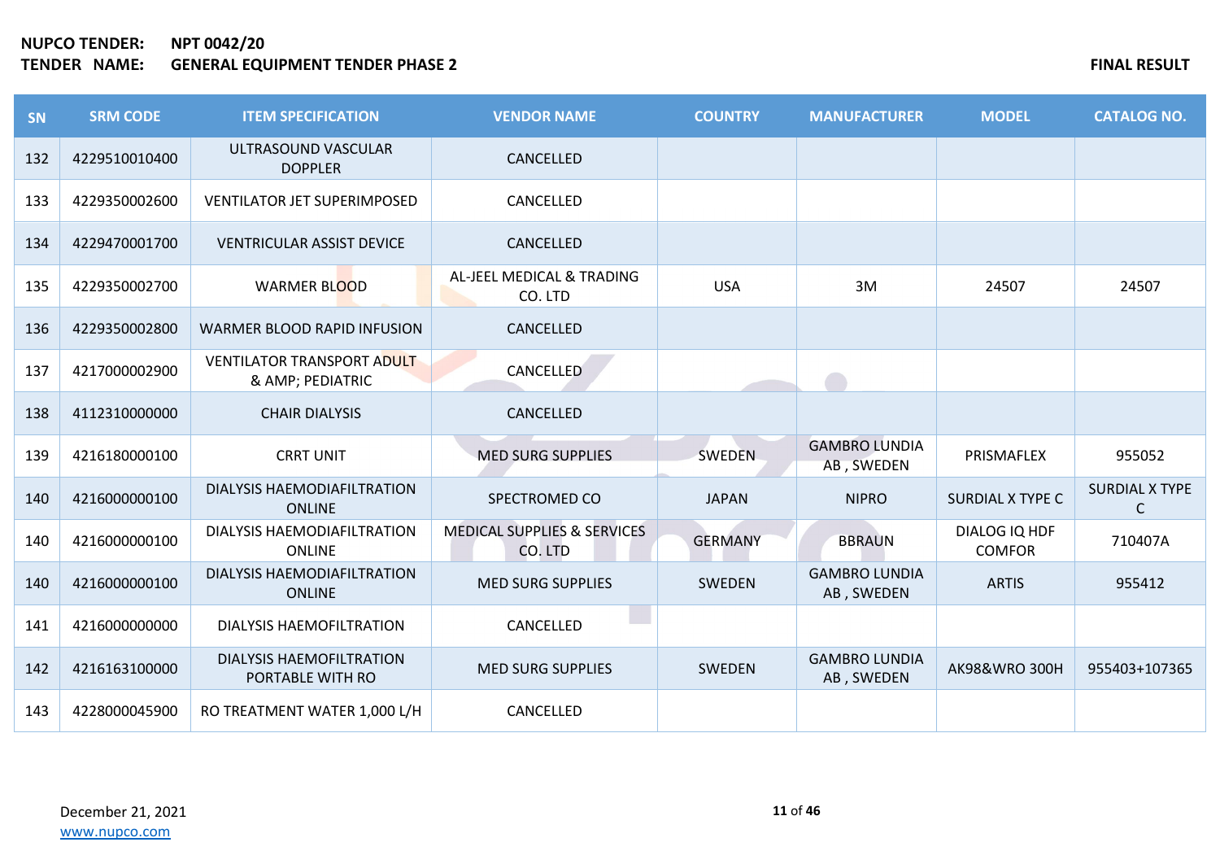**NUPCO TENDER:** **NPT 0042/20**
**TENDER NAME:** **GENERAL EQUIPMENT TENDER PHASE 2** **FINAL RESULT**

| SN | SRM CODE | ITEM SPECIFICATION | VENDOR NAME | COUNTRY | MANUFACTURER | MODEL | CATALOG NO. |
|---|---|---|---|---|---|---|---|
| 132 | 4229510010400 | ULTRASOUND VASCULAR DOPPLER | CANCELLED | | | | |
| 133 | 4229350002600 | VENTILATOR JET SUPERIMPOSED | CANCELLED | | | | |
| 134 | 4229470001700 | VENTRICULAR ASSIST DEVICE | CANCELLED | | | | |
| 135 | 4229350002700 | WARMER BLOOD | AL-JEEL MEDICAL & TRADING CO. LTD | USA | 3M | 24507 | 24507 |
| 136 | 4229350002800 | WARMER BLOOD RAPID INFUSION | CANCELLED | | | | |
| 137 | 4217000002900 | VENTILATOR TRANSPORT ADULT & AMP; PEDIATRIC | CANCELLED | | | | |
| 138 | 4112310000000 | CHAIR DIALYSIS | CANCELLED | | | | |
| 139 | 4216180000100 | CRRT UNIT | MED SURG SUPPLIES | SWEDEN | GAMBRO LUNDIA AB , SWEDEN | PRISMAFLEX | 955052 |
| 140 | 4216000000100 | DIALYSIS HAEMODIAFILTRATION ONLINE | SPECTROMED CO | JAPAN | NIPRO | SURDIAL X TYPE C | SURDIAL X TYPE C |
| 140 | 4216000000100 | DIALYSIS HAEMODIAFILTRATION ONLINE | MEDICAL SUPPLIES & SERVICES CO. LTD | GERMANY | BBRAUN | DIALOG IQ HDF COMFOR | 710407A |
| 140 | 4216000000100 | DIALYSIS HAEMODIAFILTRATION ONLINE | MED SURG SUPPLIES | SWEDEN | GAMBRO LUNDIA AB , SWEDEN | ARTIS | 955412 |
| 141 | 4216000000000 | DIALYSIS HAEMOFILTRATION | CANCELLED | | | | |
| 142 | 4216163100000 | DIALYSIS HAEMOFILTRATION PORTABLE WITH RO | MED SURG SUPPLIES | SWEDEN | GAMBRO LUNDIA AB , SWEDEN | AK98&WRO 300H | 955403+107365 |
| 143 | 4228000045900 | RO TREATMENT WATER 1,000 L/H | CANCELLED | | | | |

December 21, 2021
www.nupco.com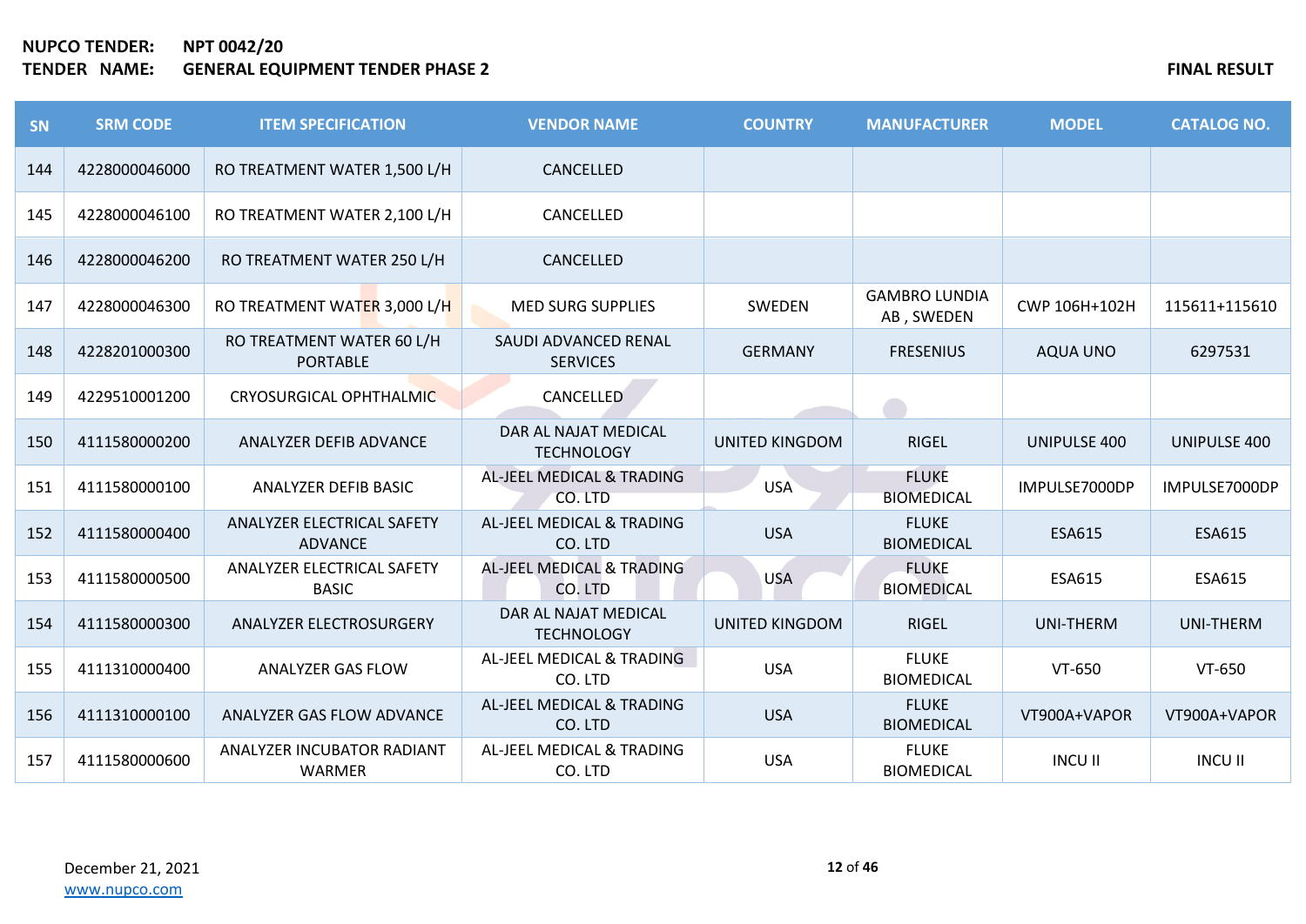**NUPCO TENDER:** **NPT 0042/20**

**TENDER NAME:** **GENERAL EQUIPMENT TENDER PHASE 2**

**FINAL RESULT**

| SN | SRM CODE | ITEM SPECIFICATION | VENDOR NAME | COUNTRY | MANUFACTURER | MODEL | CATALOG NO. |
|---|---|---|---|---|---|---|---|
| 144 | 4228000046000 | RO TREATMENT WATER 1,500 L/H | CANCELLED | | | | |
| 145 | 4228000046100 | RO TREATMENT WATER 2,100 L/H | CANCELLED | | | | |
| 146 | 4228000046200 | RO TREATMENT WATER 250 L/H | CANCELLED | | | | |
| 147 | 4228000046300 | RO TREATMENT WATER 3,000 L/H | MED SURG SUPPLIES | SWEDEN | GAMBRO LUNDIA AB , SWEDEN | CWP 106H+102H | 115611+115610 |
| 148 | 4228201000300 | RO TREATMENT WATER 60 L/H PORTABLE | SAUDI ADVANCED RENAL SERVICES | GERMANY | FRESENIUS | AQUA UNO | 6297531 |
| 149 | 4229510001200 | CRYOSURGICAL OPHTHALMIC | CANCELLED | | | | |
| 150 | 4111580000200 | ANALYZER DEFIB ADVANCE | DAR AL NAJAT MEDICAL TECHNOLOGY | UNITED KINGDOM | RIGEL | UNIPULSE 400 | UNIPULSE 400 |
| 151 | 4111580000100 | ANALYZER DEFIB BASIC | AL-JEEL MEDICAL & TRADING CO. LTD | USA | FLUKE BIOMEDICAL | IMPULSE7000DP | IMPULSE7000DP |
| 152 | 4111580000400 | ANALYZER ELECTRICAL SAFETY ADVANCE | AL-JEEL MEDICAL & TRADING CO. LTD | USA | FLUKE BIOMEDICAL | ESA615 | ESA615 |
| 153 | 4111580000500 | ANALYZER ELECTRICAL SAFETY BASIC | AL-JEEL MEDICAL & TRADING CO. LTD | USA | FLUKE BIOMEDICAL | ESA615 | ESA615 |
| 154 | 4111580000300 | ANALYZER ELECTROSURGERY | DAR AL NAJAT MEDICAL TECHNOLOGY | UNITED KINGDOM | RIGEL | UNI-THERM | UNI-THERM |
| 155 | 4111310000400 | ANALYZER GAS FLOW | AL-JEEL MEDICAL & TRADING CO. LTD | USA | FLUKE BIOMEDICAL | VT-650 | VT-650 |
| 156 | 4111310000100 | ANALYZER GAS FLOW ADVANCE | AL-JEEL MEDICAL & TRADING CO. LTD | USA | FLUKE BIOMEDICAL | VT900A+VAPOR | VT900A+VAPOR |
| 157 | 4111580000600 | ANALYZER INCUBATOR RADIANT WARMER | AL-JEEL MEDICAL & TRADING CO. LTD | USA | FLUKE BIOMEDICAL | INCU II | INCU II |

December 21, 2021

www.nupco.com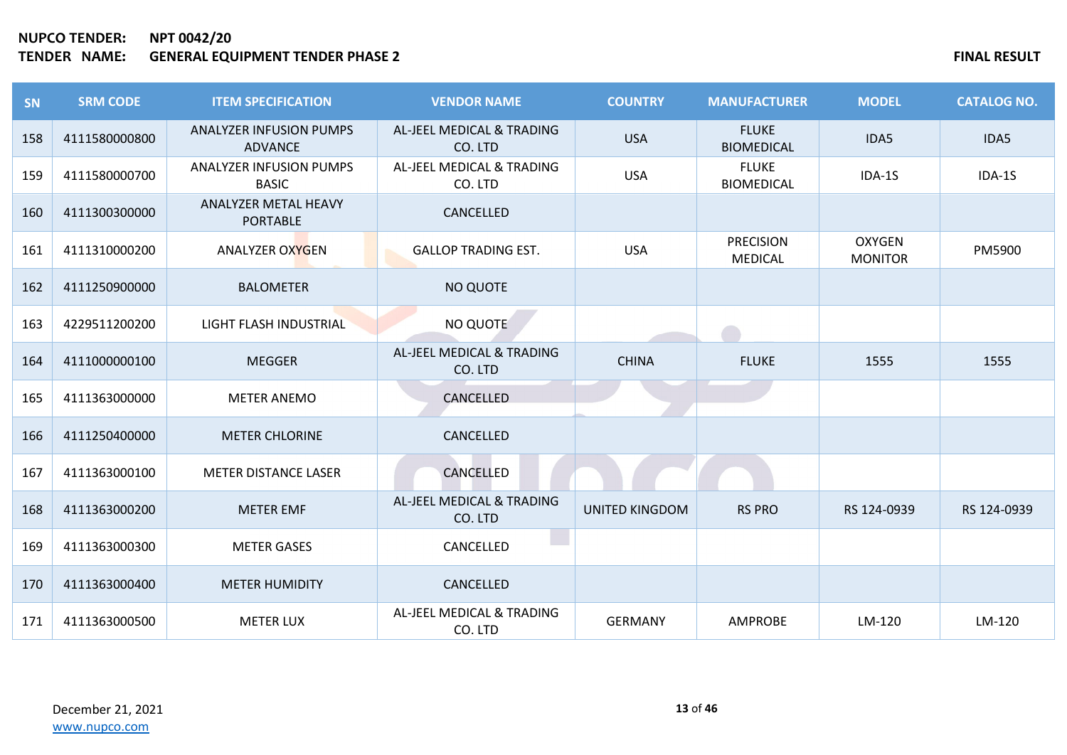**NUPCO TENDER:** **NPT 0042/20**
**TENDER NAME:** **GENERAL EQUIPMENT TENDER PHASE 2** **FINAL RESULT**

| SN | SRM CODE | ITEM SPECIFICATION | VENDOR NAME | COUNTRY | MANUFACTURER | MODEL | CATALOG NO. |
|---|---|---|---|---|---|---|---|
| 158 | 4111580000800 | ANALYZER INFUSION PUMPS ADVANCE | AL-JEEL MEDICAL & TRADING CO. LTD | USA | FLUKE BIOMEDICAL | IDA5 | IDA5 |
| 159 | 4111580000700 | ANALYZER INFUSION PUMPS BASIC | AL-JEEL MEDICAL & TRADING CO. LTD | USA | FLUKE BIOMEDICAL | IDA-1S | IDA-1S |
| 160 | 4111300300000 | ANALYZER METAL HEAVY PORTABLE | CANCELLED | | | | |
| 161 | 4111310000200 | ANALYZER OXYGEN | GALLOP TRADING EST. | USA | PRECISION MEDICAL | OXYGEN MONITOR | PM5900 |
| 162 | 4111250900000 | BALOMETER | NO QUOTE | | | | |
| 163 | 4229511200200 | LIGHT FLASH INDUSTRIAL | NO QUOTE | | | | |
| 164 | 4111000000100 | MEGGER | AL-JEEL MEDICAL & TRADING CO. LTD | CHINA | FLUKE | 1555 | 1555 |
| 165 | 4111363000000 | METER ANEMO | CANCELLED | | | | |
| 166 | 4111250400000 | METER CHLORINE | CANCELLED | | | | |
| 167 | 4111363000100 | METER DISTANCE LASER | CANCELLED | | | | |
| 168 | 4111363000200 | METER EMF | AL-JEEL MEDICAL & TRADING CO. LTD | UNITED KINGDOM | RS PRO | RS 124-0939 | RS 124-0939 |
| 169 | 4111363000300 | METER GASES | CANCELLED | | | | |
| 170 | 4111363000400 | METER HUMIDITY | CANCELLED | | | | |
| 171 | 4111363000500 | METER LUX | AL-JEEL MEDICAL & TRADING CO. LTD | GERMANY | AMPROBE | LM-120 | LM-120 |

December 21, 2021
www.nupco.com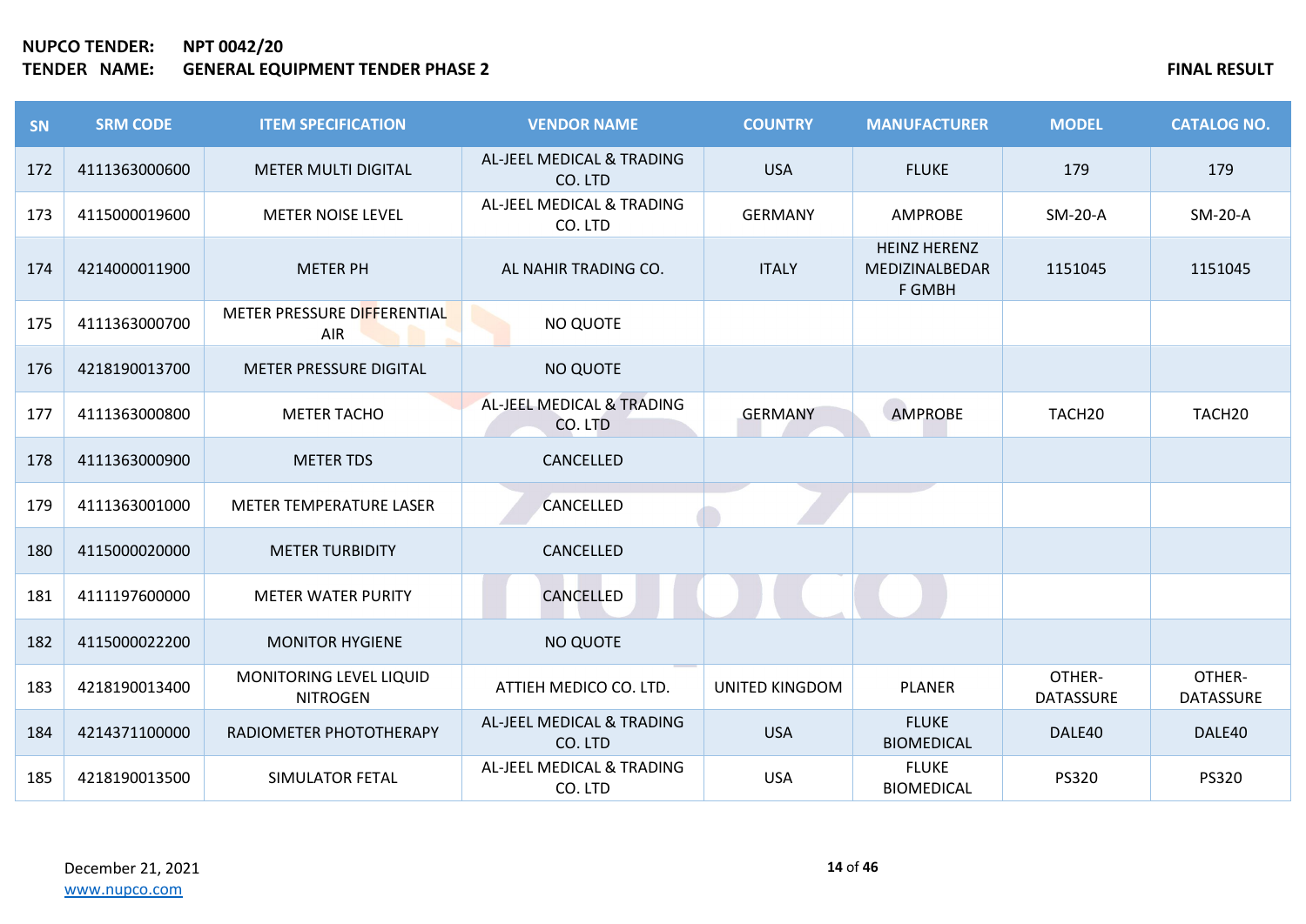**NUPCO TENDER:** **NPT 0042/20**
**TENDER NAME:** **GENERAL EQUIPMENT TENDER PHASE 2**

**FINAL RESULT**

| SN | SRM CODE | ITEM SPECIFICATION | VENDOR NAME | COUNTRY | MANUFACTURER | MODEL | CATALOG NO. |
|---|---|---|---|---|---|---|---|
| 172 | 4111363000600 | METER MULTI DIGITAL | AL-JEEL MEDICAL & TRADING CO. LTD | USA | FLUKE | 179 | 179 |
| 173 | 4115000019600 | METER NOISE LEVEL | AL-JEEL MEDICAL & TRADING CO. LTD | GERMANY | AMPROBE | SM-20-A | SM-20-A |
| 174 | 4214000011900 | METER PH | AL NAHIR TRADING CO. | ITALY | HEINZ HERENZ MEDIZINALBEDAR F GMBH | 1151045 | 1151045 |
| 175 | 4111363000700 | METER PRESSURE DIFFERENTIAL AIR | NO QUOTE | | | | |
| 176 | 4218190013700 | METER PRESSURE DIGITAL | NO QUOTE | | | | |
| 177 | 4111363000800 | METER TACHO | AL-JEEL MEDICAL & TRADING CO. LTD | GERMANY | AMPROBE | TACH20 | TACH20 |
| 178 | 4111363000900 | METER TDS | CANCELLED | | | | |
| 179 | 4111363001000 | METER TEMPERATURE LASER | CANCELLED | | | | |
| 180 | 4115000020000 | METER TURBIDITY | CANCELLED | | | | |
| 181 | 4111197600000 | METER WATER PURITY | CANCELLED | | | | |
| 182 | 4115000022200 | MONITOR HYGIENE | NO QUOTE | | | | |
| 183 | 4218190013400 | MONITORING LEVEL LIQUID NITROGEN | ATTIEH MEDICO CO. LTD. | UNITED KINGDOM | PLANER | OTHER-DATASSURE | OTHER-DATASSURE |
| 184 | 4214371100000 | RADIOMETER PHOTOTHERAPY | AL-JEEL MEDICAL & TRADING CO. LTD | USA | FLUKE BIOMEDICAL | DALE40 | DALE40 |
| 185 | 4218190013500 | SIMULATOR FETAL | AL-JEEL MEDICAL & TRADING CO. LTD | USA | FLUKE BIOMEDICAL | PS320 | PS320 |

December 21, 2021
www.nupco.com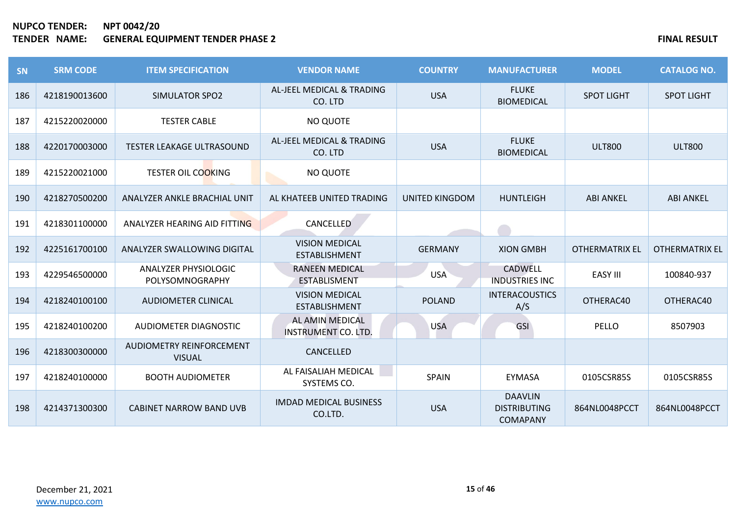**NUPCO TENDER:** **NPT 0042/20**

**TENDER NAME:** **GENERAL EQUIPMENT TENDER PHASE 2**

**FINAL RESULT**

| SN | SRM CODE | ITEM SPECIFICATION | VENDOR NAME | COUNTRY | MANUFACTURER | MODEL | CATALOG NO. |
|---|---|---|---|---|---|---|---|
| 186 | 4218190013600 | SIMULATOR SPO2 | AL-JEEL MEDICAL & TRADING CO. LTD | USA | FLUKE BIOMEDICAL | SPOT LIGHT | SPOT LIGHT |
| 187 | 4215220020000 | TESTER CABLE | NO QUOTE | | | | |
| 188 | 4220170003000 | TESTER LEAKAGE ULTRASOUND | AL-JEEL MEDICAL & TRADING CO. LTD | USA | FLUKE BIOMEDICAL | ULT800 | ULT800 |
| 189 | 4215220021000 | TESTER OIL COOKING | NO QUOTE | | | | |
| 190 | 4218270500200 | ANALYZER ANKLE BRACHIAL UNIT | AL KHATEEB UNITED TRADING | UNITED KINGDOM | HUNTLEIGH | ABI ANKEL | ABI ANKEL |
| 191 | 4218301100000 | ANALYZER HEARING AID FITTING | CANCELLED | | | | |
| 192 | 4225161700100 | ANALYZER SWALLOWING DIGITAL | VISION MEDICAL ESTABLISHMENT | GERMANY | XION GMBH | OTHERMATRIX EL | OTHERMATRIX EL |
| 193 | 4229546500000 | ANALYZER PHYSIOLOGIC POLYSOMNOGRAPHY | RANEEN MEDICAL ESTABLISMENT | USA | CADWELL INDUSTRIES INC | EASY III | 100840-937 |
| 194 | 4218240100100 | AUDIOMETER CLINICAL | VISION MEDICAL ESTABLISHMENT | POLAND | INTERACOUSTICS A/S | OTHERAC40 | OTHERAC40 |
| 195 | 4218240100200 | AUDIOMETER DIAGNOSTIC | AL AMIN MEDICAL INSTRUMENT CO. LTD. | USA | GSI | PELLO | 8507903 |
| 196 | 4218300300000 | AUDIOMETRY REINFORCEMENT VISUAL | CANCELLED | | | | |
| 197 | 4218240100000 | BOOTH AUDIOMETER | AL FAISALIAH MEDICAL SYSTEMS CO. | SPAIN | EYMASA | 0105CSR85S | 0105CSR85S |
| 198 | 4214371300300 | CABINET NARROW BAND UVB | IMDAD MEDICAL BUSINESS CO.LTD. | USA | DAAVLIN DISTRIBUTING COMAPANY | 864NL0048PCCT | 864NL0048PCCT |

December 21, 2021

www.nupco.com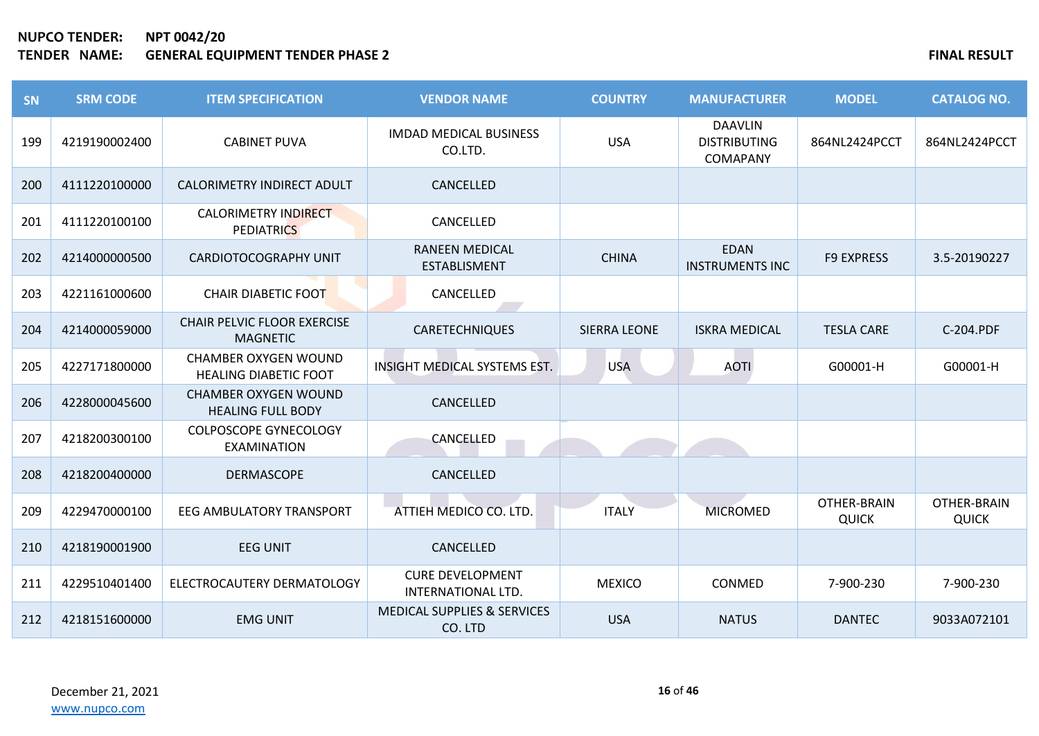**NUPCO TENDER:** **NPT 0042/20**
**TENDER NAME:** **GENERAL EQUIPMENT TENDER PHASE 2** **FINAL RESULT**

| SN | SRM CODE | ITEM SPECIFICATION | VENDOR NAME | COUNTRY | MANUFACTURER | MODEL | CATALOG NO. |
|---|---|---|---|---|---|---|---|
| 199 | 4219190002400 | CABINET PUVA | IMDAD MEDICAL BUSINESS CO.LTD. | USA | DAAVLIN DISTRIBUTING COMAPANY | 864NL2424PCCT | 864NL2424PCCT |
| 200 | 4111220100000 | CALORIMETRY INDIRECT ADULT | CANCELLED | | | | |
| 201 | 4111220100100 | CALORIMETRY INDIRECT PEDIATRICS | CANCELLED | | | | |
| 202 | 4214000000500 | CARDIOTOCOGRAPHY UNIT | RANEEN MEDICAL ESTABLISMENT | CHINA | EDAN INSTRUMENTS INC | F9 EXPRESS | 3.5-20190227 |
| 203 | 4221161000600 | CHAIR DIABETIC FOOT | CANCELLED | | | | |
| 204 | 4214000059000 | CHAIR PELVIC FLOOR EXERCISE MAGNETIC | CARETECHNIQUES | SIERRA LEONE | ISKRA MEDICAL | TESLA CARE | C-204.PDF |
| 205 | 4227171800000 | CHAMBER OXYGEN WOUND HEALING DIABETIC FOOT | INSIGHT MEDICAL SYSTEMS EST. | USA | AOTI | G00001-H | G00001-H |
| 206 | 4228000045600 | CHAMBER OXYGEN WOUND HEALING FULL BODY | CANCELLED | | | | |
| 207 | 4218200300100 | COLPOSCOPE GYNECOLOGY EXAMINATION | CANCELLED | | | | |
| 208 | 4218200400000 | DERMASCOPE | CANCELLED | | | | |
| 209 | 4229470000100 | EEG AMBULATORY TRANSPORT | ATTIEH MEDICO CO. LTD. | ITALY | MICROMED | OTHER-BRAIN QUICK | OTHER-BRAIN QUICK |
| 210 | 4218190001900 | EEG UNIT | CANCELLED | | | | |
| 211 | 4229510401400 | ELECTROCAUTERY DERMATOLOGY | CURE DEVELOPMENT INTERNATIONAL LTD. | MEXICO | CONMED | 7-900-230 | 7-900-230 |
| 212 | 4218151600000 | EMG UNIT | MEDICAL SUPPLIES & SERVICES CO. LTD | USA | NATUS | DANTEC | 9033A072101 |

December 21, 2021
www.nupco.com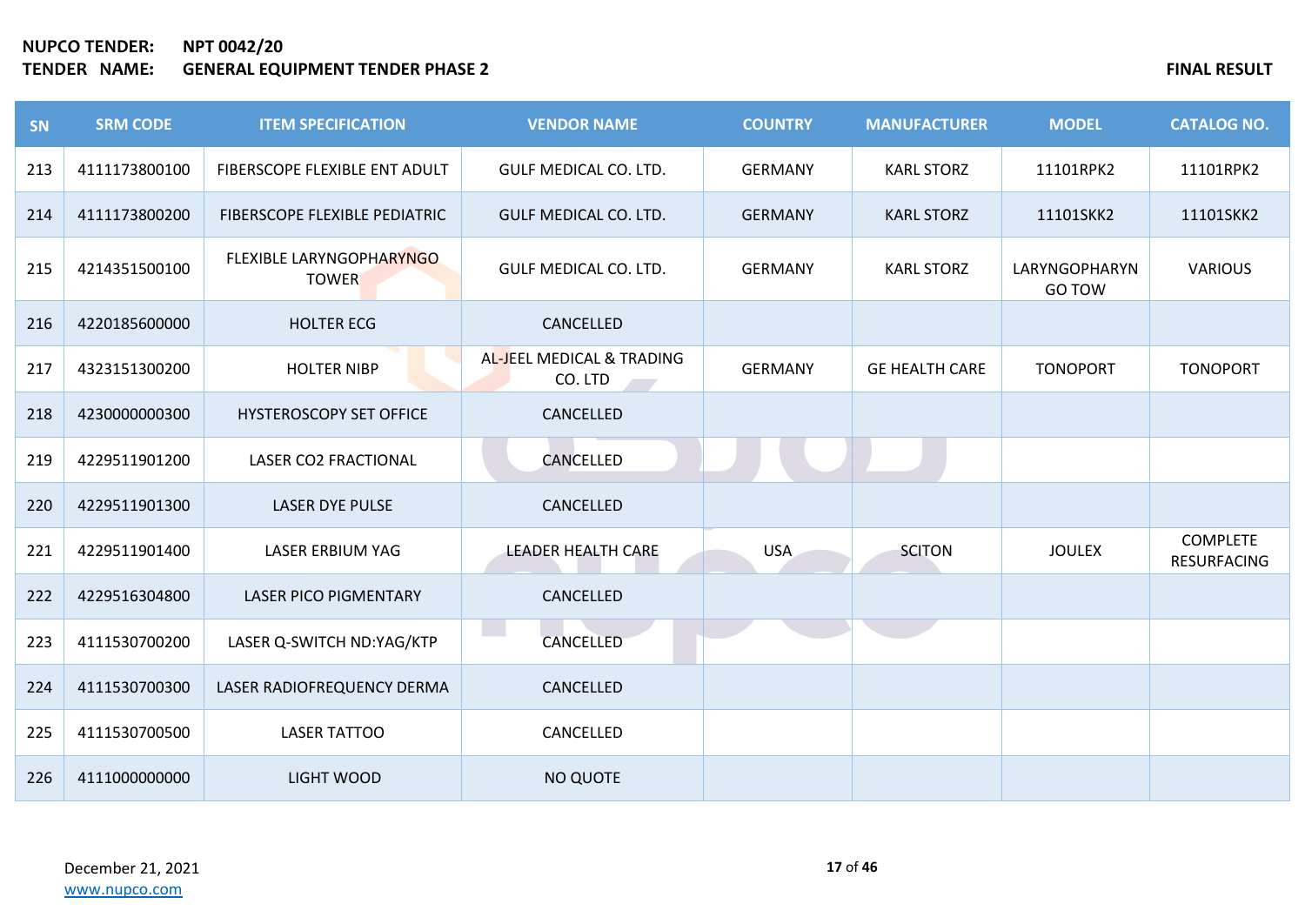**NUPCO TENDER:** NPT 0042/20
**TENDER NAME:** GENERAL EQUIPMENT TENDER PHASE 2

**FINAL RESULT**

| SN | SRM CODE | ITEM SPECIFICATION | VENDOR NAME | COUNTRY | MANUFACTURER | MODEL | CATALOG NO. |
|---|---|---|---|---|---|---|---|
| 213 | 4111173800100 | FIBERSCOPE FLEXIBLE ENT ADULT | GULF MEDICAL CO. LTD. | GERMANY | KARL STORZ | 11101RPK2 | 11101RPK2 |
| 214 | 4111173800200 | FIBERSCOPE FLEXIBLE PEDIATRIC | GULF MEDICAL CO. LTD. | GERMANY | KARL STORZ | 11101SKK2 | 11101SKK2 |
| 215 | 4214351500100 | FLEXIBLE LARYNGOPHARYNGO TOWER | GULF MEDICAL CO. LTD. | GERMANY | KARL STORZ | LARYNGOPHARYN GO TOW | VARIOUS |
| 216 | 4220185600000 | HOLTER ECG | CANCELLED | | | | |
| 217 | 4323151300200 | HOLTER NIBP | AL-JEEL MEDICAL & TRADING CO. LTD | GERMANY | GE HEALTH CARE | TONOPORT | TONOPORT |
| 218 | 4230000000300 | HYSTEROSCOPY SET OFFICE | CANCELLED | | | | |
| 219 | 4229511901200 | LASER CO2 FRACTIONAL | CANCELLED | | | | |
| 220 | 4229511901300 | LASER DYE PULSE | CANCELLED | | | | |
| 221 | 4229511901400 | LASER ERBIUM YAG | LEADER HEALTH CARE | USA | SCITON | JOULEX | COMPLETE RESURFACING |
| 222 | 4229516304800 | LASER PICO PIGMENTARY | CANCELLED | | | | |
| 223 | 4111530700200 | LASER Q-SWITCH ND:YAG/KTP | CANCELLED | | | | |
| 224 | 4111530700300 | LASER RADIOFREQUENCY DERMA | CANCELLED | | | | |
| 225 | 4111530700500 | LASER TATTOO | CANCELLED | | | | |
| 226 | 4111000000000 | LIGHT WOOD | NO QUOTE | | | | |

December 21, 2021
www.nupco.com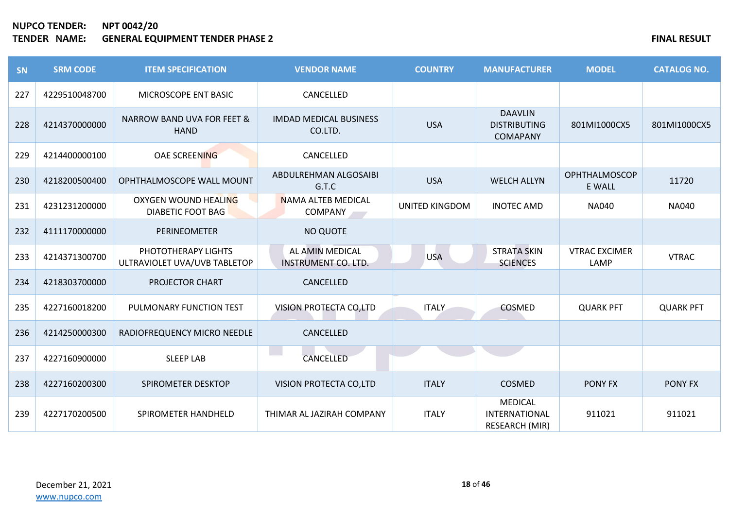**NUPCO TENDER:** **NPT 0042/20**
**TENDER NAME:** **GENERAL EQUIPMENT TENDER PHASE 2**

**FINAL RESULT**

| SN | SRM CODE | ITEM SPECIFICATION | VENDOR NAME | COUNTRY | MANUFACTURER | MODEL | CATALOG NO. |
|---|---|---|---|---|---|---|---|
| 227 | 4229510048700 | MICROSCOPE ENT BASIC | CANCELLED | | | | |
| 228 | 4214370000000 | NARROW BAND UVA FOR FEET & HAND | IMDAD MEDICAL BUSINESS CO.LTD. | USA | DAAVLIN DISTRIBUTING COMAPANY | 801MI1000CX5 | 801MI1000CX5 |
| 229 | 4214400000100 | OAE SCREENING | CANCELLED | | | | |
| 230 | 4218200500400 | OPHTHALMOSCOPE WALL MOUNT | ABDULREHMAN ALGOSAIBI G.T.C | USA | WELCH ALLYN | OPHTHALMOSCOP E WALL | 11720 |
| 231 | 4231231200000 | OXYGEN WOUND HEALING DIABETIC FOOT BAG | NAMA ALTEB MEDICAL COMPANY | UNITED KINGDOM | INOTEC AMD | NA040 | NA040 |
| 232 | 4111170000000 | PERINEOMETER | NO QUOTE | | | | |
| 233 | 4214371300700 | PHOTOTHERAPY LIGHTS ULTRAVIOLET UVA/UVB TABLETOP | AL AMIN MEDICAL INSTRUMENT CO. LTD. | USA | STRATA SKIN SCIENCES | VTRAC EXCIMER LAMP | VTRAC |
| 234 | 4218303700000 | PROJECTOR CHART | CANCELLED | | | | |
| 235 | 4227160018200 | PULMONARY FUNCTION TEST | VISION PROTECTA CO,LTD | ITALY | COSMED | QUARK PFT | QUARK PFT |
| 236 | 4214250000300 | RADIOFREQUENCY MICRO NEEDLE | CANCELLED | | | | |
| 237 | 4227160900000 | SLEEP LAB | CANCELLED | | | | |
| 238 | 4227160200300 | SPIROMETER DESKTOP | VISION PROTECTA CO,LTD | ITALY | COSMED | PONY FX | PONY FX |
| 239 | 4227170200500 | SPIROMETER HANDHELD | THIMAR AL JAZIRAH COMPANY | ITALY | MEDICAL INTERNATIONAL RESEARCH (MIR) | 911021 | 911021 |

December 21, 2021
www.nupco.com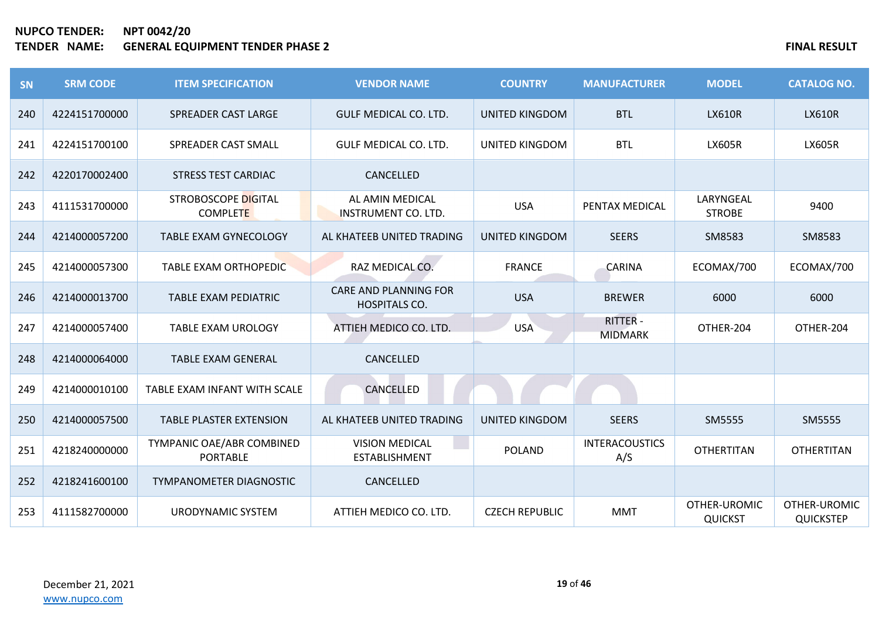**NUPCO TENDER:** **NPT 0042/20**
**TENDER NAME:** **GENERAL EQUIPMENT TENDER PHASE 2** **FINAL RESULT**

| SN | SRM CODE | ITEM SPECIFICATION | VENDOR NAME | COUNTRY | MANUFACTURER | MODEL | CATALOG NO. |
|---|---|---|---|---|---|---|---|
| 240 | 4224151700000 | SPREADER CAST LARGE | GULF MEDICAL CO. LTD. | UNITED KINGDOM | BTL | LX610R | LX610R |
| 241 | 4224151700100 | SPREADER CAST SMALL | GULF MEDICAL CO. LTD. | UNITED KINGDOM | BTL | LX605R | LX605R |
| 242 | 4220170002400 | STRESS TEST CARDIAC | CANCELLED | | | | |
| 243 | 4111531700000 | STROBOSCOPE DIGITAL COMPLETE | AL AMIN MEDICAL INSTRUMENT CO. LTD. | USA | PENTAX MEDICAL | LARYNGEAL STROBE | 9400 |
| 244 | 4214000057200 | TABLE EXAM GYNECOLOGY | AL KHATEEB UNITED TRADING | UNITED KINGDOM | SEERS | SM8583 | SM8583 |
| 245 | 4214000057300 | TABLE EXAM ORTHOPEDIC | RAZ MEDICAL CO. | FRANCE | CARINA | ECOMAX/700 | ECOMAX/700 |
| 246 | 4214000013700 | TABLE EXAM PEDIATRIC | CARE AND PLANNING FOR HOSPITALS CO. | USA | BREWER | 6000 | 6000 |
| 247 | 4214000057400 | TABLE EXAM UROLOGY | ATTIEH MEDICO CO. LTD. | USA | RITTER - MIDMARK | OTHER-204 | OTHER-204 |
| 248 | 4214000064000 | TABLE EXAM GENERAL | CANCELLED | | | | |
| 249 | 4214000010100 | TABLE EXAM INFANT WITH SCALE | CANCELLED | | | | |
| 250 | 4214000057500 | TABLE PLASTER EXTENSION | AL KHATEEB UNITED TRADING | UNITED KINGDOM | SEERS | SM5555 | SM5555 |
| 251 | 4218240000000 | TYMPANIC OAE/ABR COMBINED PORTABLE | VISION MEDICAL ESTABLISHMENT | POLAND | INTERACOUSTICS A/S | OTHERTITAN | OTHERTITAN |
| 252 | 4218241600100 | TYMPANOMETER DIAGNOSTIC | CANCELLED | | | | |
| 253 | 4111582700000 | URODYNAMIC SYSTEM | ATTIEH MEDICO CO. LTD. | CZECH REPUBLIC | MMT | OTHER-UROMIC QUICKST | OTHER-UROMIC QUICKSTEP |

December 21, 2021
www.nupco.com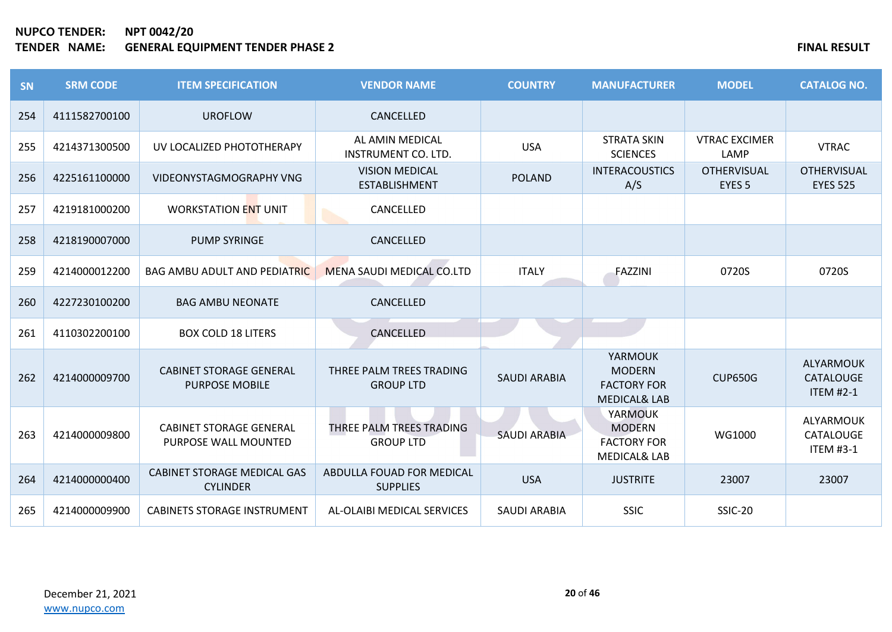**NUPCO TENDER:** **NPT 0042/20**
**TENDER NAME:** **GENERAL EQUIPMENT TENDER PHASE 2**

**FINAL RESULT**

| SN | SRM CODE | ITEM SPECIFICATION | VENDOR NAME | COUNTRY | MANUFACTURER | MODEL | CATALOG NO. |
|---|---|---|---|---|---|---|---|
| 254 | 4111582700100 | UROFLOW | CANCELLED | | | | |
| 255 | 4214371300500 | UV LOCALIZED PHOTOTHERAPY | AL AMIN MEDICAL INSTRUMENT CO. LTD. | USA | STRATA SKIN SCIENCES | VTRAC EXCIMER LAMP | VTRAC |
| 256 | 4225161100000 | VIDEONYSTAGMOGRAPHY VNG | VISION MEDICAL ESTABLISHMENT | POLAND | INTERACOUSTICS A/S | OTHERVISUAL EYES 5 | OTHERVISUAL EYES 525 |
| 257 | 4219181000200 | WORKSTATION ENT UNIT | CANCELLED | | | | |
| 258 | 4218190007000 | PUMP SYRINGE | CANCELLED | | | | |
| 259 | 4214000012200 | BAG AMBU ADULT AND PEDIATRIC | MENA SAUDI MEDICAL CO.LTD | ITALY | FAZZINI | 0720S | 0720S |
| 260 | 4227230100200 | BAG AMBU NEONATE | CANCELLED | | | | |
| 261 | 4110302200100 | BOX COLD 18 LITERS | CANCELLED | | | | |
| 262 | 4214000009700 | CABINET STORAGE GENERAL PURPOSE MOBILE | THREE PALM TREES TRADING GROUP LTD | SAUDI ARABIA | YARMOUK MODERN FACTORY FOR MEDICAL& LAB | CUP650G | ALYARMOUK CATALOUGE ITEM #2-1 |
| 263 | 4214000009800 | CABINET STORAGE GENERAL PURPOSE WALL MOUNTED | THREE PALM TREES TRADING GROUP LTD | SAUDI ARABIA | YARMOUK MODERN FACTORY FOR MEDICAL& LAB | WG1000 | ALYARMOUK CATALOUGE ITEM #3-1 |
| 264 | 4214000000400 | CABINET STORAGE MEDICAL GAS CYLINDER | ABDULLA FOUAD FOR MEDICAL SUPPLIES | USA | JUSTRITE | 23007 | 23007 |
| 265 | 4214000009900 | CABINETS STORAGE INSTRUMENT | AL-OLAIBI MEDICAL SERVICES | SAUDI ARABIA | SSIC | SSIC-20 | |

December 21, 2021
www.nupco.com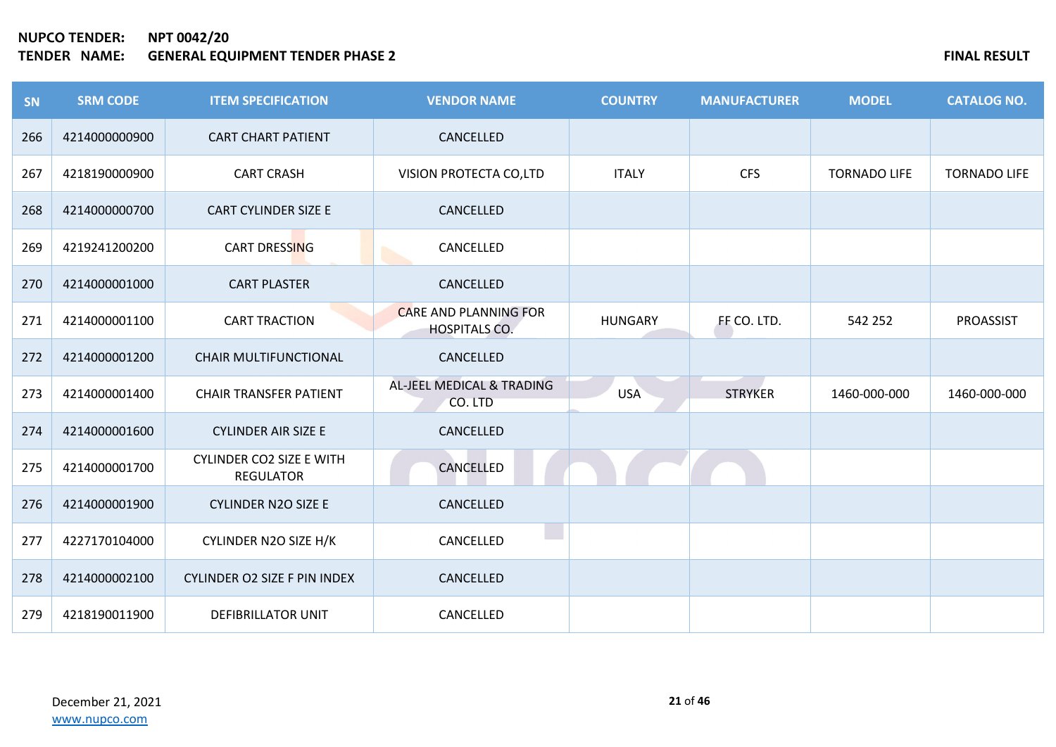**NUPCO TENDER:** **NPT 0042/20**

**TENDER NAME:** **GENERAL EQUIPMENT TENDER PHASE 2**

**FINAL RESULT**

| SN | SRM CODE | ITEM SPECIFICATION | VENDOR NAME | COUNTRY | MANUFACTURER | MODEL | CATALOG NO. |
|---|---|---|---|---|---|---|---|
| 266 | 4214000000900 | CART CHART PATIENT | CANCELLED | | | | |
| 267 | 4218190000900 | CART CRASH | VISION PROTECTA CO,LTD | ITALY | CFS | TORNADO LIFE | TORNADO LIFE |
| 268 | 4214000000700 | CART CYLINDER SIZE E | CANCELLED | | | | |
| 269 | 4219241200200 | CART DRESSING | CANCELLED | | | | |
| 270 | 4214000001000 | CART PLASTER | CANCELLED | | | | |
| 271 | 4214000001100 | CART TRACTION | CARE AND PLANNING FOR HOSPITALS CO. | HUNGARY | FF CO. LTD. | 542 252 | PROASSIST |
| 272 | 4214000001200 | CHAIR MULTIFUNCTIONAL | CANCELLED | | | | |
| 273 | 4214000001400 | CHAIR TRANSFER PATIENT | AL-JEEL MEDICAL & TRADING CO. LTD | USA | STRYKER | 1460-000-000 | 1460-000-000 |
| 274 | 4214000001600 | CYLINDER AIR SIZE E | CANCELLED | | | | |
| 275 | 4214000001700 | CYLINDER CO2 SIZE E WITH REGULATOR | CANCELLED | | | | |
| 276 | 4214000001900 | CYLINDER N2O SIZE E | CANCELLED | | | | |
| 277 | 4227170104000 | CYLINDER N2O SIZE H/K | CANCELLED | | | | |
| 278 | 4214000002100 | CYLINDER O2 SIZE F PIN INDEX | CANCELLED | | | | |
| 279 | 4218190011900 | DEFIBRILLATOR UNIT | CANCELLED | | | | |

December 21, 2021

www.nupco.com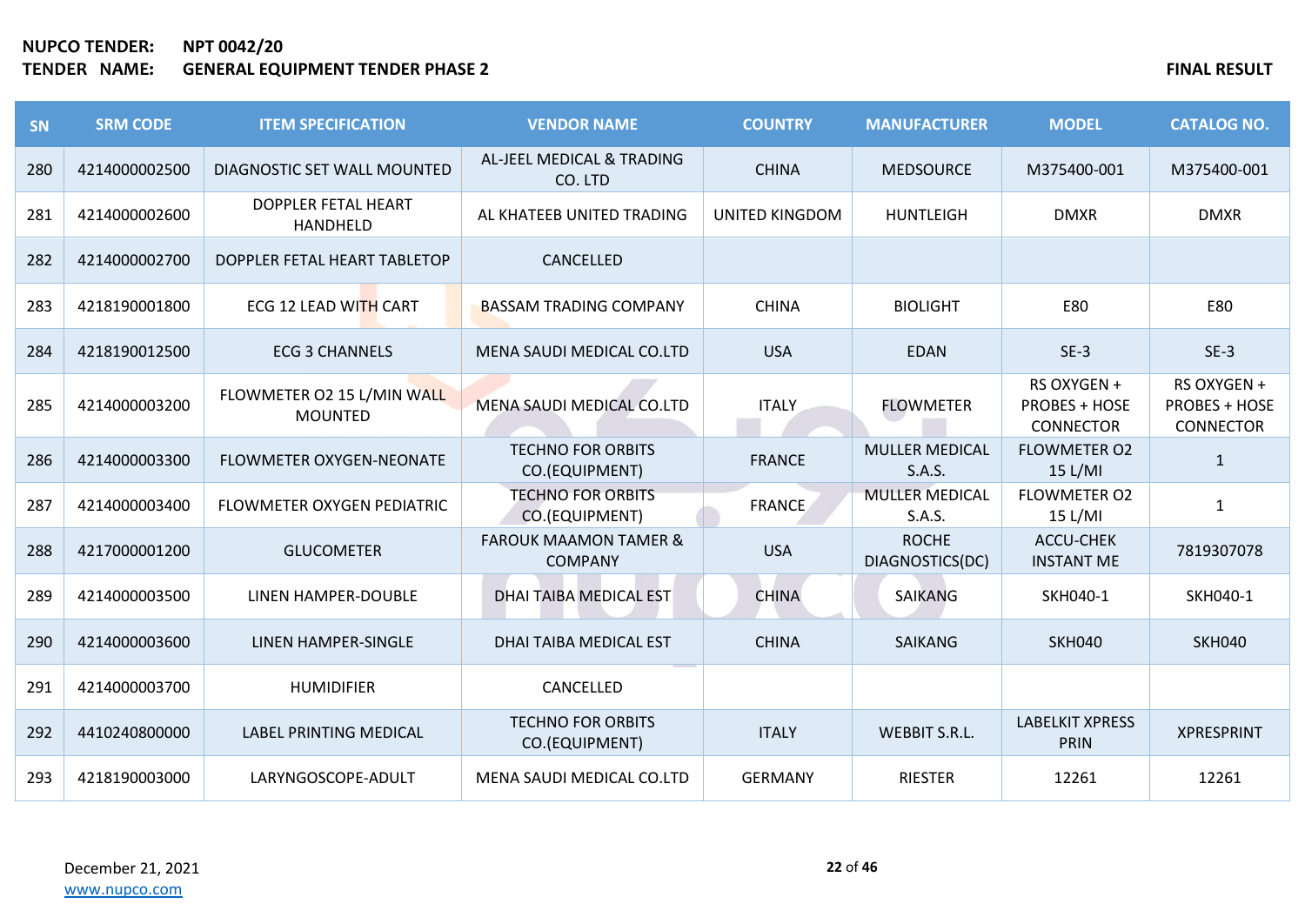**NUPCO TENDER:** **NPT 0042/20**
**TENDER NAME:** **GENERAL EQUIPMENT TENDER PHASE 2** **FINAL RESULT**

| SN | SRM CODE | ITEM SPECIFICATION | VENDOR NAME | COUNTRY | MANUFACTURER | MODEL | CATALOG NO. |
|---|---|---|---|---|---|---|---|
| 280 | 4214000002500 | DIAGNOSTIC SET WALL MOUNTED | AL-JEEL MEDICAL & TRADING CO. LTD | CHINA | MEDSOURCE | M375400-001 | M375400-001 |
| 281 | 4214000002600 | DOPPLER FETAL HEART HANDHELD | AL KHATEEB UNITED TRADING | UNITED KINGDOM | HUNTLEIGH | DMXR | DMXR |
| 282 | 4214000002700 | DOPPLER FETAL HEART TABLETOP | CANCELLED | | | | |
| 283 | 4218190001800 | ECG 12 LEAD WITH CART | BASSAM TRADING COMPANY | CHINA | BIOLIGHT | E80 | E80 |
| 284 | 4218190012500 | ECG 3 CHANNELS | MENA SAUDI MEDICAL CO.LTD | USA | EDAN | SE-3 | SE-3 |
| 285 | 4214000003200 | FLOWMETER O2 15 L/MIN WALL MOUNTED | MENA SAUDI MEDICAL CO.LTD | ITALY | FLOWMETER | RS OXYGEN + PROBES + HOSE CONNECTOR | RS OXYGEN + PROBES + HOSE CONNECTOR |
| 286 | 4214000003300 | FLOWMETER OXYGEN-NEONATE | TECHNO FOR ORBITS CO.(EQUIPMENT) | FRANCE | MULLER MEDICAL S.A.S. | FLOWMETER O2 15 L/MI | 1 |
| 287 | 4214000003400 | FLOWMETER OXYGEN PEDIATRIC | TECHNO FOR ORBITS CO.(EQUIPMENT) | FRANCE | MULLER MEDICAL S.A.S. | FLOWMETER O2 15 L/MI | 1 |
| 288 | 4217000001200 | GLUCOMETER | FAROUK MAAMON TAMER & COMPANY | USA | ROCHE DIAGNOSTICS(DC) | ACCU-CHEK INSTANT ME | 7819307078 |
| 289 | 4214000003500 | LINEN HAMPER-DOUBLE | DHAI TAIBA MEDICAL EST | CHINA | SAIKANG | SKH040-1 | SKH040-1 |
| 290 | 4214000003600 | LINEN HAMPER-SINGLE | DHAI TAIBA MEDICAL EST | CHINA | SAIKANG | SKH040 | SKH040 |
| 291 | 4214000003700 | HUMIDIFIER | CANCELLED | | | | |
| 292 | 4410240800000 | LABEL PRINTING MEDICAL | TECHNO FOR ORBITS CO.(EQUIPMENT) | ITALY | WEBBIT S.R.L. | LABELKIT XPRESS PRIN | XPRESPRINT |
| 293 | 4218190003000 | LARYNGOSCOPE-ADULT | MENA SAUDI MEDICAL CO.LTD | GERMANY | RIESTER | 12261 | 12261 |

December 21, 2021
www.nupco.com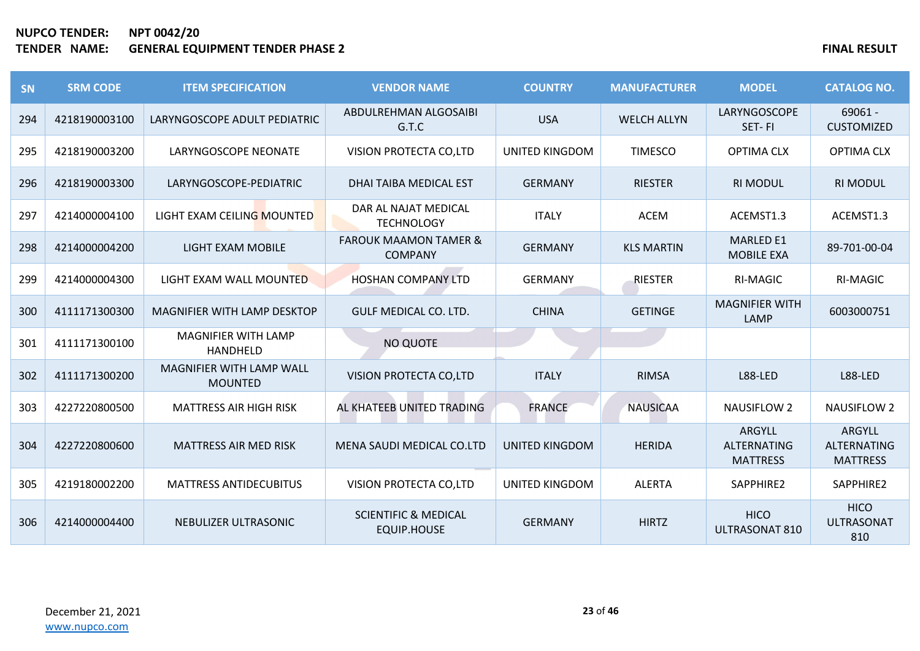**NUPCO TENDER:** **NPT 0042/20**
**TENDER NAME:** **GENERAL EQUIPMENT TENDER PHASE 2**

**FINAL RESULT**

| SN | SRM CODE | ITEM SPECIFICATION | VENDOR NAME | COUNTRY | MANUFACTURER | MODEL | CATALOG NO. |
|---|---|---|---|---|---|---|---|
| 294 | 4218190003100 | LARYNGOSCOPE ADULT PEDIATRIC | ABDULREHMAN ALGOSAIBI G.T.C | USA | WELCH ALLYN | LARYNGOSCOPE SET- FI | 69061 - CUSTOMIZED |
| 295 | 4218190003200 | LARYNGOSCOPE NEONATE | VISION PROTECTA CO,LTD | UNITED KINGDOM | TIMESCO | OPTIMA CLX | OPTIMA CLX |
| 296 | 4218190003300 | LARYNGOSCOPE-PEDIATRIC | DHAI TAIBA MEDICAL EST | GERMANY | RIESTER | RI MODUL | RI MODUL |
| 297 | 4214000004100 | LIGHT EXAM CEILING MOUNTED | DAR AL NAJAT MEDICAL TECHNOLOGY | ITALY | ACEM | ACEMST1.3 | ACEMST1.3 |
| 298 | 4214000004200 | LIGHT EXAM MOBILE | FAROUK MAAMON TAMER & COMPANY | GERMANY | KLS MARTIN | MARLED E1 MOBILE EXA | 89-701-00-04 |
| 299 | 4214000004300 | LIGHT EXAM WALL MOUNTED | HOSHAN COMPANY LTD | GERMANY | RIESTER | RI-MAGIC | RI-MAGIC |
| 300 | 4111171300300 | MAGNIFIER WITH LAMP DESKTOP | GULF MEDICAL CO. LTD. | CHINA | GETINGE | MAGNIFIER WITH LAMP | 6003000751 |
| 301 | 4111171300100 | MAGNIFIER WITH LAMP HANDHELD | NO QUOTE | | | | |
| 302 | 4111171300200 | MAGNIFIER WITH LAMP WALL MOUNTED | VISION PROTECTA CO,LTD | ITALY | RIMSA | L88-LED | L88-LED |
| 303 | 4227220800500 | MATTRESS AIR HIGH RISK | AL KHATEEB UNITED TRADING | FRANCE | NAUSICAA | NAUSIFLOW 2 | NAUSIFLOW 2 |
| 304 | 4227220800600 | MATTRESS AIR MED RISK | MENA SAUDI MEDICAL CO.LTD | UNITED KINGDOM | HERIDA | ARGYLL ALTERNATING MATTRESS | ARGYLL ALTERNATING MATTRESS |
| 305 | 4219180002200 | MATTRESS ANTIDECUBITUS | VISION PROTECTA CO,LTD | UNITED KINGDOM | ALERTA | SAPPHIRE2 | SAPPHIRE2 |
| 306 | 4214000004400 | NEBULIZER ULTRASONIC | SCIENTIFIC & MEDICAL EQUIP.HOUSE | GERMANY | HIRTZ | HICO ULTRASONAT 810 | HICO ULTRASONAT 810 |

December 21, 2021
www.nupco.com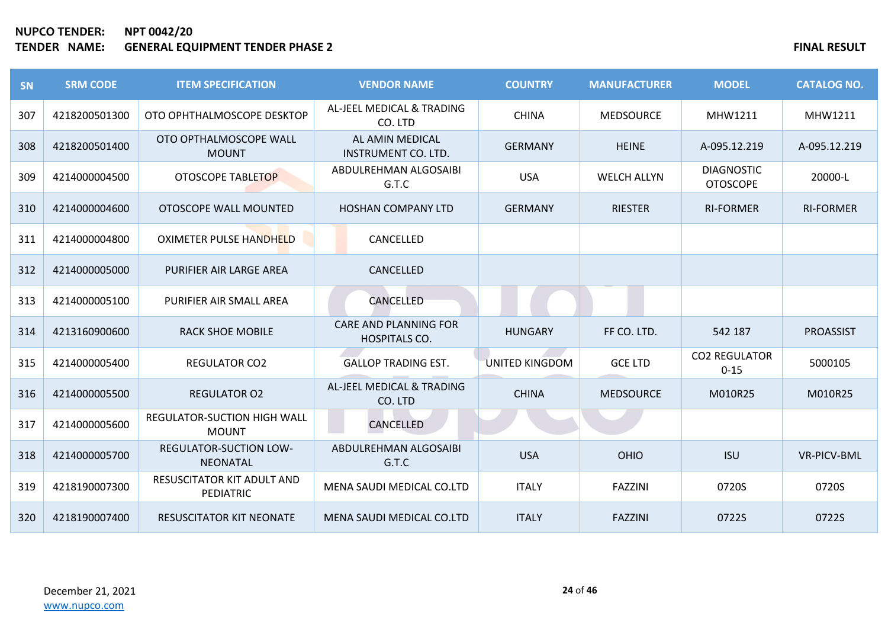**NUPCO TENDER:** **NPT 0042/20**
**TENDER NAME:** **GENERAL EQUIPMENT TENDER PHASE 2**

**FINAL RESULT**

| SN | SRM CODE | ITEM SPECIFICATION | VENDOR NAME | COUNTRY | MANUFACTURER | MODEL | CATALOG NO. |
|---|---|---|---|---|---|---|---|
| 307 | 4218200501300 | OTO OPHTHALMOSCOPE DESKTOP | AL-JEEL MEDICAL & TRADING CO. LTD | CHINA | MEDSOURCE | MHW1211 | MHW1211 |
| 308 | 4218200501400 | OTO OPTHALMOSCOPE WALL MOUNT | AL AMIN MEDICAL INSTRUMENT CO. LTD. | GERMANY | HEINE | A-095.12.219 | A-095.12.219 |
| 309 | 4214000004500 | OTOSCOPE TABLETOP | ABDULREHMAN ALGOSAIBI G.T.C | USA | WELCH ALLYN | DIAGNOSTIC OTOSCOPE | 20000-L |
| 310 | 4214000004600 | OTOSCOPE WALL MOUNTED | HOSHAN COMPANY LTD | GERMANY | RIESTER | RI-FORMER | RI-FORMER |
| 311 | 4214000004800 | OXIMETER PULSE HANDHELD | CANCELLED | | | | |
| 312 | 4214000005000 | PURIFIER AIR LARGE AREA | CANCELLED | | | | |
| 313 | 4214000005100 | PURIFIER AIR SMALL AREA | CANCELLED | | | | |
| 314 | 4213160900600 | RACK SHOE MOBILE | CARE AND PLANNING FOR HOSPITALS CO. | HUNGARY | FF CO. LTD. | 542 187 | PROASSIST |
| 315 | 4214000005400 | REGULATOR CO2 | GALLOP TRADING EST. | UNITED KINGDOM | GCE LTD | CO2 REGULATOR 0-15 | 5000105 |
| 316 | 4214000005500 | REGULATOR O2 | AL-JEEL MEDICAL & TRADING CO. LTD | CHINA | MEDSOURCE | M010R25 | M010R25 |
| 317 | 4214000005600 | REGULATOR-SUCTION HIGH WALL MOUNT | CANCELLED | | | | |
| 318 | 4214000005700 | REGULATOR-SUCTION LOW-NEONATAL | ABDULREHMAN ALGOSAIBI G.T.C | USA | OHIO | ISU | VR-PICV-BML |
| 319 | 4218190007300 | RESUSCITATOR KIT ADULT AND PEDIATRIC | MENA SAUDI MEDICAL CO.LTD | ITALY | FAZZINI | 0720S | 0720S |
| 320 | 4218190007400 | RESUSCITATOR KIT NEONATE | MENA SAUDI MEDICAL CO.LTD | ITALY | FAZZINI | 0722S | 0722S |

December 21, 2021
www.nupco.com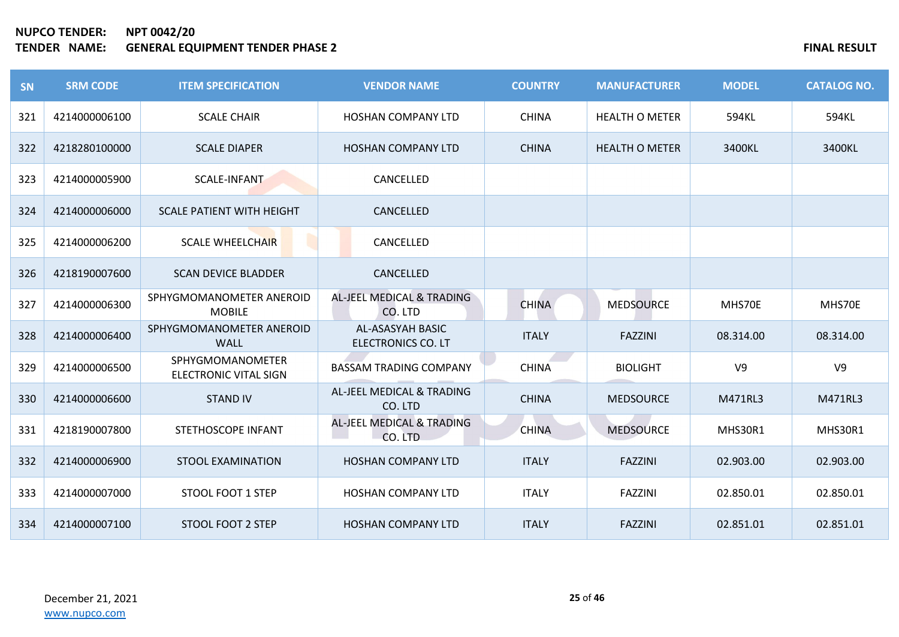**NUPCO TENDER:** **NPT 0042/20**

**TENDER NAME:** **GENERAL EQUIPMENT TENDER PHASE 2** **FINAL RESULT**

| SN | SRM CODE | ITEM SPECIFICATION | VENDOR NAME | COUNTRY | MANUFACTURER | MODEL | CATALOG NO. |
|---|---|---|---|---|---|---|---|
| 321 | 4214000006100 | SCALE CHAIR | HOSHAN COMPANY LTD | CHINA | HEALTH O METER | 594KL | 594KL |
| 322 | 4218280100000 | SCALE DIAPER | HOSHAN COMPANY LTD | CHINA | HEALTH O METER | 3400KL | 3400KL |
| 323 | 4214000005900 | SCALE-INFANT | CANCELLED | | | | |
| 324 | 4214000006000 | SCALE PATIENT WITH HEIGHT | CANCELLED | | | | |
| 325 | 4214000006200 | SCALE WHEELCHAIR | CANCELLED | | | | |
| 326 | 4218190007600 | SCAN DEVICE BLADDER | CANCELLED | | | | |
| 327 | 4214000006300 | SPHYGMOMANOMETER ANEROID MOBILE | AL-JEEL MEDICAL & TRADING CO. LTD | CHINA | MEDSOURCE | MHS70E | MHS70E |
| 328 | 4214000006400 | SPHYGMOMANOMETER ANEROID WALL | AL-ASASYAH BASIC ELECTRONICS CO. LT | ITALY | FAZZINI | 08.314.00 | 08.314.00 |
| 329 | 4214000006500 | SPHYGMOMANOMETER ELECTRONIC VITAL SIGN | BASSAM TRADING COMPANY | CHINA | BIOLIGHT | V9 | V9 |
| 330 | 4214000006600 | STAND IV | AL-JEEL MEDICAL & TRADING CO. LTD | CHINA | MEDSOURCE | M471RL3 | M471RL3 |
| 331 | 4218190007800 | STETHOSCOPE INFANT | AL-JEEL MEDICAL & TRADING CO. LTD | CHINA | MEDSOURCE | MHS30R1 | MHS30R1 |
| 332 | 4214000006900 | STOOL EXAMINATION | HOSHAN COMPANY LTD | ITALY | FAZZINI | 02.903.00 | 02.903.00 |
| 333 | 4214000007000 | STOOL FOOT 1 STEP | HOSHAN COMPANY LTD | ITALY | FAZZINI | 02.850.01 | 02.850.01 |
| 334 | 4214000007100 | STOOL FOOT 2 STEP | HOSHAN COMPANY LTD | ITALY | FAZZINI | 02.851.01 | 02.851.01 |

December 21, 2021

www.nupco.com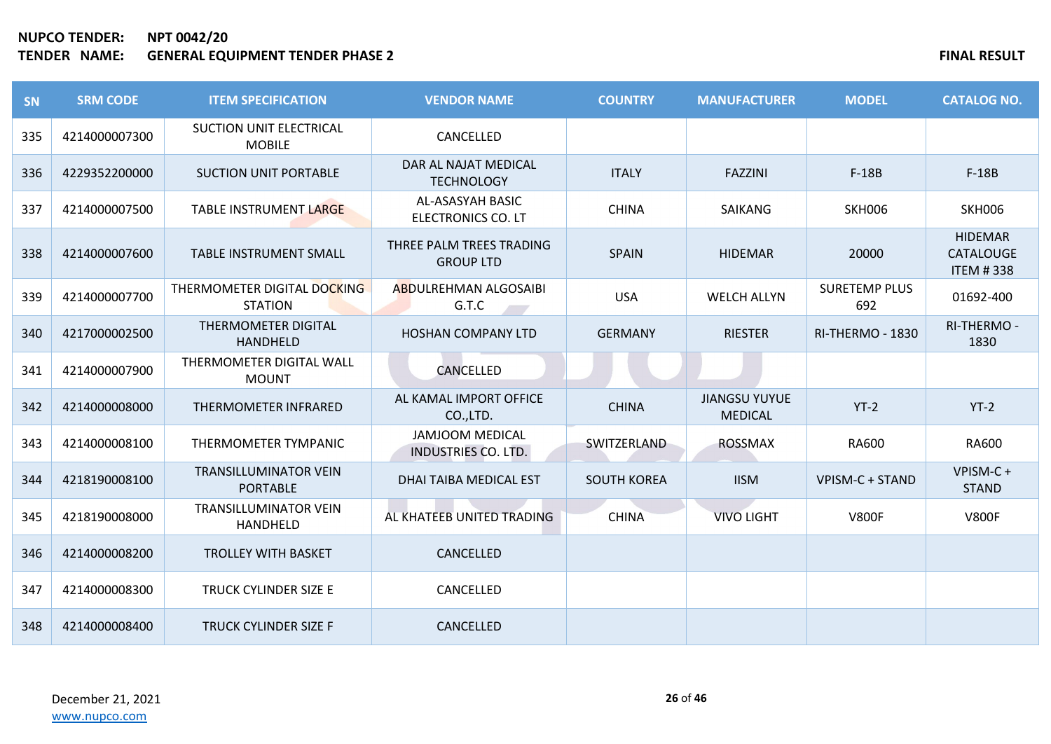**NUPCO TENDER:** **NPT 0042/20**
**TENDER NAME:** **GENERAL EQUIPMENT TENDER PHASE 2**

**FINAL RESULT**

| SN | SRM CODE | ITEM SPECIFICATION | VENDOR NAME | COUNTRY | MANUFACTURER | MODEL | CATALOG NO. |
|---|---|---|---|---|---|---|---|
| 335 | 4214000007300 | SUCTION UNIT ELECTRICAL MOBILE | CANCELLED | | | | |
| 336 | 4229352200000 | SUCTION UNIT PORTABLE | DAR AL NAJAT MEDICAL TECHNOLOGY | ITALY | FAZZINI | F-18B | F-18B |
| 337 | 4214000007500 | TABLE INSTRUMENT LARGE | AL-ASASYAH BASIC ELECTRONICS CO. LT | CHINA | SAIKANG | SKH006 | SKH006 |
| 338 | 4214000007600 | TABLE INSTRUMENT SMALL | THREE PALM TREES TRADING GROUP LTD | SPAIN | HIDEMAR | 20000 | HIDEMAR CATALOUGE ITEM # 338 |
| 339 | 4214000007700 | THERMOMETER DIGITAL DOCKING STATION | ABDULREHMAN ALGOSAIBI G.T.C | USA | WELCH ALLYN | SURETEMP PLUS 692 | 01692-400 |
| 340 | 4217000002500 | THERMOMETER DIGITAL HANDHELD | HOSHAN COMPANY LTD | GERMANY | RIESTER | RI-THERMO - 1830 | RI-THERMO - 1830 |
| 341 | 4214000007900 | THERMOMETER DIGITAL WALL MOUNT | CANCELLED | | | | |
| 342 | 4214000008000 | THERMOMETER INFRARED | AL KAMAL IMPORT OFFICE CO.,LTD. | CHINA | JIANGSU YUYUE MEDICAL | YT-2 | YT-2 |
| 343 | 4214000008100 | THERMOMETER TYMPANIC | JAMJOOM MEDICAL INDUSTRIES CO. LTD. | SWITZERLAND | ROSSMAX | RA600 | RA600 |
| 344 | 4218190008100 | TRANSILLUMINATOR VEIN PORTABLE | DHAI TAIBA MEDICAL EST | SOUTH KOREA | IISM | VPISM-C + STAND | VPISM-C + STAND |
| 345 | 4218190008000 | TRANSILLUMINATOR VEIN HANDHELD | AL KHATEEB UNITED TRADING | CHINA | VIVO LIGHT | V800F | V800F |
| 346 | 4214000008200 | TROLLEY WITH BASKET | CANCELLED | | | | |
| 347 | 4214000008300 | TRUCK CYLINDER SIZE E | CANCELLED | | | | |
| 348 | 4214000008400 | TRUCK CYLINDER SIZE F | CANCELLED | | | | |

December 21, 2021
www.nupco.com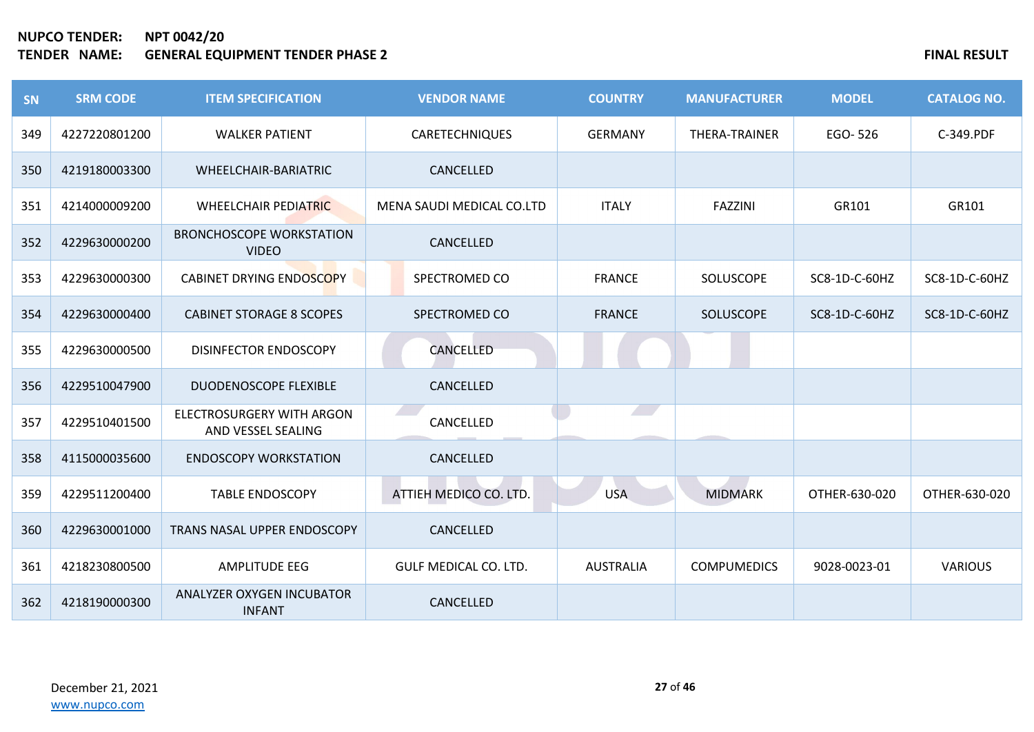**NUPCO TENDER:** NPT 0042/20
**TENDER NAME:** GENERAL EQUIPMENT TENDER PHASE 2

**FINAL RESULT**

| SN | SRM CODE | ITEM SPECIFICATION | VENDOR NAME | COUNTRY | MANUFACTURER | MODEL | CATALOG NO. |
|---|---|---|---|---|---|---|---|
| 349 | 4227220801200 | WALKER PATIENT | CARETECHNIQUES | GERMANY | THERA-TRAINER | EGO- 526 | C-349.PDF |
| 350 | 4219180003300 | WHEELCHAIR-BARIATRIC | CANCELLED | | | | |
| 351 | 4214000009200 | WHEELCHAIR PEDIATRIC | MENA SAUDI MEDICAL CO.LTD | ITALY | FAZZINI | GR101 | GR101 |
| 352 | 4229630000200 | BRONCHOSCOPE WORKSTATION VIDEO | CANCELLED | | | | |
| 353 | 4229630000300 | CABINET DRYING ENDOSCOPY | SPECTROMED CO | FRANCE | SOLUSCOPE | SC8-1D-C-60HZ | SC8-1D-C-60HZ |
| 354 | 4229630000400 | CABINET STORAGE 8 SCOPES | SPECTROMED CO | FRANCE | SOLUSCOPE | SC8-1D-C-60HZ | SC8-1D-C-60HZ |
| 355 | 4229630000500 | DISINFECTOR ENDOSCOPY | CANCELLED | | | | |
| 356 | 4229510047900 | DUODENOSCOPE FLEXIBLE | CANCELLED | | | | |
| 357 | 4229510401500 | ELECTROSURGERY WITH ARGON AND VESSEL SEALING | CANCELLED | | | | |
| 358 | 4115000035600 | ENDOSCOPY WORKSTATION | CANCELLED | | | | |
| 359 | 4229511200400 | TABLE ENDOSCOPY | ATTIEH MEDICO CO. LTD. | USA | MIDMARK | OTHER-630-020 | OTHER-630-020 |
| 360 | 4229630001000 | TRANS NASAL UPPER ENDOSCOPY | CANCELLED | | | | |
| 361 | 4218230800500 | AMPLITUDE EEG | GULF MEDICAL CO. LTD. | AUSTRALIA | COMPUMEDICS | 9028-0023-01 | VARIOUS |
| 362 | 4218190000300 | ANALYZER OXYGEN INCUBATOR INFANT | CANCELLED | | | | |

December 21, 2021
www.nupco.com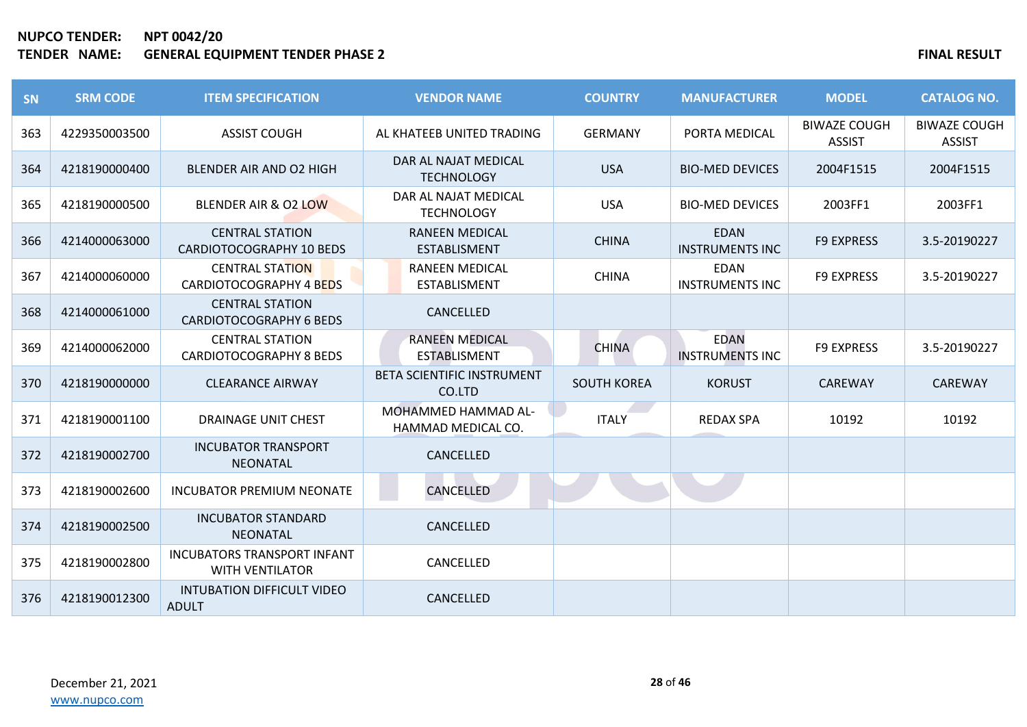**NUPCO TENDER:** NPT 0042/20
**TENDER NAME:** GENERAL EQUIPMENT TENDER PHASE 2

**FINAL RESULT**

| SN | SRM CODE | ITEM SPECIFICATION | VENDOR NAME | COUNTRY | MANUFACTURER | MODEL | CATALOG NO. |
|---|---|---|---|---|---|---|---|
| 363 | 4229350003500 | ASSIST COUGH | AL KHATEEB UNITED TRADING | GERMANY | PORTA MEDICAL | BIWAZE COUGH ASSIST | BIWAZE COUGH ASSIST |
| 364 | 4218190000400 | BLENDER AIR AND O2 HIGH | DAR AL NAJAT MEDICAL TECHNOLOGY | USA | BIO-MED DEVICES | 2004F1515 | 2004F1515 |
| 365 | 4218190000500 | BLENDER AIR & O2 LOW | DAR AL NAJAT MEDICAL TECHNOLOGY | USA | BIO-MED DEVICES | 2003FF1 | 2003FF1 |
| 366 | 4214000063000 | CENTRAL STATION CARDIOTOCOGRAPHY 10 BEDS | RANEEN MEDICAL ESTABLISMENT | CHINA | EDAN INSTRUMENTS INC | F9 EXPRESS | 3.5-20190227 |
| 367 | 4214000060000 | CENTRAL STATION CARDIOTOCOGRAPHY 4 BEDS | RANEEN MEDICAL ESTABLISMENT | CHINA | EDAN INSTRUMENTS INC | F9 EXPRESS | 3.5-20190227 |
| 368 | 4214000061000 | CENTRAL STATION CARDIOTOCOGRAPHY 6 BEDS | CANCELLED | | | | |
| 369 | 4214000062000 | CENTRAL STATION CARDIOTOCOGRAPHY 8 BEDS | RANEEN MEDICAL ESTABLISMENT | CHINA | EDAN INSTRUMENTS INC | F9 EXPRESS | 3.5-20190227 |
| 370 | 4218190000000 | CLEARANCE AIRWAY | BETA SCIENTIFIC INSTRUMENT CO.LTD | SOUTH KOREA | KORUST | CAREWAY | CAREWAY |
| 371 | 4218190001100 | DRAINAGE UNIT CHEST | MOHAMMED HAMMAD AL-HAMMAD MEDICAL CO. | ITALY | REDAX SPA | 10192 | 10192 |
| 372 | 4218190002700 | INCUBATOR TRANSPORT NEONATAL | CANCELLED | | | | |
| 373 | 4218190002600 | INCUBATOR PREMIUM NEONATE | CANCELLED | | | | |
| 374 | 4218190002500 | INCUBATOR STANDARD NEONATAL | CANCELLED | | | | |
| 375 | 4218190002800 | INCUBATORS TRANSPORT INFANT WITH VENTILATOR | CANCELLED | | | | |
| 376 | 4218190012300 | INTUBATION DIFFICULT VIDEO ADULT | CANCELLED | | | | |

December 21, 2021
www.nupco.com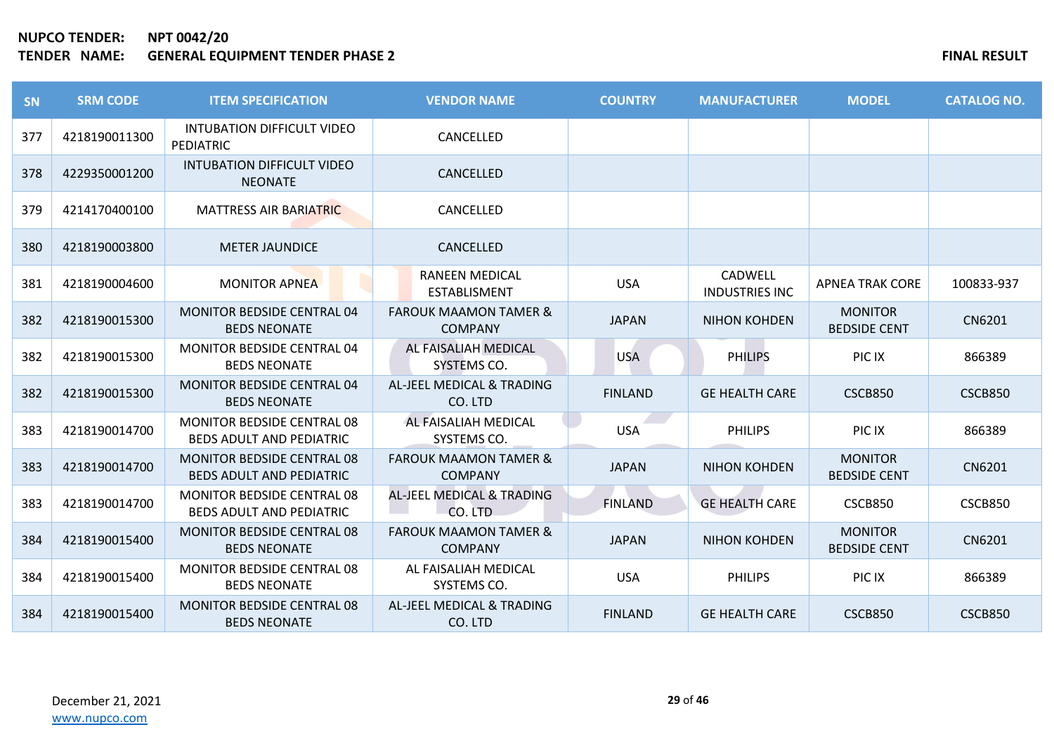**NUPCO TENDER:** NPT 0042/20
**TENDER NAME:** GENERAL EQUIPMENT TENDER PHASE 2

**FINAL RESULT**

| SN | SRM CODE | ITEM SPECIFICATION | VENDOR NAME | COUNTRY | MANUFACTURER | MODEL | CATALOG NO. |
|---|---|---|---|---|---|---|---|
| 377 | 4218190011300 | INTUBATION DIFFICULT VIDEO PEDIATRIC | CANCELLED | | | | |
| 378 | 4229350001200 | INTUBATION DIFFICULT VIDEO NEONATE | CANCELLED | | | | |
| 379 | 4214170400100 | MATTRESS AIR BARIATRIC | CANCELLED | | | | |
| 380 | 4218190003800 | METER JAUNDICE | CANCELLED | | | | |
| 381 | 4218190004600 | MONITOR APNEA | RANEEN MEDICAL ESTABLISMENT | USA | CADWELL INDUSTRIES INC | APNEA TRAK CORE | 100833-937 |
| 382 | 4218190015300 | MONITOR BEDSIDE CENTRAL 04 BEDS NEONATE | FAROUK MAAMON TAMER & COMPANY | JAPAN | NIHON KOHDEN | MONITOR BEDSIDE CENT | CN6201 |
| 382 | 4218190015300 | MONITOR BEDSIDE CENTRAL 04 BEDS NEONATE | AL FAISALIAH MEDICAL SYSTEMS CO. | USA | PHILIPS | PIC IX | 866389 |
| 382 | 4218190015300 | MONITOR BEDSIDE CENTRAL 04 BEDS NEONATE | AL-JEEL MEDICAL & TRADING CO. LTD | FINLAND | GE HEALTH CARE | CSCB850 | CSCB850 |
| 383 | 4218190014700 | MONITOR BEDSIDE CENTRAL 08 BEDS ADULT AND PEDIATRIC | AL FAISALIAH MEDICAL SYSTEMS CO. | USA | PHILIPS | PIC IX | 866389 |
| 383 | 4218190014700 | MONITOR BEDSIDE CENTRAL 08 BEDS ADULT AND PEDIATRIC | FAROUK MAAMON TAMER & COMPANY | JAPAN | NIHON KOHDEN | MONITOR BEDSIDE CENT | CN6201 |
| 383 | 4218190014700 | MONITOR BEDSIDE CENTRAL 08 BEDS ADULT AND PEDIATRIC | AL-JEEL MEDICAL & TRADING CO. LTD | FINLAND | GE HEALTH CARE | CSCB850 | CSCB850 |
| 384 | 4218190015400 | MONITOR BEDSIDE CENTRAL 08 BEDS NEONATE | FAROUK MAAMON TAMER & COMPANY | JAPAN | NIHON KOHDEN | MONITOR BEDSIDE CENT | CN6201 |
| 384 | 4218190015400 | MONITOR BEDSIDE CENTRAL 08 BEDS NEONATE | AL FAISALIAH MEDICAL SYSTEMS CO. | USA | PHILIPS | PIC IX | 866389 |
| 384 | 4218190015400 | MONITOR BEDSIDE CENTRAL 08 BEDS NEONATE | AL-JEEL MEDICAL & TRADING CO. LTD | FINLAND | GE HEALTH CARE | CSCB850 | CSCB850 |

December 21, 2021
www.nupco.com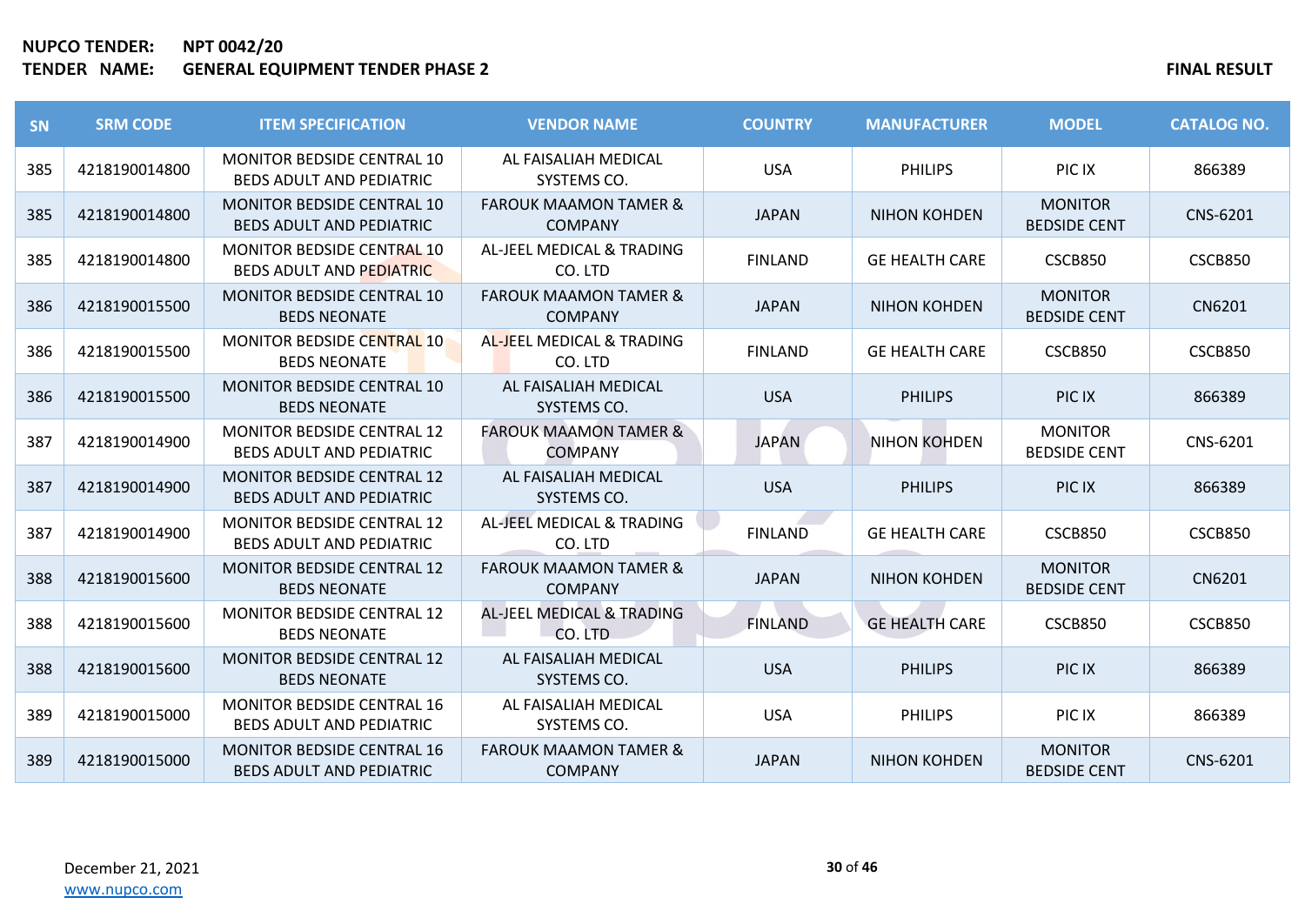**NUPCO TENDER:** NPT 0042/20
**TENDER NAME:** GENERAL EQUIPMENT TENDER PHASE 2

**FINAL RESULT**

| SN | SRM CODE | ITEM SPECIFICATION | VENDOR NAME | COUNTRY | MANUFACTURER | MODEL | CATALOG NO. |
|---|---|---|---|---|---|---|---|
| 385 | 4218190014800 | MONITOR BEDSIDE CENTRAL 10 BEDS ADULT AND PEDIATRIC | AL FAISALIAH MEDICAL SYSTEMS CO. | USA | PHILIPS | PIC IX | 866389 |
| 385 | 4218190014800 | MONITOR BEDSIDE CENTRAL 10 BEDS ADULT AND PEDIATRIC | FAROUK MAAMON TAMER & COMPANY | JAPAN | NIHON KOHDEN | MONITOR BEDSIDE CENT | CNS-6201 |
| 385 | 4218190014800 | MONITOR BEDSIDE CENTRAL 10 BEDS ADULT AND PEDIATRIC | AL-JEEL MEDICAL & TRADING CO. LTD | FINLAND | GE HEALTH CARE | CSCB850 | CSCB850 |
| 386 | 4218190015500 | MONITOR BEDSIDE CENTRAL 10 BEDS NEONATE | FAROUK MAAMON TAMER & COMPANY | JAPAN | NIHON KOHDEN | MONITOR BEDSIDE CENT | CN6201 |
| 386 | 4218190015500 | MONITOR BEDSIDE CENTRAL 10 BEDS NEONATE | AL-JEEL MEDICAL & TRADING CO. LTD | FINLAND | GE HEALTH CARE | CSCB850 | CSCB850 |
| 386 | 4218190015500 | MONITOR BEDSIDE CENTRAL 10 BEDS NEONATE | AL FAISALIAH MEDICAL SYSTEMS CO. | USA | PHILIPS | PIC IX | 866389 |
| 387 | 4218190014900 | MONITOR BEDSIDE CENTRAL 12 BEDS ADULT AND PEDIATRIC | FAROUK MAAMON TAMER & COMPANY | JAPAN | NIHON KOHDEN | MONITOR BEDSIDE CENT | CNS-6201 |
| 387 | 4218190014900 | MONITOR BEDSIDE CENTRAL 12 BEDS ADULT AND PEDIATRIC | AL FAISALIAH MEDICAL SYSTEMS CO. | USA | PHILIPS | PIC IX | 866389 |
| 387 | 4218190014900 | MONITOR BEDSIDE CENTRAL 12 BEDS ADULT AND PEDIATRIC | AL-JEEL MEDICAL & TRADING CO. LTD | FINLAND | GE HEALTH CARE | CSCB850 | CSCB850 |
| 388 | 4218190015600 | MONITOR BEDSIDE CENTRAL 12 BEDS NEONATE | FAROUK MAAMON TAMER & COMPANY | JAPAN | NIHON KOHDEN | MONITOR BEDSIDE CENT | CN6201 |
| 388 | 4218190015600 | MONITOR BEDSIDE CENTRAL 12 BEDS NEONATE | AL-JEEL MEDICAL & TRADING CO. LTD | FINLAND | GE HEALTH CARE | CSCB850 | CSCB850 |
| 388 | 4218190015600 | MONITOR BEDSIDE CENTRAL 12 BEDS NEONATE | AL FAISALIAH MEDICAL SYSTEMS CO. | USA | PHILIPS | PIC IX | 866389 |
| 389 | 4218190015000 | MONITOR BEDSIDE CENTRAL 16 BEDS ADULT AND PEDIATRIC | AL FAISALIAH MEDICAL SYSTEMS CO. | USA | PHILIPS | PIC IX | 866389 |
| 389 | 4218190015000 | MONITOR BEDSIDE CENTRAL 16 BEDS ADULT AND PEDIATRIC | FAROUK MAAMON TAMER & COMPANY | JAPAN | NIHON KOHDEN | MONITOR BEDSIDE CENT | CNS-6201 |

December 21, 2021
www.nupco.com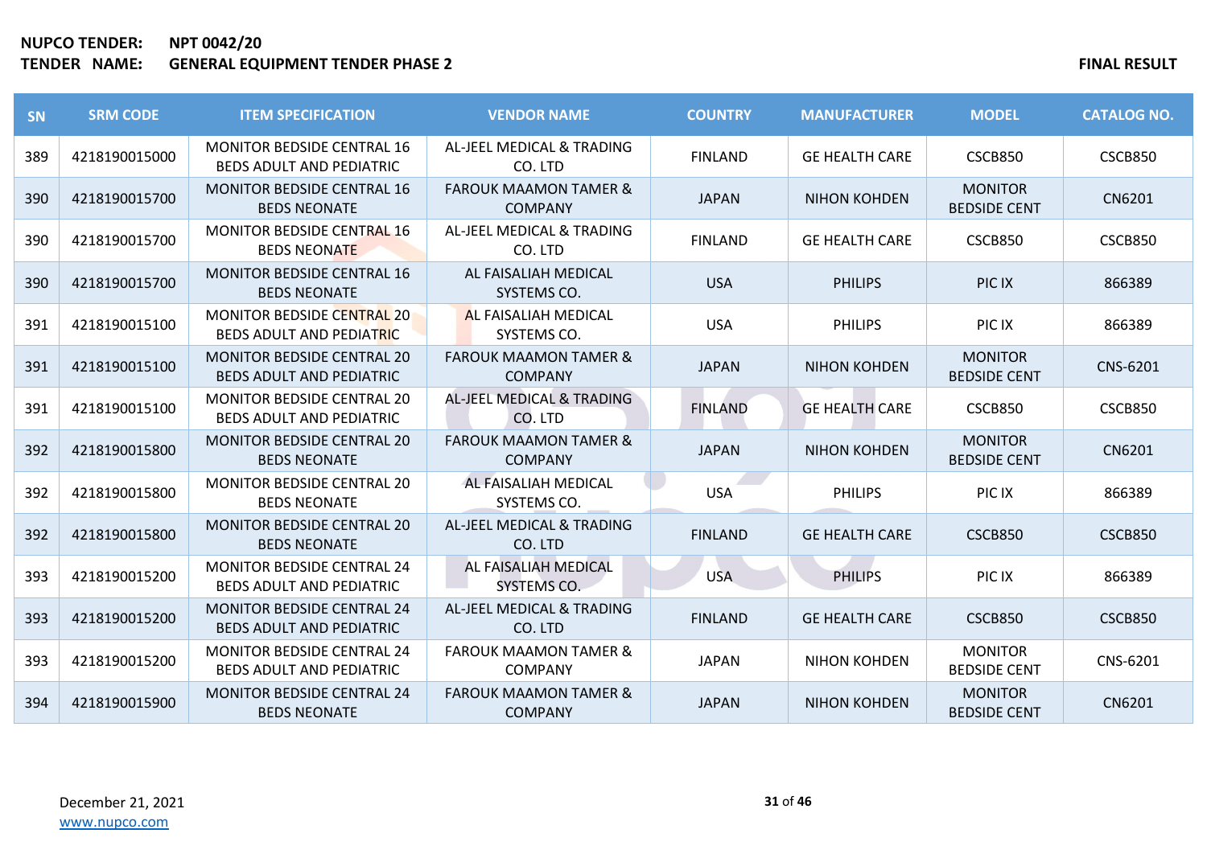**NUPCO TENDER:** NPT 0042/20
**TENDER NAME:** GENERAL EQUIPMENT TENDER PHASE 2

**FINAL RESULT**

| SN | SRM CODE | ITEM SPECIFICATION | VENDOR NAME | COUNTRY | MANUFACTURER | MODEL | CATALOG NO. |
|---|---|---|---|---|---|---|---|
| 389 | 4218190015000 | MONITOR BEDSIDE CENTRAL 16 BEDS ADULT AND PEDIATRIC | AL-JEEL MEDICAL & TRADING CO. LTD | FINLAND | GE HEALTH CARE | CSCB850 | CSCB850 |
| 390 | 4218190015700 | MONITOR BEDSIDE CENTRAL 16 BEDS NEONATE | FAROUK MAAMON TAMER & COMPANY | JAPAN | NIHON KOHDEN | MONITOR BEDSIDE CENT | CN6201 |
| 390 | 4218190015700 | MONITOR BEDSIDE CENTRAL 16 BEDS NEONATE | AL-JEEL MEDICAL & TRADING CO. LTD | FINLAND | GE HEALTH CARE | CSCB850 | CSCB850 |
| 390 | 4218190015700 | MONITOR BEDSIDE CENTRAL 16 BEDS NEONATE | AL FAISALIAH MEDICAL SYSTEMS CO. | USA | PHILIPS | PIC IX | 866389 |
| 391 | 4218190015100 | MONITOR BEDSIDE CENTRAL 20 BEDS ADULT AND PEDIATRIC | AL FAISALIAH MEDICAL SYSTEMS CO. | USA | PHILIPS | PIC IX | 866389 |
| 391 | 4218190015100 | MONITOR BEDSIDE CENTRAL 20 BEDS ADULT AND PEDIATRIC | FAROUK MAAMON TAMER & COMPANY | JAPAN | NIHON KOHDEN | MONITOR BEDSIDE CENT | CNS-6201 |
| 391 | 4218190015100 | MONITOR BEDSIDE CENTRAL 20 BEDS ADULT AND PEDIATRIC | AL-JEEL MEDICAL & TRADING CO. LTD | FINLAND | GE HEALTH CARE | CSCB850 | CSCB850 |
| 392 | 4218190015800 | MONITOR BEDSIDE CENTRAL 20 BEDS NEONATE | FAROUK MAAMON TAMER & COMPANY | JAPAN | NIHON KOHDEN | MONITOR BEDSIDE CENT | CN6201 |
| 392 | 4218190015800 | MONITOR BEDSIDE CENTRAL 20 BEDS NEONATE | AL FAISALIAH MEDICAL SYSTEMS CO. | USA | PHILIPS | PIC IX | 866389 |
| 392 | 4218190015800 | MONITOR BEDSIDE CENTRAL 20 BEDS NEONATE | AL-JEEL MEDICAL & TRADING CO. LTD | FINLAND | GE HEALTH CARE | CSCB850 | CSCB850 |
| 393 | 4218190015200 | MONITOR BEDSIDE CENTRAL 24 BEDS ADULT AND PEDIATRIC | AL FAISALIAH MEDICAL SYSTEMS CO. | USA | PHILIPS | PIC IX | 866389 |
| 393 | 4218190015200 | MONITOR BEDSIDE CENTRAL 24 BEDS ADULT AND PEDIATRIC | AL-JEEL MEDICAL & TRADING CO. LTD | FINLAND | GE HEALTH CARE | CSCB850 | CSCB850 |
| 393 | 4218190015200 | MONITOR BEDSIDE CENTRAL 24 BEDS ADULT AND PEDIATRIC | FAROUK MAAMON TAMER & COMPANY | JAPAN | NIHON KOHDEN | MONITOR BEDSIDE CENT | CNS-6201 |
| 394 | 4218190015900 | MONITOR BEDSIDE CENTRAL 24 BEDS NEONATE | FAROUK MAAMON TAMER & COMPANY | JAPAN | NIHON KOHDEN | MONITOR BEDSIDE CENT | CN6201 |

December 21, 2021
www.nupco.com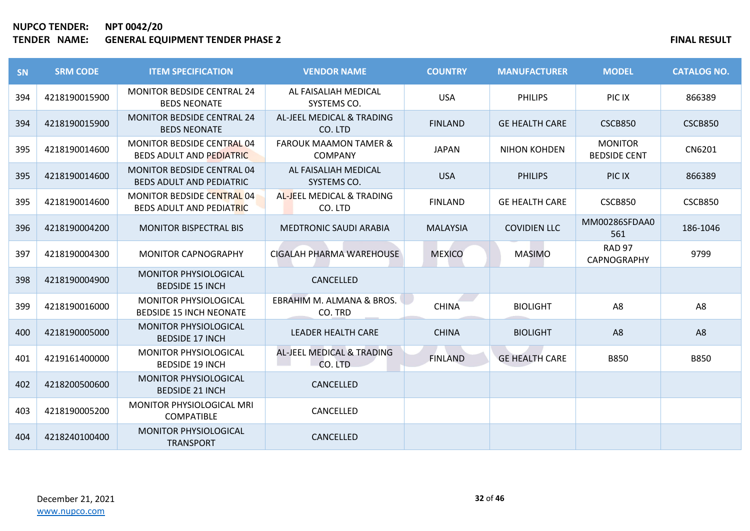**NUPCO TENDER:** NPT 0042/20
**TENDER NAME:** GENERAL EQUIPMENT TENDER PHASE 2

**FINAL RESULT**

| SN | SRM CODE | ITEM SPECIFICATION | VENDOR NAME | COUNTRY | MANUFACTURER | MODEL | CATALOG NO. |
|---|---|---|---|---|---|---|---|
| 394 | 4218190015900 | MONITOR BEDSIDE CENTRAL 24 BEDS NEONATE | AL FAISALIAH MEDICAL SYSTEMS CO. | USA | PHILIPS | PIC IX | 866389 |
| 394 | 4218190015900 | MONITOR BEDSIDE CENTRAL 24 BEDS NEONATE | AL-JEEL MEDICAL & TRADING CO. LTD | FINLAND | GE HEALTH CARE | CSCB850 | CSCB850 |
| 395 | 4218190014600 | MONITOR BEDSIDE CENTRAL 04 BEDS ADULT AND PEDIATRIC | FAROUK MAAMON TAMER & COMPANY | JAPAN | NIHON KOHDEN | MONITOR BEDSIDE CENT | CN6201 |
| 395 | 4218190014600 | MONITOR BEDSIDE CENTRAL 04 BEDS ADULT AND PEDIATRIC | AL FAISALIAH MEDICAL SYSTEMS CO. | USA | PHILIPS | PIC IX | 866389 |
| 395 | 4218190014600 | MONITOR BEDSIDE CENTRAL 04 BEDS ADULT AND PEDIATRIC | AL-JEEL MEDICAL & TRADING CO. LTD | FINLAND | GE HEALTH CARE | CSCB850 | CSCB850 |
| 396 | 4218190004200 | MONITOR BISPECTRAL BIS | MEDTRONIC SAUDI ARABIA | MALAYSIA | COVIDIEN LLC | MM00286SFDAA0561 | 186-1046 |
| 397 | 4218190004300 | MONITOR CAPNOGRAPHY | CIGALAH PHARMA WAREHOUSE | MEXICO | MASIMO | RAD 97 CAPNOGRAPHY | 9799 |
| 398 | 4218190004900 | MONITOR PHYSIOLOGICAL BEDSIDE 15 INCH | CANCELLED | | | | |
| 399 | 4218190016000 | MONITOR PHYSIOLOGICAL BEDSIDE 15 INCH NEONATE | EBRAHIM M. ALMANA & BROS. CO. TRD | CHINA | BIOLIGHT | A8 | A8 |
| 400 | 4218190005000 | MONITOR PHYSIOLOGICAL BEDSIDE 17 INCH | LEADER HEALTH CARE | CHINA | BIOLIGHT | A8 | A8 |
| 401 | 4219161400000 | MONITOR PHYSIOLOGICAL BEDSIDE 19 INCH | AL-JEEL MEDICAL & TRADING CO. LTD | FINLAND | GE HEALTH CARE | B850 | B850 |
| 402 | 4218200500600 | MONITOR PHYSIOLOGICAL BEDSIDE 21 INCH | CANCELLED | | | | |
| 403 | 4218190005200 | MONITOR PHYSIOLOGICAL MRI COMPATIBLE | CANCELLED | | | | |
| 404 | 4218240100400 | MONITOR PHYSIOLOGICAL TRANSPORT | CANCELLED | | | | |

December 21, 2021
www.nupco.com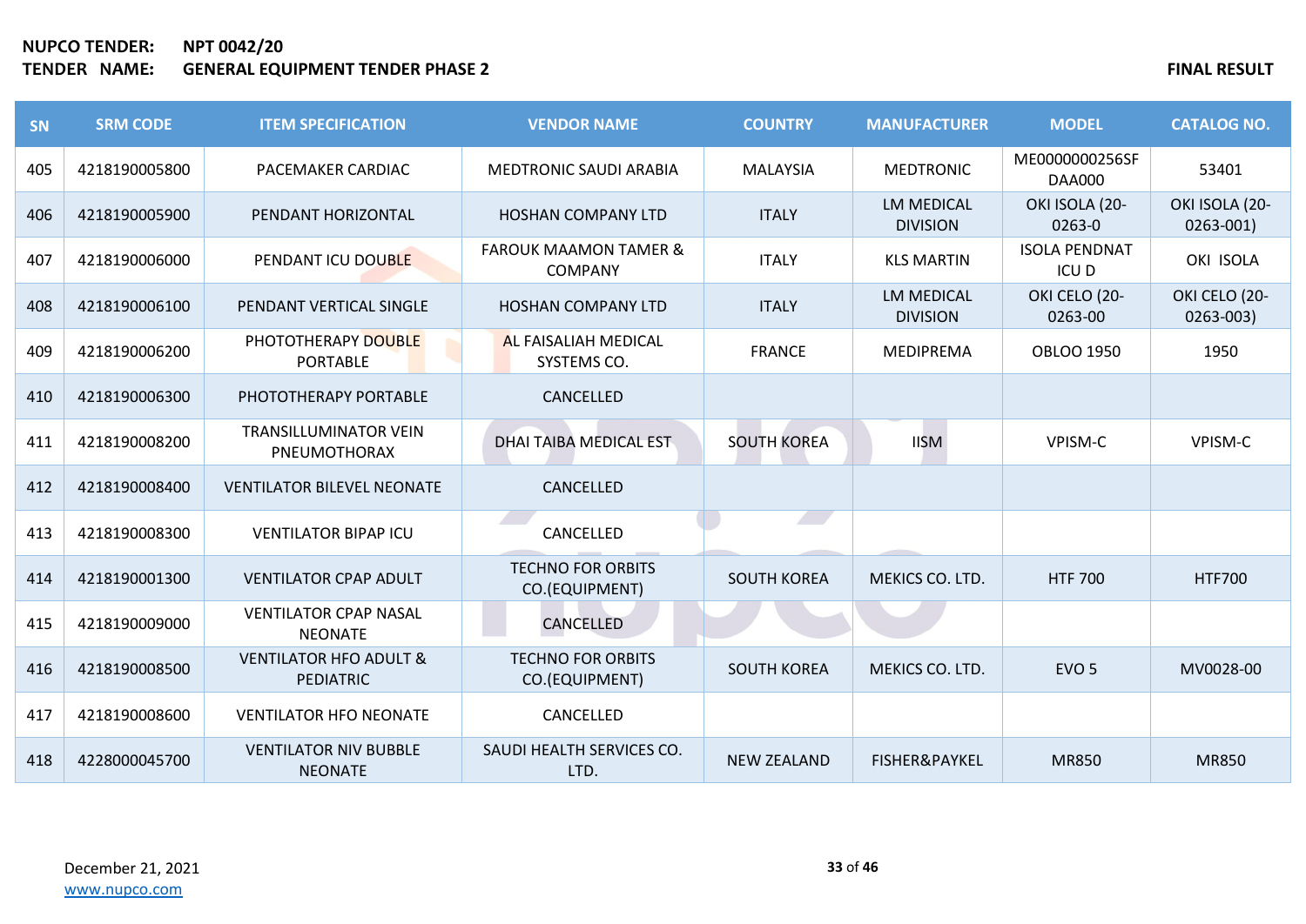**NUPCO TENDER:** NPT 0042/20
**TENDER NAME:** GENERAL EQUIPMENT TENDER PHASE 2

**FINAL RESULT**

| SN | SRM CODE | ITEM SPECIFICATION | VENDOR NAME | COUNTRY | MANUFACTURER | MODEL | CATALOG NO. |
|---|---|---|---|---|---|---|---|
| 405 | 4218190005800 | PACEMAKER CARDIAC | MEDTRONIC SAUDI ARABIA | MALAYSIA | MEDTRONIC | ME0000000256SF DAA000 | 53401 |
| 406 | 4218190005900 | PENDANT HORIZONTAL | HOSHAN COMPANY LTD | ITALY | LM MEDICAL DIVISION | OKI ISOLA (20-0263-0 | OKI ISOLA (20-0263-001) |
| 407 | 4218190006000 | PENDANT ICU DOUBLE | FAROUK MAAMON TAMER & COMPANY | ITALY | KLS MARTIN | ISOLA PENDNAT ICU D | OKI ISOLA |
| 408 | 4218190006100 | PENDANT VERTICAL SINGLE | HOSHAN COMPANY LTD | ITALY | LM MEDICAL DIVISION | OKI CELO (20-0263-00 | OKI CELO (20-0263-003) |
| 409 | 4218190006200 | PHOTOTHERAPY DOUBLE PORTABLE | AL FAISALIAH MEDICAL SYSTEMS CO. | FRANCE | MEDIPREMA | OBLOO 1950 | 1950 |
| 410 | 4218190006300 | PHOTOTHERAPY PORTABLE | CANCELLED | | | | |
| 411 | 4218190008200 | TRANSILLUMINATOR VEIN PNEUMOTHORAX | DHAI TAIBA MEDICAL EST | SOUTH KOREA | IISM | VPISM-C | VPISM-C |
| 412 | 4218190008400 | VENTILATOR BILEVEL NEONATE | CANCELLED | | | | |
| 413 | 4218190008300 | VENTILATOR BIPAP ICU | CANCELLED | | | | |
| 414 | 4218190001300 | VENTILATOR CPAP ADULT | TECHNO FOR ORBITS CO.(EQUIPMENT) | SOUTH KOREA | MEKICS CO. LTD. | HTF 700 | HTF700 |
| 415 | 4218190009000 | VENTILATOR CPAP NASAL NEONATE | CANCELLED | | | | |
| 416 | 4218190008500 | VENTILATOR HFO ADULT & PEDIATRIC | TECHNO FOR ORBITS CO.(EQUIPMENT) | SOUTH KOREA | MEKICS CO. LTD. | EVO 5 | MV0028-00 |
| 417 | 4218190008600 | VENTILATOR HFO NEONATE | CANCELLED | | | | |
| 418 | 4228000045700 | VENTILATOR NIV BUBBLE NEONATE | SAUDI HEALTH SERVICES CO. LTD. | NEW ZEALAND | FISHER&PAYKEL | MR850 | MR850 |

December 21, 2021
www.nupco.com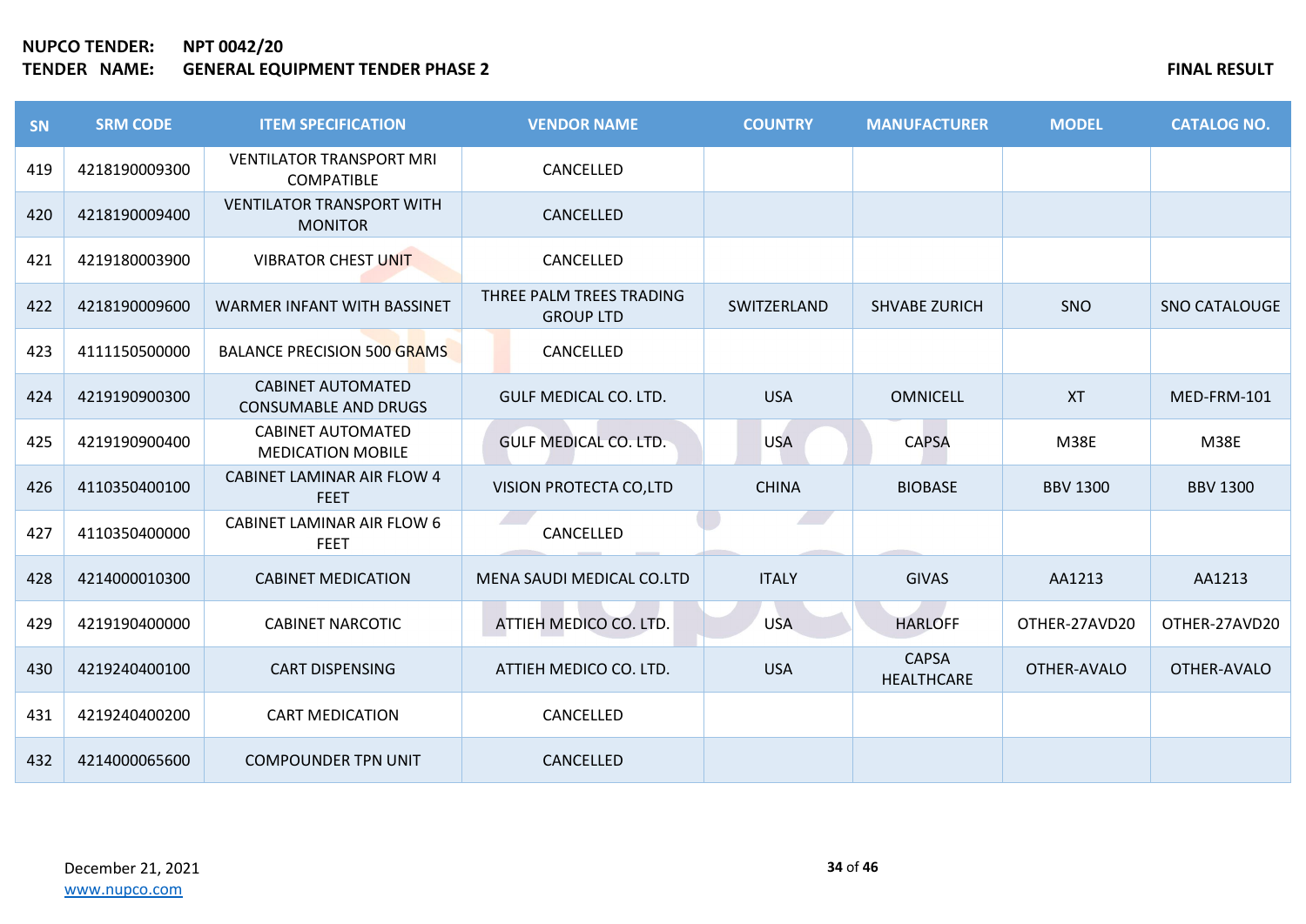**NUPCO TENDER:** NPT 0042/20
**TENDER NAME:** GENERAL EQUIPMENT TENDER PHASE 2

**FINAL RESULT**

| SN | SRM CODE | ITEM SPECIFICATION | VENDOR NAME | COUNTRY | MANUFACTURER | MODEL | CATALOG NO. |
|---|---|---|---|---|---|---|---|
| 419 | 4218190009300 | VENTILATOR TRANSPORT MRI COMPATIBLE | CANCELLED | | | | |
| 420 | 4218190009400 | VENTILATOR TRANSPORT WITH MONITOR | CANCELLED | | | | |
| 421 | 4219180003900 | VIBRATOR CHEST UNIT | CANCELLED | | | | |
| 422 | 4218190009600 | WARMER INFANT WITH BASSINET | THREE PALM TREES TRADING GROUP LTD | SWITZERLAND | SHVABE ZURICH | SNO | SNO CATALOUGE |
| 423 | 4111150500000 | BALANCE PRECISION 500 GRAMS | CANCELLED | | | | |
| 424 | 4219190900300 | CABINET AUTOMATED CONSUMABLE AND DRUGS | GULF MEDICAL CO. LTD. | USA | OMNICELL | XT | MED-FRM-101 |
| 425 | 4219190900400 | CABINET AUTOMATED MEDICATION MOBILE | GULF MEDICAL CO. LTD. | USA | CAPSA | M38E | M38E |
| 426 | 4110350400100 | CABINET LAMINAR AIR FLOW 4 FEET | VISION PROTECTA CO,LTD | CHINA | BIOBASE | BBV 1300 | BBV 1300 |
| 427 | 4110350400000 | CABINET LAMINAR AIR FLOW 6 FEET | CANCELLED | | | | |
| 428 | 4214000010300 | CABINET MEDICATION | MENA SAUDI MEDICAL CO.LTD | ITALY | GIVAS | AA1213 | AA1213 |
| 429 | 4219190400000 | CABINET NARCOTIC | ATTIEH MEDICO CO. LTD. | USA | HARLOFF | OTHER-27AVD20 | OTHER-27AVD20 |
| 430 | 4219240400100 | CART DISPENSING | ATTIEH MEDICO CO. LTD. | USA | CAPSA HEALTHCARE | OTHER-AVALO | OTHER-AVALO |
| 431 | 4219240400200 | CART MEDICATION | CANCELLED | | | | |
| 432 | 4214000065600 | COMPOUNDER TPN UNIT | CANCELLED | | | | |

December 21, 2021
www.nupco.com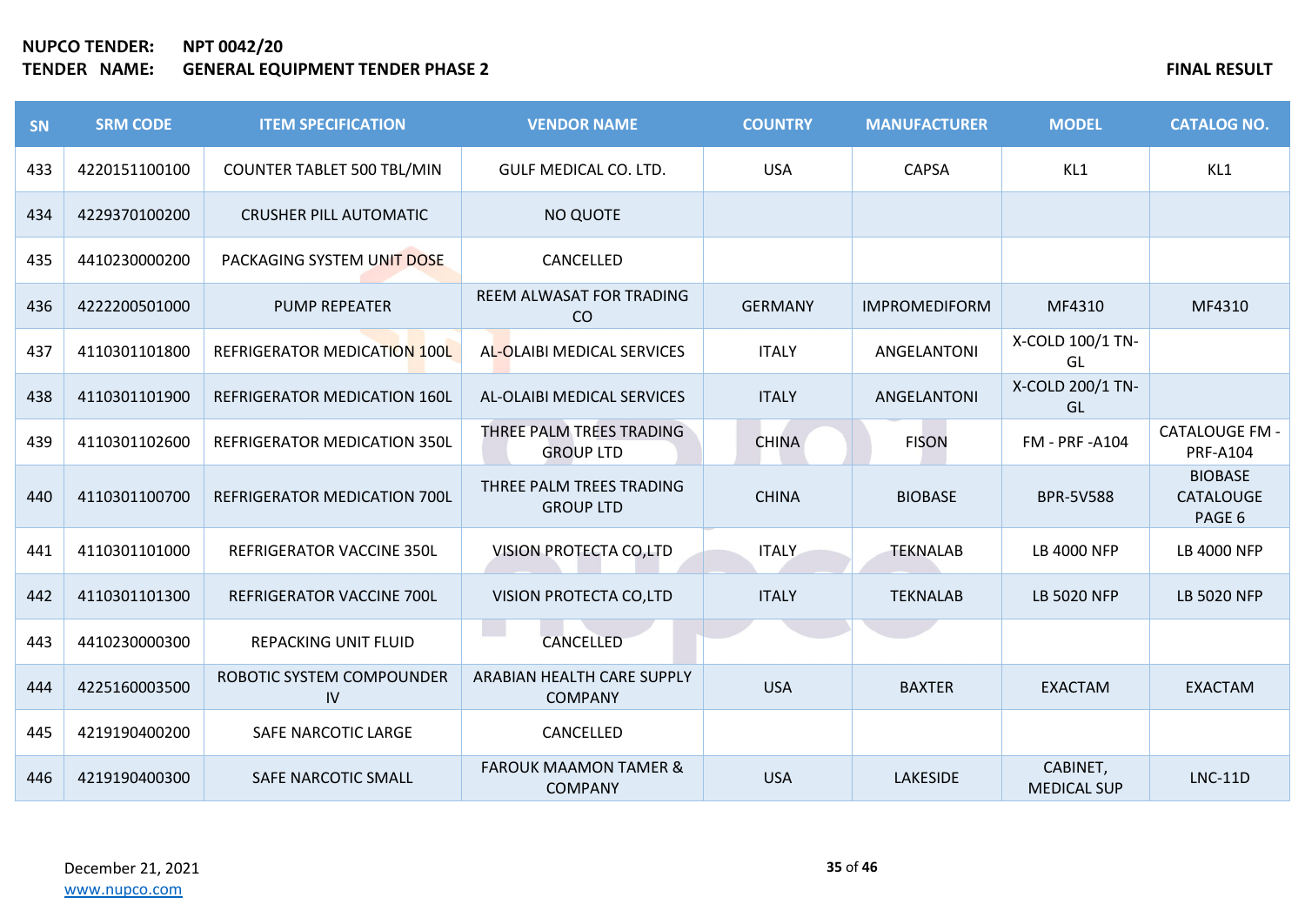**NUPCO TENDER:** **NPT 0042/20**
**TENDER NAME:** **GENERAL EQUIPMENT TENDER PHASE 2**

**FINAL RESULT**

| SN | SRM CODE | ITEM SPECIFICATION | VENDOR NAME | COUNTRY | MANUFACTURER | MODEL | CATALOG NO. |
|---|---|---|---|---|---|---|---|
| 433 | 4220151100100 | COUNTER TABLET 500 TBL/MIN | GULF MEDICAL CO. LTD. | USA | CAPSA | KL1 | KL1 |
| 434 | 4229370100200 | CRUSHER PILL AUTOMATIC | NO QUOTE | | | | |
| 435 | 4410230000200 | PACKAGING SYSTEM UNIT DOSE | CANCELLED | | | | |
| 436 | 4222200501000 | PUMP REPEATER | REEM ALWASAT FOR TRADING CO | GERMANY | IMPROMEDIFORM | MF4310 | MF4310 |
| 437 | 4110301101800 | REFRIGERATOR MEDICATION 100L | AL-OLAIBI MEDICAL SERVICES | ITALY | ANGELANTONI | X-COLD 100/1 TN-GL | |
| 438 | 4110301101900 | REFRIGERATOR MEDICATION 160L | AL-OLAIBI MEDICAL SERVICES | ITALY | ANGELANTONI | X-COLD 200/1 TN-GL | |
| 439 | 4110301102600 | REFRIGERATOR MEDICATION 350L | THREE PALM TREES TRADING GROUP LTD | CHINA | FISON | FM - PRF -A104 | CATALOUGE FM - PRF-A104 |
| 440 | 4110301100700 | REFRIGERATOR MEDICATION 700L | THREE PALM TREES TRADING GROUP LTD | CHINA | BIOBASE | BPR-5V588 | BIOBASE CATALOUGE PAGE 6 |
| 441 | 4110301101000 | REFRIGERATOR VACCINE 350L | VISION PROTECTA CO,LTD | ITALY | TEKNALAB | LB 4000 NFP | LB 4000 NFP |
| 442 | 4110301101300 | REFRIGERATOR VACCINE 700L | VISION PROTECTA CO,LTD | ITALY | TEKNALAB | LB 5020 NFP | LB 5020 NFP |
| 443 | 4410230000300 | REPACKING UNIT FLUID | CANCELLED | | | | |
| 444 | 4225160003500 | ROBOTIC SYSTEM COMPOUNDER IV | ARABIAN HEALTH CARE SUPPLY COMPANY | USA | BAXTER | EXACTAM | EXACTAM |
| 445 | 4219190400200 | SAFE NARCOTIC LARGE | CANCELLED | | | | |
| 446 | 4219190400300 | SAFE NARCOTIC SMALL | FAROUK MAAMON TAMER & COMPANY | USA | LAKESIDE | CABINET, MEDICAL SUP | LNC-11D |

December 21, 2021
www.nupco.com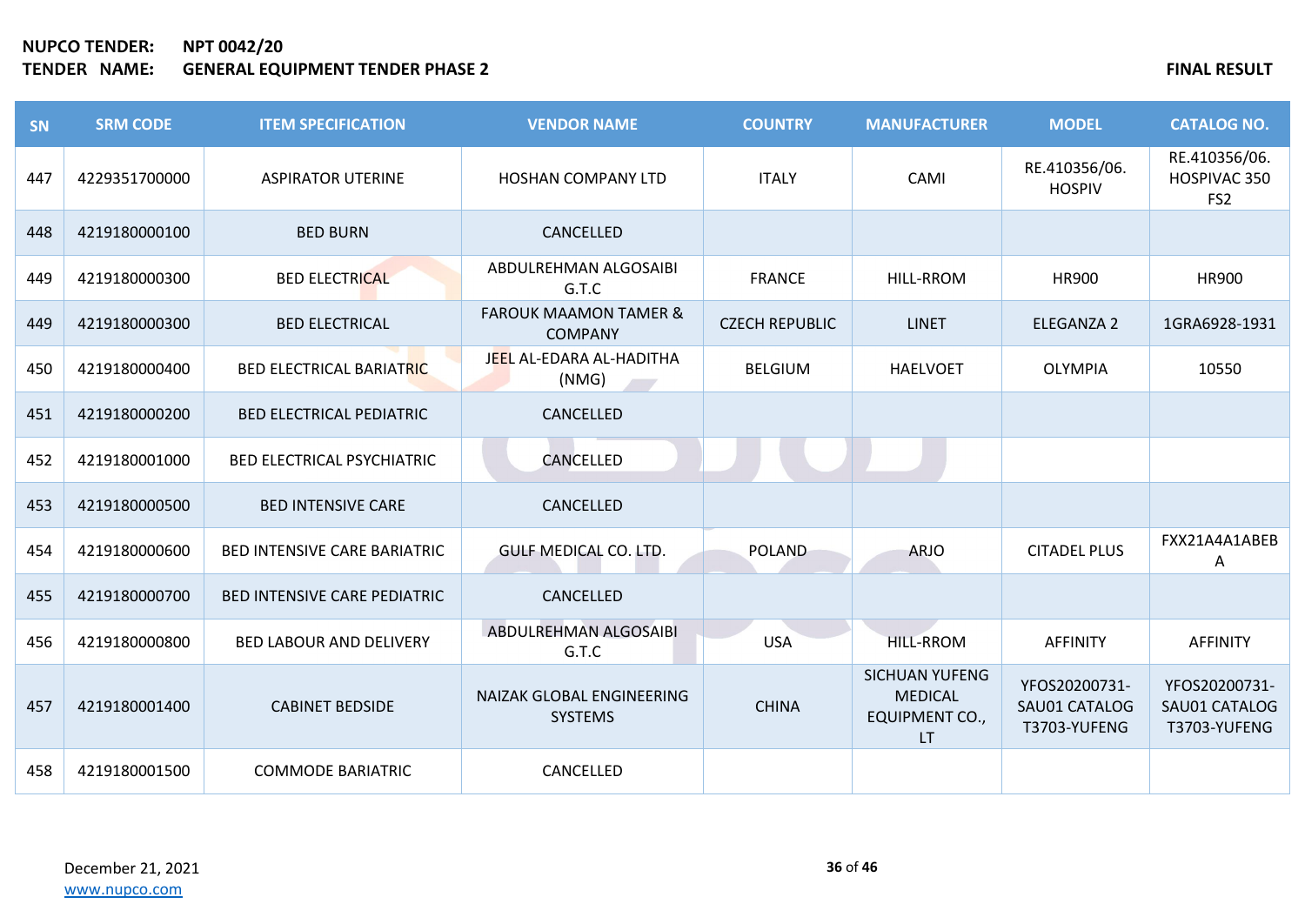**NUPCO TENDER:** NPT 0042/20

**TENDER NAME:** GENERAL EQUIPMENT TENDER PHASE 2

**FINAL RESULT**

| SN | SRM CODE | ITEM SPECIFICATION | VENDOR NAME | COUNTRY | MANUFACTURER | MODEL | CATALOG NO. |
|---|---|---|---|---|---|---|---|
| 447 | 4229351700000 | ASPIRATOR UTERINE | HOSHAN COMPANY LTD | ITALY | CAMI | RE.410356/06. HOSPIV | RE.410356/06. HOSPIVAC 350 FS2 |
| 448 | 4219180000100 | BED BURN | CANCELLED | | | | |
| 449 | 4219180000300 | BED ELECTRICAL | ABDULREHMAN ALGOSAIBI G.T.C | FRANCE | HILL-RROM | HR900 | HR900 |
| 449 | 4219180000300 | BED ELECTRICAL | FAROUK MAAMON TAMER & COMPANY | CZECH REPUBLIC | LINET | ELEGANZA 2 | 1GRA6928-1931 |
| 450 | 4219180000400 | BED ELECTRICAL BARIATRIC | JEEL AL-EDARA AL-HADITHA (NMG) | BELGIUM | HAELVOET | OLYMPIA | 10550 |
| 451 | 4219180000200 | BED ELECTRICAL PEDIATRIC | CANCELLED | | | | |
| 452 | 4219180001000 | BED ELECTRICAL PSYCHIATRIC | CANCELLED | | | | |
| 453 | 4219180000500 | BED INTENSIVE CARE | CANCELLED | | | | |
| 454 | 4219180000600 | BED INTENSIVE CARE BARIATRIC | GULF MEDICAL CO. LTD. | POLAND | ARJO | CITADEL PLUS | FXX21A4A1ABEB A |
| 455 | 4219180000700 | BED INTENSIVE CARE PEDIATRIC | CANCELLED | | | | |
| 456 | 4219180000800 | BED LABOUR AND DELIVERY | ABDULREHMAN ALGOSAIBI G.T.C | USA | HILL-RROM | AFFINITY | AFFINITY |
| 457 | 4219180001400 | CABINET BEDSIDE | NAIZAK GLOBAL ENGINEERING SYSTEMS | CHINA | SICHUAN YUFENG MEDICAL EQUIPMENT CO., LT | YFOS20200731-SAU01 CATALOG T3703-YUFENG | YFOS20200731-SAU01 CATALOG T3703-YUFENG |
| 458 | 4219180001500 | COMMODE BARIATRIC | CANCELLED | | | | |

December 21, 2021

www.nupco.com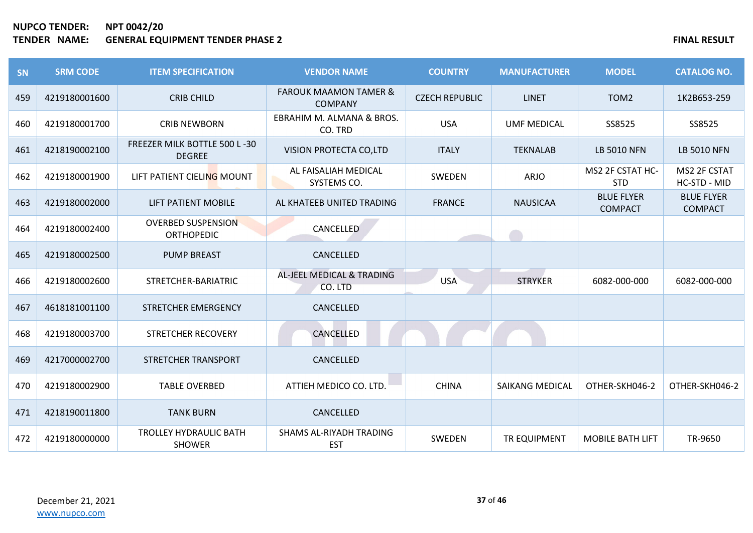**NUPCO TENDER: NPT 0042/20**
**TENDER NAME: GENERAL EQUIPMENT TENDER PHASE 2**

**FINAL RESULT**

| SN | SRM CODE | ITEM SPECIFICATION | VENDOR NAME | COUNTRY | MANUFACTURER | MODEL | CATALOG NO. |
|---|---|---|---|---|---|---|---|
| 459 | 4219180001600 | CRIB CHILD | FAROUK MAAMON TAMER & COMPANY | CZECH REPUBLIC | LINET | TOM2 | 1K2B653-259 |
| 460 | 4219180001700 | CRIB NEWBORN | EBRAHIM M. ALMANA & BROS. CO. TRD | USA | UMF MEDICAL | SS8525 | SS8525 |
| 461 | 4218190002100 | FREEZER MILK BOTTLE 500 L -30 DEGREE | VISION PROTECTA CO,LTD | ITALY | TEKNALAB | LB 5010 NFN | LB 5010 NFN |
| 462 | 4219180001900 | LIFT PATIENT CIELING MOUNT | AL FAISALIAH MEDICAL SYSTEMS CO. | SWEDEN | ARJO | MS2 2F CSTAT HC-STD | MS2 2F CSTAT HC-STD - MID |
| 463 | 4219180002000 | LIFT PATIENT MOBILE | AL KHATEEB UNITED TRADING | FRANCE | NAUSICAA | BLUE FLYER COMPACT | BLUE FLYER COMPACT |
| 464 | 4219180002400 | OVERBED SUSPENSION ORTHOPEDIC | CANCELLED | | | | |
| 465 | 4219180002500 | PUMP BREAST | CANCELLED | | | | |
| 466 | 4219180002600 | STRETCHER-BARIATRIC | AL-JEEL MEDICAL & TRADING CO. LTD | USA | STRYKER | 6082-000-000 | 6082-000-000 |
| 467 | 4618181001100 | STRETCHER EMERGENCY | CANCELLED | | | | |
| 468 | 4219180003700 | STRETCHER RECOVERY | CANCELLED | | | | |
| 469 | 4217000002700 | STRETCHER TRANSPORT | CANCELLED | | | | |
| 470 | 4219180002900 | TABLE OVERBED | ATTIEH MEDICO CO. LTD. | CHINA | SAIKANG MEDICAL | OTHER-SKH046-2 | OTHER-SKH046-2 |
| 471 | 4218190011800 | TANK BURN | CANCELLED | | | | |
| 472 | 4219180000000 | TROLLEY HYDRAULIC BATH SHOWER | SHAMS AL-RIYADH TRADING EST | SWEDEN | TR EQUIPMENT | MOBILE BATH LIFT | TR-9650 |

December 21, 2021
www.nupco.com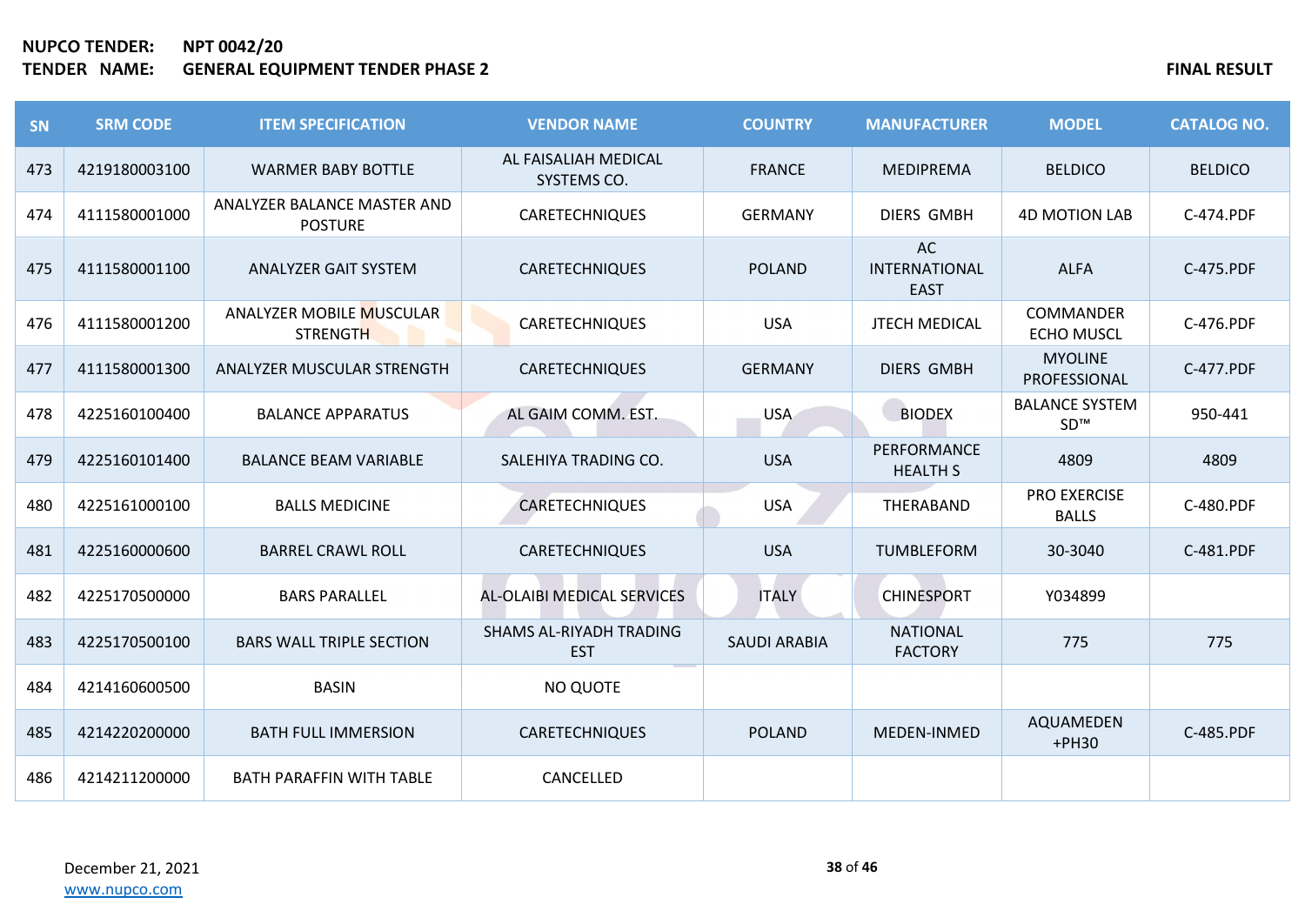**NUPCO TENDER:** **NPT 0042/20**

**TENDER NAME:** **GENERAL EQUIPMENT TENDER PHASE 2** **FINAL RESULT**

| SN | SRM CODE | ITEM SPECIFICATION | VENDOR NAME | COUNTRY | MANUFACTURER | MODEL | CATALOG NO. |
|---|---|---|---|---|---|---|---|
| 473 | 4219180003100 | WARMER BABY BOTTLE | AL FAISALIAH MEDICAL SYSTEMS CO. | FRANCE | MEDIPREMA | BELDICO | BELDICO |
| 474 | 4111580001000 | ANALYZER BALANCE MASTER AND POSTURE | CARETECHNIQUES | GERMANY | DIERS GMBH | 4D MOTION LAB | C-474.PDF |
| 475 | 4111580001100 | ANALYZER GAIT SYSTEM | CARETECHNIQUES | POLAND | AC INTERNATIONAL EAST | ALFA | C-475.PDF |
| 476 | 4111580001200 | ANALYZER MOBILE MUSCULAR STRENGTH | CARETECHNIQUES | USA | JTECH MEDICAL | COMMANDER ECHO MUSCL | C-476.PDF |
| 477 | 4111580001300 | ANALYZER MUSCULAR STRENGTH | CARETECHNIQUES | GERMANY | DIERS GMBH | MYOLINE PROFESSIONAL | C-477.PDF |
| 478 | 4225160100400 | BALANCE APPARATUS | AL GAIM COMM. EST. | USA | BIODEX | BALANCE SYSTEM SD™ | 950-441 |
| 479 | 4225160101400 | BALANCE BEAM VARIABLE | SALEHIYA TRADING CO. | USA | PERFORMANCE HEALTH S | 4809 | 4809 |
| 480 | 4225161000100 | BALLS MEDICINE | CARETECHNIQUES | USA | THERABAND | PRO EXERCISE BALLS | C-480.PDF |
| 481 | 4225160000600 | BARREL CRAWL ROLL | CARETECHNIQUES | USA | TUMBLEFORM | 30-3040 | C-481.PDF |
| 482 | 4225170500000 | BARS PARALLEL | AL-OLAIBI MEDICAL SERVICES | ITALY | CHINESPORT | Y034899 | |
| 483 | 4225170500100 | BARS WALL TRIPLE SECTION | SHAMS AL-RIYADH TRADING EST | SAUDI ARABIA | NATIONAL FACTORY | 775 | 775 |
| 484 | 4214160600500 | BASIN | NO QUOTE | | | | |
| 485 | 4214220200000 | BATH FULL IMMERSION | CARETECHNIQUES | POLAND | MEDEN-INMED | AQUAMEDEN +PH30 | C-485.PDF |
| 486 | 4214211200000 | BATH PARAFFIN WITH TABLE | CANCELLED | | | | |

December 21, 2021
www.nupco.com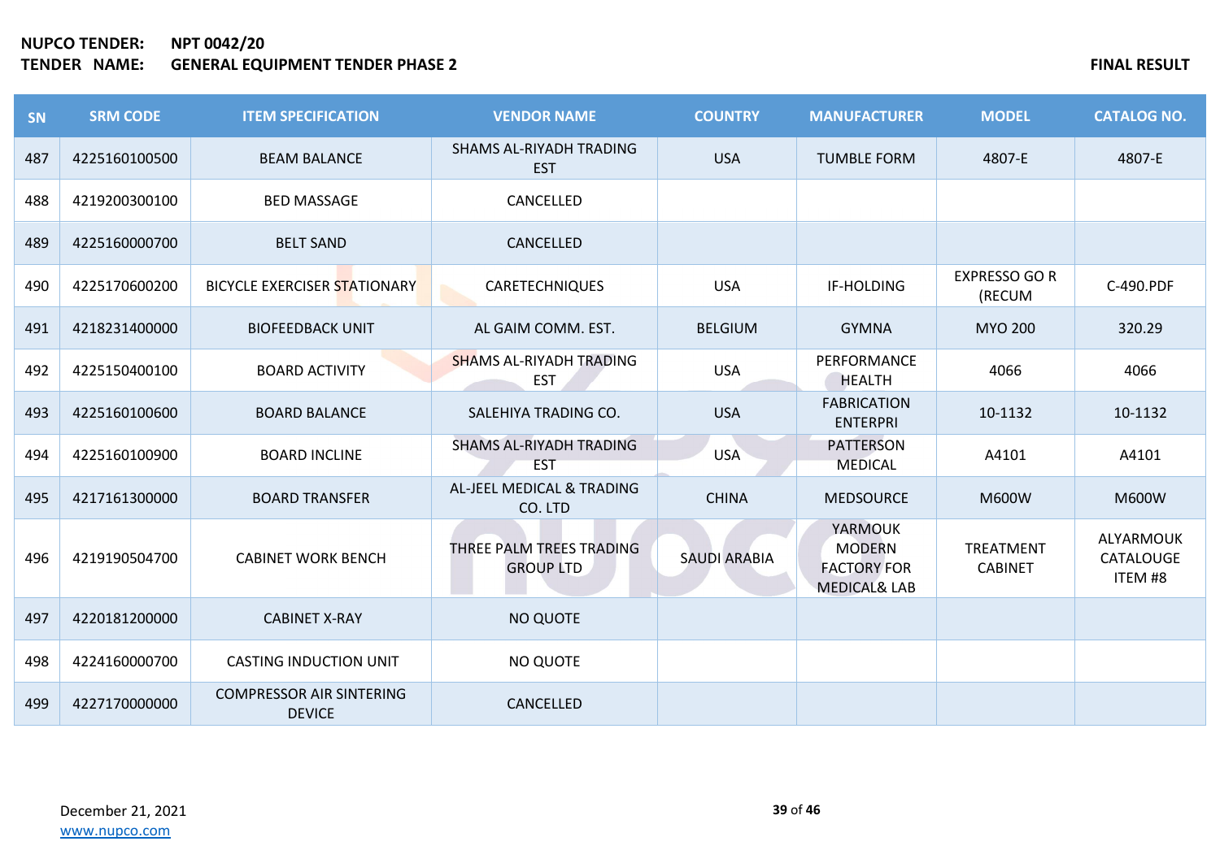**NUPCO TENDER:** **NPT 0042/20**
**TENDER NAME:** **GENERAL EQUIPMENT TENDER PHASE 2**

**FINAL RESULT**

| SN | SRM CODE | ITEM SPECIFICATION | VENDOR NAME | COUNTRY | MANUFACTURER | MODEL | CATALOG NO. |
|---|---|---|---|---|---|---|---|
| 487 | 4225160100500 | BEAM BALANCE | SHAMS AL-RIYADH TRADING EST | USA | TUMBLE FORM | 4807-E | 4807-E |
| 488 | 4219200300100 | BED MASSAGE | CANCELLED | | | | |
| 489 | 4225160000700 | BELT SAND | CANCELLED | | | | |
| 490 | 4225170600200 | BICYCLE EXERCISER STATIONARY | CARETECHNIQUES | USA | IF-HOLDING | EXPRESSO GO R (RECUM | C-490.PDF |
| 491 | 4218231400000 | BIOFEEDBACK UNIT | AL GAIM COMM. EST. | BELGIUM | GYMNA | MYO 200 | 320.29 |
| 492 | 4225150400100 | BOARD ACTIVITY | SHAMS AL-RIYADH TRADING EST | USA | PERFORMANCE HEALTH | 4066 | 4066 |
| 493 | 4225160100600 | BOARD BALANCE | SALEHIYA TRADING CO. | USA | FABRICATION ENTERPRI | 10-1132 | 10-1132 |
| 494 | 4225160100900 | BOARD INCLINE | SHAMS AL-RIYADH TRADING EST | USA | PATTERSON MEDICAL | A4101 | A4101 |
| 495 | 4217161300000 | BOARD TRANSFER | AL-JEEL MEDICAL & TRADING CO. LTD | CHINA | MEDSOURCE | M600W | M600W |
| 496 | 4219190504700 | CABINET WORK BENCH | THREE PALM TREES TRADING GROUP LTD | SAUDI ARABIA | YARMOUK MODERN FACTORY FOR MEDICAL& LAB | TREATMENT CABINET | ALYARMOUK CATALOUGE ITEM #8 |
| 497 | 4220181200000 | CABINET X-RAY | NO QUOTE | | | | |
| 498 | 4224160000700 | CASTING INDUCTION UNIT | NO QUOTE | | | | |
| 499 | 4227170000000 | COMPRESSOR AIR SINTERING DEVICE | CANCELLED | | | | |

December 21, 2021
www.nupco.com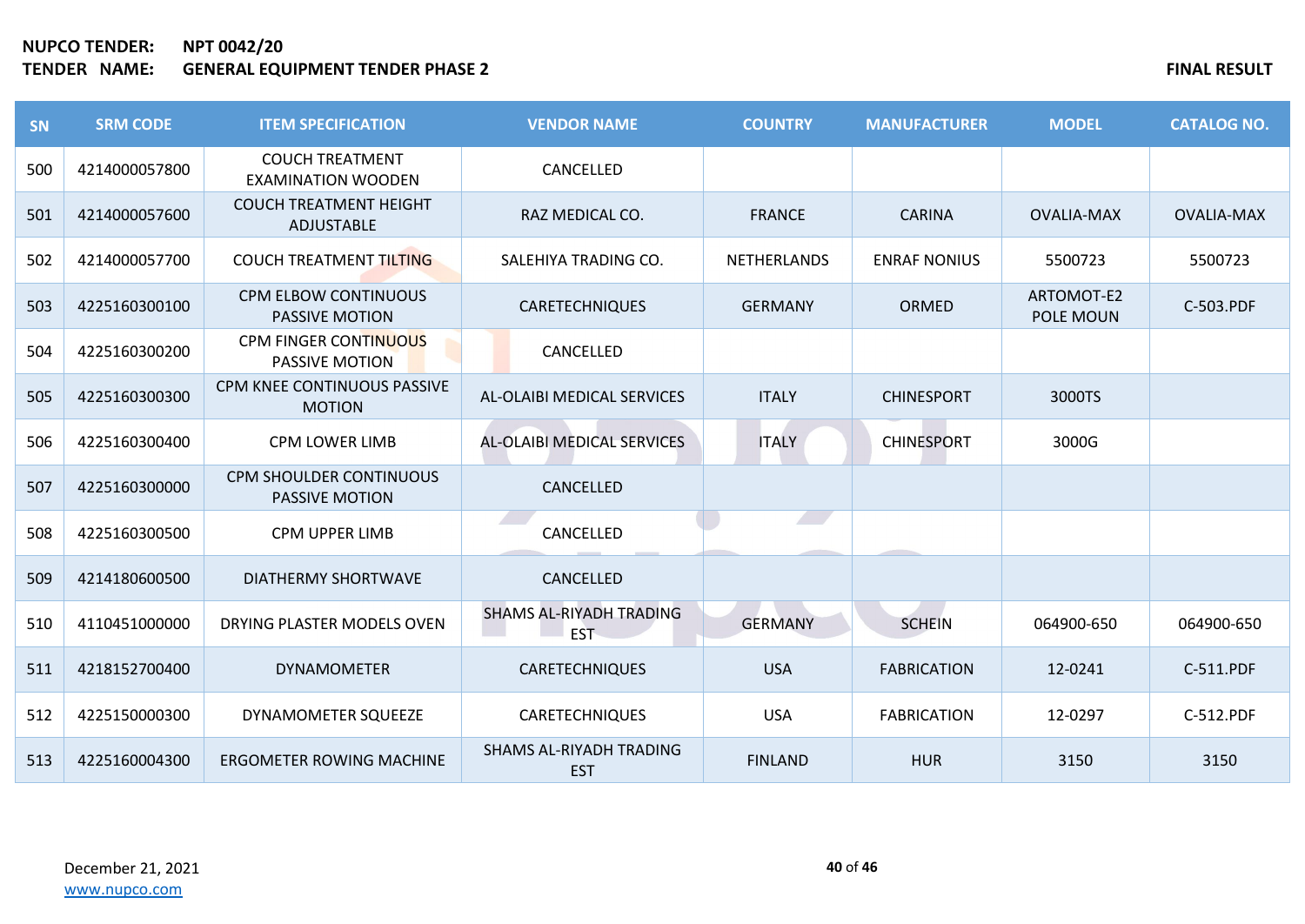**NUPCO TENDER:** **NPT 0042/20**
**TENDER NAME:** **GENERAL EQUIPMENT TENDER PHASE 2**

**FINAL RESULT**

| SN | SRM CODE | ITEM SPECIFICATION | VENDOR NAME | COUNTRY | MANUFACTURER | MODEL | CATALOG NO. |
|---|---|---|---|---|---|---|---|
| 500 | 4214000057800 | COUCH TREATMENT EXAMINATION WOODEN | CANCELLED | | | | |
| 501 | 4214000057600 | COUCH TREATMENT HEIGHT ADJUSTABLE | RAZ MEDICAL CO. | FRANCE | CARINA | OVALIA-MAX | OVALIA-MAX |
| 502 | 4214000057700 | COUCH TREATMENT TILTING | SALEHIYA TRADING CO. | NETHERLANDS | ENRAF NONIUS | 5500723 | 5500723 |
| 503 | 4225160300100 | CPM ELBOW CONTINUOUS PASSIVE MOTION | CARETECHNIQUES | GERMANY | ORMED | ARTOMOT-E2 POLE MOUN | C-503.PDF |
| 504 | 4225160300200 | CPM FINGER CONTINUOUS PASSIVE MOTION | CANCELLED | | | | |
| 505 | 4225160300300 | CPM KNEE CONTINUOUS PASSIVE MOTION | AL-OLAIBI MEDICAL SERVICES | ITALY | CHINESPORT | 3000TS | |
| 506 | 4225160300400 | CPM LOWER LIMB | AL-OLAIBI MEDICAL SERVICES | ITALY | CHINESPORT | 3000G | |
| 507 | 4225160300000 | CPM SHOULDER CONTINUOUS PASSIVE MOTION | CANCELLED | | | | |
| 508 | 4225160300500 | CPM UPPER LIMB | CANCELLED | | | | |
| 509 | 4214180600500 | DIATHERMY SHORTWAVE | CANCELLED | | | | |
| 510 | 4110451000000 | DRYING PLASTER MODELS OVEN | SHAMS AL-RIYADH TRADING EST | GERMANY | SCHEIN | 064900-650 | 064900-650 |
| 511 | 4218152700400 | DYNAMOMETER | CARETECHNIQUES | USA | FABRICATION | 12-0241 | C-511.PDF |
| 512 | 4225150000300 | DYNAMOMETER SQUEEZE | CARETECHNIQUES | USA | FABRICATION | 12-0297 | C-512.PDF |
| 513 | 4225160004300 | ERGOMETER ROWING MACHINE | SHAMS AL-RIYADH TRADING EST | FINLAND | HUR | 3150 | 3150 |

December 21, 2021
www.nupco.com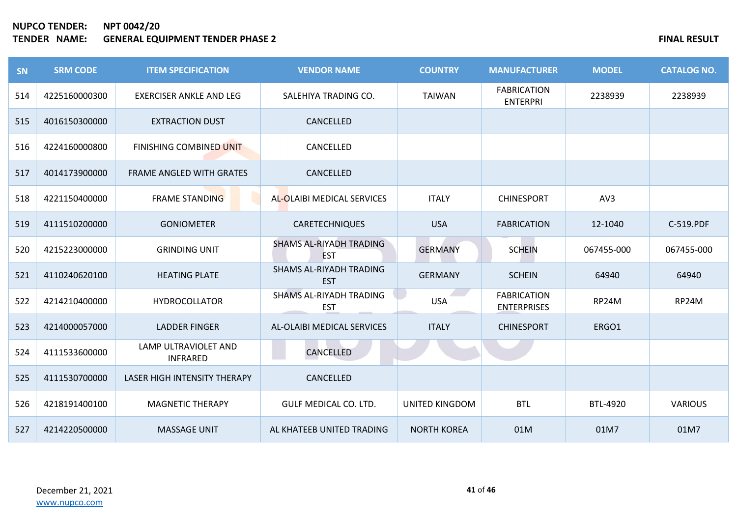**NUPCO TENDER:** **NPT 0042/20**
**TENDER NAME:** **GENERAL EQUIPMENT TENDER PHASE 2**

**FINAL RESULT**

| SN | SRM CODE | ITEM SPECIFICATION | VENDOR NAME | COUNTRY | MANUFACTURER | MODEL | CATALOG NO. |
|---|---|---|---|---|---|---|---|
| 514 | 4225160000300 | EXERCISER ANKLE AND LEG | SALEHIYA TRADING CO. | TAIWAN | FABRICATION ENTERPRI | 2238939 | 2238939 |
| 515 | 4016150300000 | EXTRACTION DUST | CANCELLED | | | | |
| 516 | 4224160000800 | FINISHING COMBINED UNIT | CANCELLED | | | | |
| 517 | 4014173900000 | FRAME ANGLED WITH GRATES | CANCELLED | | | | |
| 518 | 4221150400000 | FRAME STANDING | AL-OLAIBI MEDICAL SERVICES | ITALY | CHINESPORT | AV3 | |
| 519 | 4111510200000 | GONIOMETER | CARETECHNIQUES | USA | FABRICATION | 12-1040 | C-519.PDF |
| 520 | 4215223000000 | GRINDING UNIT | SHAMS AL-RIYADH TRADING EST | GERMANY | SCHEIN | 067455-000 | 067455-000 |
| 521 | 4110240620100 | HEATING PLATE | SHAMS AL-RIYADH TRADING EST | GERMANY | SCHEIN | 64940 | 64940 |
| 522 | 4214210400000 | HYDROCOLLATOR | SHAMS AL-RIYADH TRADING EST | USA | FABRICATION ENTERPRISES | RP24M | RP24M |
| 523 | 4214000057000 | LADDER FINGER | AL-OLAIBI MEDICAL SERVICES | ITALY | CHINESPORT | ERGO1 | |
| 524 | 4111533600000 | LAMP ULTRAVIOLET AND INFRARED | CANCELLED | | | | |
| 525 | 4111530700000 | LASER HIGH INTENSITY THERAPY | CANCELLED | | | | |
| 526 | 4218191400100 | MAGNETIC THERAPY | GULF MEDICAL CO. LTD. | UNITED KINGDOM | BTL | BTL-4920 | VARIOUS |
| 527 | 4214220500000 | MASSAGE UNIT | AL KHATEEB UNITED TRADING | NORTH KOREA | 01M | 01M7 | 01M7 |

December 21, 2021
www.nupco.com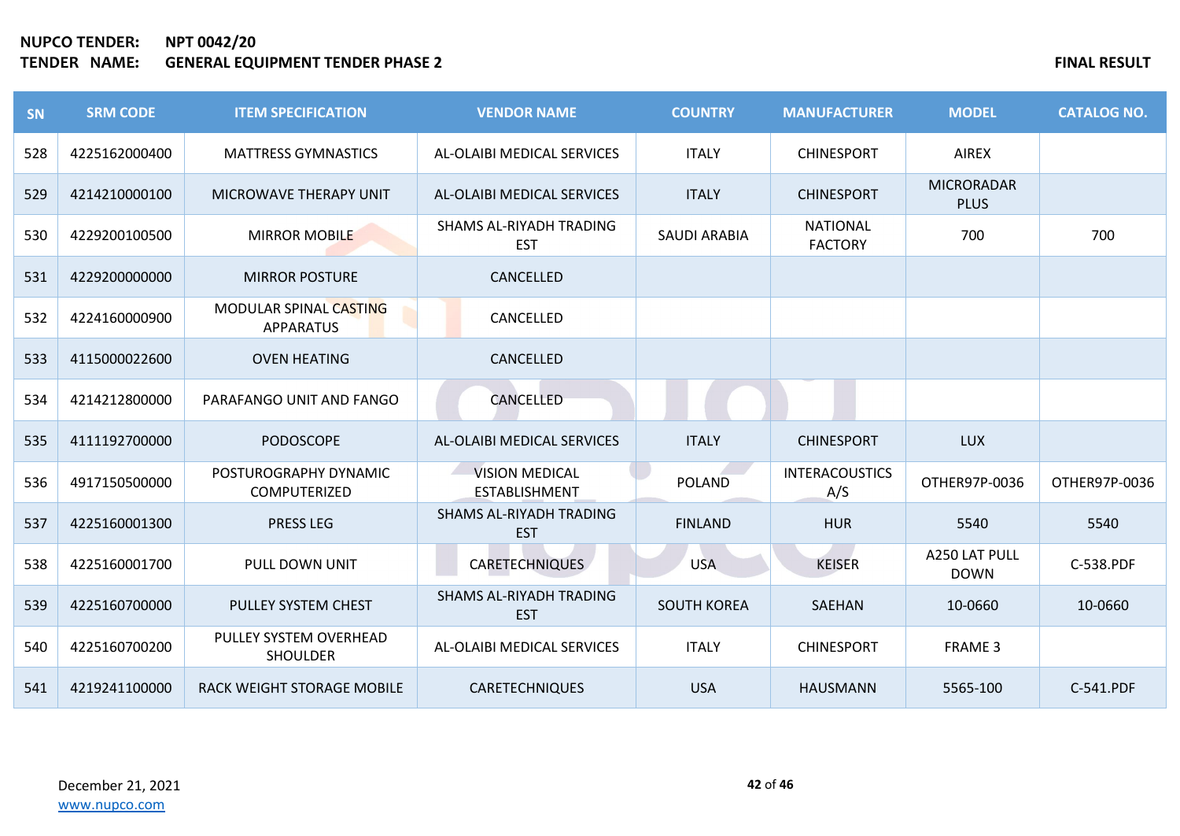**NUPCO TENDER:** **NPT 0042/20**
**TENDER NAME:** **GENERAL EQUIPMENT TENDER PHASE 2**

**FINAL RESULT**

| SN | SRM CODE | ITEM SPECIFICATION | VENDOR NAME | COUNTRY | MANUFACTURER | MODEL | CATALOG NO. |
|---|---|---|---|---|---|---|---|
| 528 | 4225162000400 | MATTRESS GYMNASTICS | AL-OLAIBI MEDICAL SERVICES | ITALY | CHINESPORT | AIREX | |
| 529 | 4214210000100 | MICROWAVE THERAPY UNIT | AL-OLAIBI MEDICAL SERVICES | ITALY | CHINESPORT | MICRORADAR PLUS | |
| 530 | 4229200100500 | MIRROR MOBILE | SHAMS AL-RIYADH TRADING EST | SAUDI ARABIA | NATIONAL FACTORY | 700 | 700 |
| 531 | 4229200000000 | MIRROR POSTURE | CANCELLED | | | | |
| 532 | 4224160000900 | MODULAR SPINAL CASTING APPARATUS | CANCELLED | | | | |
| 533 | 4115000022600 | OVEN HEATING | CANCELLED | | | | |
| 534 | 4214212800000 | PARAFANGO UNIT AND FANGO | CANCELLED | | | | |
| 535 | 4111192700000 | PODOSCOPE | AL-OLAIBI MEDICAL SERVICES | ITALY | CHINESPORT | LUX | |
| 536 | 4917150500000 | POSTUROGRAPHY DYNAMIC COMPUTERIZED | VISION MEDICAL ESTABLISHMENT | POLAND | INTERACOUSTICS A/S | OTHER97P-0036 | OTHER97P-0036 |
| 537 | 4225160001300 | PRESS LEG | SHAMS AL-RIYADH TRADING EST | FINLAND | HUR | 5540 | 5540 |
| 538 | 4225160001700 | PULL DOWN UNIT | CARETECHNIQUES | USA | KEISER | A250 LAT PULL DOWN | C-538.PDF |
| 539 | 4225160700000 | PULLEY SYSTEM CHEST | SHAMS AL-RIYADH TRADING EST | SOUTH KOREA | SAEHAN | 10-0660 | 10-0660 |
| 540 | 4225160700200 | PULLEY SYSTEM OVERHEAD SHOULDER | AL-OLAIBI MEDICAL SERVICES | ITALY | CHINESPORT | FRAME 3 | |
| 541 | 4219241100000 | RACK WEIGHT STORAGE MOBILE | CARETECHNIQUES | USA | HAUSMANN | 5565-100 | C-541.PDF |

December 21, 2021
www.nupco.com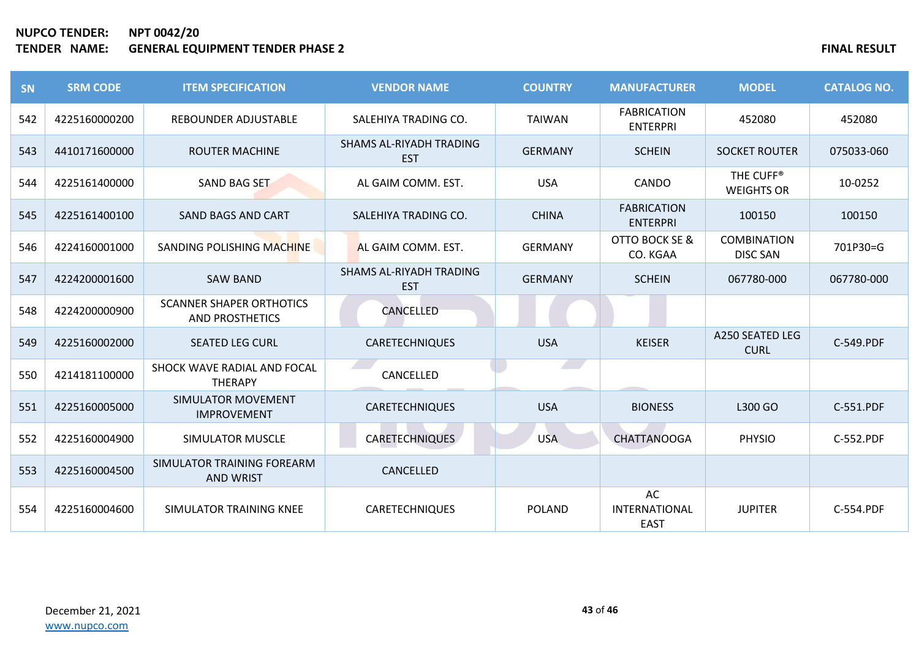**NUPCO TENDER:** **NPT 0042/20**

**TENDER NAME:** **GENERAL EQUIPMENT TENDER PHASE 2**

**FINAL RESULT**

| SN | SRM CODE | ITEM SPECIFICATION | VENDOR NAME | COUNTRY | MANUFACTURER | MODEL | CATALOG NO. |
|---|---|---|---|---|---|---|---|
| 542 | 4225160000200 | REBOUNDER ADJUSTABLE | SALEHIYA TRADING CO. | TAIWAN | FABRICATION ENTERPRI | 452080 | 452080 |
| 543 | 4410171600000 | ROUTER MACHINE | SHAMS AL-RIYADH TRADING EST | GERMANY | SCHEIN | SOCKET ROUTER | 075033-060 |
| 544 | 4225161400000 | SAND BAG SET | AL GAIM COMM. EST. | USA | CANDO | THE CUFF® WEIGHTS OR | 10-0252 |
| 545 | 4225161400100 | SAND BAGS AND CART | SALEHIYA TRADING CO. | CHINA | FABRICATION ENTERPRI | 100150 | 100150 |
| 546 | 4224160001000 | SANDING POLISHING MACHINE | AL GAIM COMM. EST. | GERMANY | OTTO BOCK SE & CO. KGAA | COMBINATION DISC SAN | 701P30=G |
| 547 | 4224200001600 | SAW BAND | SHAMS AL-RIYADH TRADING EST | GERMANY | SCHEIN | 067780-000 | 067780-000 |
| 548 | 4224200000900 | SCANNER SHAPER ORTHOTICS AND PROSTHETICS | CANCELLED | | | | |
| 549 | 4225160002000 | SEATED LEG CURL | CARETECHNIQUES | USA | KEISER | A250 SEATED LEG CURL | C-549.PDF |
| 550 | 4214181100000 | SHOCK WAVE RADIAL AND FOCAL THERAPY | CANCELLED | | | | |
| 551 | 4225160005000 | SIMULATOR MOVEMENT IMPROVEMENT | CARETECHNIQUES | USA | BIONESS | L300 GO | C-551.PDF |
| 552 | 4225160004900 | SIMULATOR MUSCLE | CARETECHNIQUES | USA | CHATTANOOGA | PHYSIO | C-552.PDF |
| 553 | 4225160004500 | SIMULATOR TRAINING FOREARM AND WRIST | CANCELLED | | | | |
| 554 | 4225160004600 | SIMULATOR TRAINING KNEE | CARETECHNIQUES | POLAND | AC INTERNATIONAL EAST | JUPITER | C-554.PDF |

December 21, 2021

www.nupco.com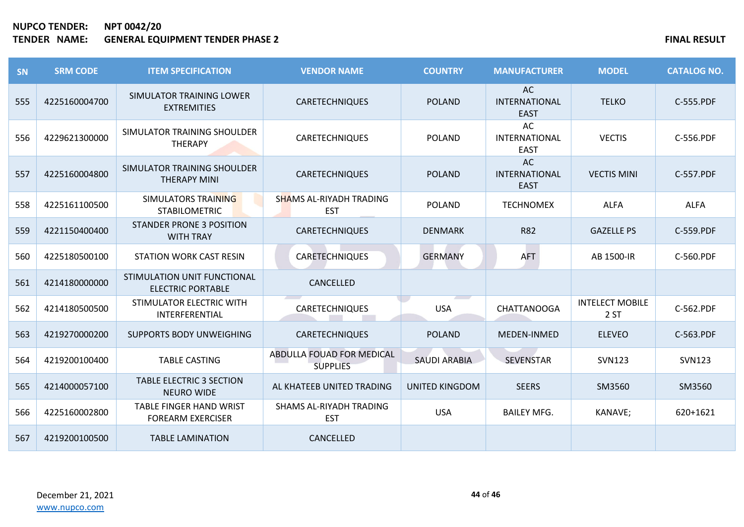**NUPCO TENDER:** **NPT 0042/20**

**TENDER NAME:** **GENERAL EQUIPMENT TENDER PHASE 2**

**FINAL RESULT**

| SN | SRM CODE | ITEM SPECIFICATION | VENDOR NAME | COUNTRY | MANUFACTURER | MODEL | CATALOG NO. |
|---|---|---|---|---|---|---|---|
| 555 | 4225160004700 | SIMULATOR TRAINING LOWER EXTREMITIES | CARETECHNIQUES | POLAND | AC INTERNATIONAL EAST | TELKO | C-555.PDF |
| 556 | 4229621300000 | SIMULATOR TRAINING SHOULDER THERAPY | CARETECHNIQUES | POLAND | AC INTERNATIONAL EAST | VECTIS | C-556.PDF |
| 557 | 4225160004800 | SIMULATOR TRAINING SHOULDER THERAPY MINI | CARETECHNIQUES | POLAND | AC INTERNATIONAL EAST | VECTIS MINI | C-557.PDF |
| 558 | 4225161100500 | SIMULATORS TRAINING STABILOMETRIC | SHAMS AL-RIYADH TRADING EST | POLAND | TECHNOMEX | ALFA | ALFA |
| 559 | 4221150400400 | STANDER PRONE 3 POSITION WITH TRAY | CARETECHNIQUES | DENMARK | R82 | GAZELLE PS | C-559.PDF |
| 560 | 4225180500100 | STATION WORK CAST RESIN | CARETECHNIQUES | GERMANY | AFT | AB 1500-IR | C-560.PDF |
| 561 | 4214180000000 | STIMULATION UNIT FUNCTIONAL ELECTRIC PORTABLE | CANCELLED | | | | |
| 562 | 4214180500500 | STIMULATOR ELECTRIC WITH INTERFERENTIAL | CARETECHNIQUES | USA | CHATTANOOGA | INTELECT MOBILE 2 ST | C-562.PDF |
| 563 | 4219270000200 | SUPPORTS BODY UNWEIGHING | CARETECHNIQUES | POLAND | MEDEN-INMED | ELEVEO | C-563.PDF |
| 564 | 4219200100400 | TABLE CASTING | ABDULLA FOUAD FOR MEDICAL SUPPLIES | SAUDI ARABIA | SEVENSTAR | SVN123 | SVN123 |
| 565 | 4214000057100 | TABLE ELECTRIC 3 SECTION NEURO WIDE | AL KHATEEB UNITED TRADING | UNITED KINGDOM | SEERS | SM3560 | SM3560 |
| 566 | 4225160002800 | TABLE FINGER HAND WRIST FOREARM EXERCISER | SHAMS AL-RIYADH TRADING EST | USA | BAILEY MFG. | KANAVE; | 620+1621 |
| 567 | 4219200100500 | TABLE LAMINATION | CANCELLED | | | | |

December 21, 2021

www.nupco.com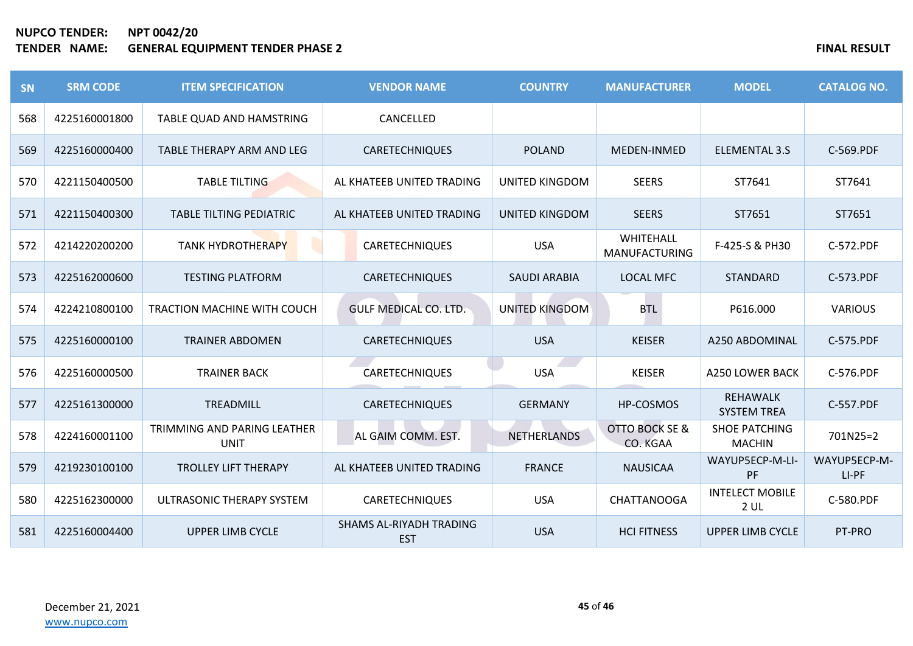**NUPCO TENDER:** NPT 0042/20
**TENDER NAME:** GENERAL EQUIPMENT TENDER PHASE 2

**FINAL RESULT**

| SN | SRM CODE | ITEM SPECIFICATION | VENDOR NAME | COUNTRY | MANUFACTURER | MODEL | CATALOG NO. |
|---|---|---|---|---|---|---|---|
| 568 | 4225160001800 | TABLE QUAD AND HAMSTRING | CANCELLED | | | | |
| 569 | 4225160000400 | TABLE THERAPY ARM AND LEG | CARETECHNIQUES | POLAND | MEDEN-INMED | ELEMENTAL 3.S | C-569.PDF |
| 570 | 4221150400500 | TABLE TILTING | AL KHATEEB UNITED TRADING | UNITED KINGDOM | SEERS | ST7641 | ST7641 |
| 571 | 4221150400300 | TABLE TILTING PEDIATRIC | AL KHATEEB UNITED TRADING | UNITED KINGDOM | SEERS | ST7651 | ST7651 |
| 572 | 4214220200200 | TANK HYDROTHERAPY | CARETECHNIQUES | USA | WHITEHALL MANUFACTURING | F-425-S & PH30 | C-572.PDF |
| 573 | 4225162000600 | TESTING PLATFORM | CARETECHNIQUES | SAUDI ARABIA | LOCAL MFC | STANDARD | C-573.PDF |
| 574 | 4224210800100 | TRACTION MACHINE WITH COUCH | GULF MEDICAL CO. LTD. | UNITED KINGDOM | BTL | P616.000 | VARIOUS |
| 575 | 4225160000100 | TRAINER ABDOMEN | CARETECHNIQUES | USA | KEISER | A250 ABDOMINAL | C-575.PDF |
| 576 | 4225160000500 | TRAINER BACK | CARETECHNIQUES | USA | KEISER | A250 LOWER BACK | C-576.PDF |
| 577 | 4225161300000 | TREADMILL | CARETECHNIQUES | GERMANY | HP-COSMOS | REHAWALK SYSTEM TREA | C-557.PDF |
| 578 | 4224160001100 | TRIMMING AND PARING LEATHER UNIT | AL GAIM COMM. EST. | NETHERLANDS | OTTO BOCK SE & CO. KGAA | SHOE PATCHING MACHIN | 701N25=2 |
| 579 | 4219230100100 | TROLLEY LIFT THERAPY | AL KHATEEB UNITED TRADING | FRANCE | NAUSICAA | WAYUP5ECP-M-LI-PF | WAYUP5ECP-M-LI-PF |
| 580 | 4225162300000 | ULTRASONIC THERAPY SYSTEM | CARETECHNIQUES | USA | CHATTANOOGA | INTELECT MOBILE 2 UL | C-580.PDF |
| 581 | 4225160004400 | UPPER LIMB CYCLE | SHAMS AL-RIYADH TRADING EST | USA | HCI FITNESS | UPPER LIMB CYCLE | PT-PRO |

December 21, 2021
www.nupco.com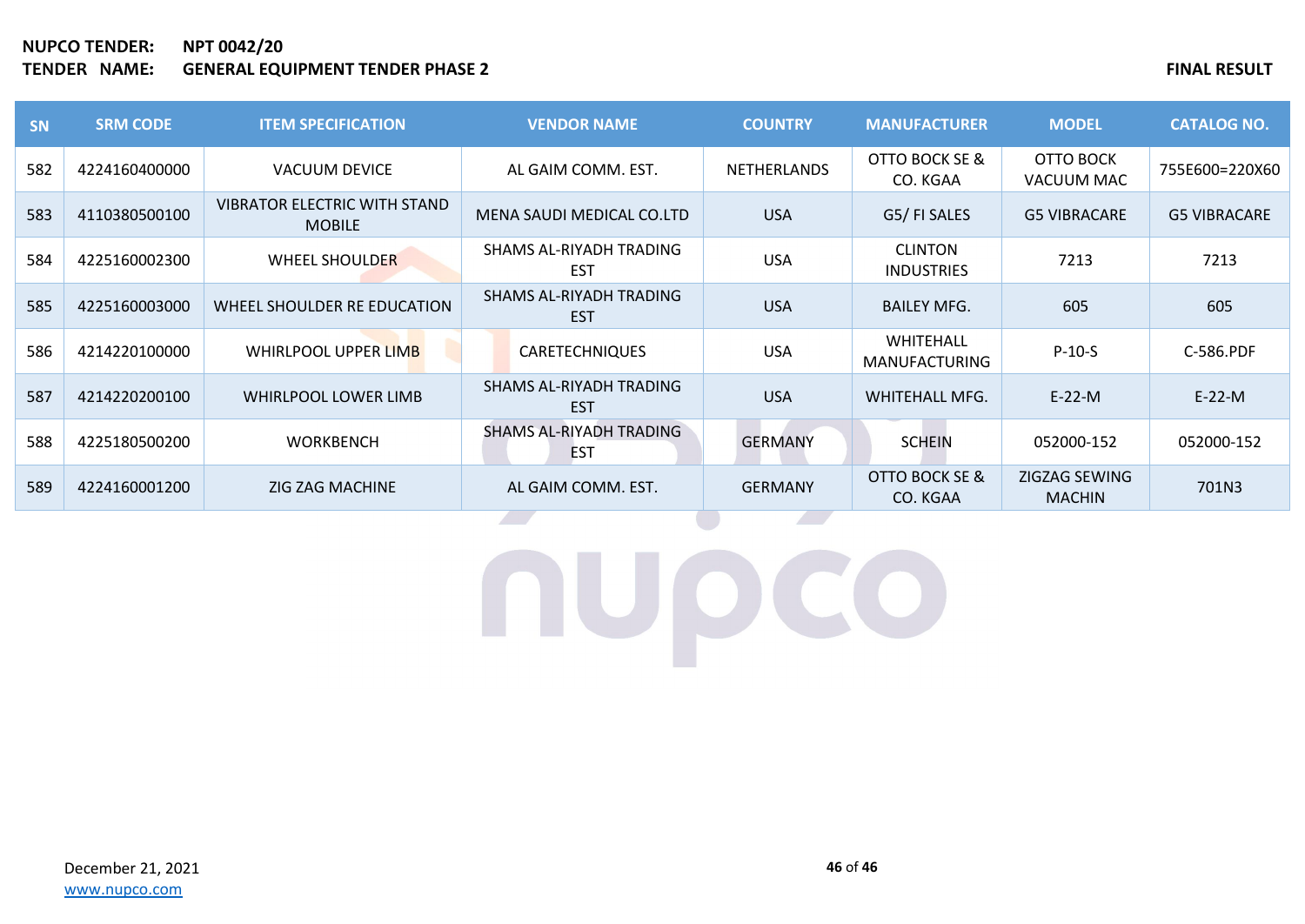**NUPCO TENDER:** **NPT 0042/20**
**TENDER NAME:** **GENERAL EQUIPMENT TENDER PHASE 2** **FINAL RESULT**

| SN | SRM CODE | ITEM SPECIFICATION | VENDOR NAME | COUNTRY | MANUFACTURER | MODEL | CATALOG NO. |
|---|---|---|---|---|---|---|---|
| 582 | 4224160400000 | VACUUM DEVICE | AL GAIM COMM. EST. | NETHERLANDS | OTTO BOCK SE & CO. KGAA | OTTO BOCK VACUUM MAC | 755E600=220X60 |
| 583 | 4110380500100 | VIBRATOR ELECTRIC WITH STAND MOBILE | MENA SAUDI MEDICAL CO.LTD | USA | G5/ FI SALES | G5 VIBRACARE | G5 VIBRACARE |
| 584 | 4225160002300 | WHEEL SHOULDER | SHAMS AL-RIYADH TRADING EST | USA | CLINTON INDUSTRIES | 7213 | 7213 |
| 585 | 4225160003000 | WHEEL SHOULDER RE EDUCATION | SHAMS AL-RIYADH TRADING EST | USA | BAILEY MFG. | 605 | 605 |
| 586 | 4214220100000 | WHIRLPOOL UPPER LIMB | CARETECHNIQUES | USA | WHITEHALL MANUFACTURING | P-10-S | C-586.PDF |
| 587 | 4214220200100 | WHIRLPOOL LOWER LIMB | SHAMS AL-RIYADH TRADING EST | USA | WHITEHALL MFG. | E-22-M | E-22-M |
| 588 | 4225180500200 | WORKBENCH | SHAMS AL-RIYADH TRADING EST | GERMANY | SCHEIN | 052000-152 | 052000-152 |
| 589 | 4224160001200 | ZIG ZAG MACHINE | AL GAIM COMM. EST. | GERMANY | OTTO BOCK SE & CO. KGAA | ZIGZAG SEWING MACHIN | 701N3 |

December 21, 2021
www.nupco.com